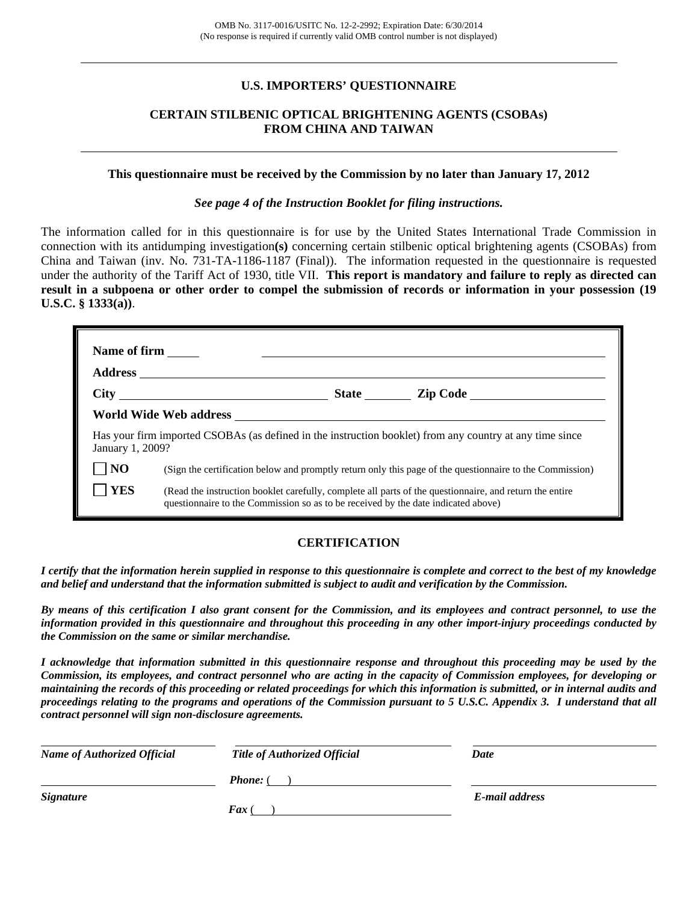OMB No. 3117-0016/USITC No. 12-2-2992; Expiration Date: 6/30/2014
(No response is required if currently valid OMB control number is not displayed)

# U.S. IMPORTERS' QUESTIONNAIRE

## CERTAIN STILBENIC OPTICAL BRIGHTENING AGENTS (CSOBAs) FROM CHINA AND TAIWAN

**This questionnaire must be received by the Commission by no later than January 17, 2012**

***See page 4 of the Instruction Booklet for filing instructions.***

The information called for in this questionnaire is for use by the United States International Trade Commission in connection with its antidumping investigation**(s)** concerning certain stilbenic optical brightening agents (CSOBAs) from China and Taiwan (inv. No. 731-TA-1186-1187 (Final)). The information requested in the questionnaire is requested under the authority of the Tariff Act of 1930, title VII. **This report is mandatory and failure to reply as directed can result in a subpoena or other order to compel the submission of records or information in your possession (19 U.S.C. § 1333(a))**.

**Name of firm** ______________________________

**Address** ______________________________

**City** ____________________ **State** ________ **Zip Code** ____________________

**World Wide Web address** ______________________________

Has your firm imported CSOBAs (as defined in the instruction booklet) from any country at any time since January 1, 2009?

☐ **NO** (Sign the certification below and promptly return only this page of the questionnaire to the Commission)

☐ **YES** (Read the instruction booklet carefully, complete all parts of the questionnaire, and return the entire questionnaire to the Commission so as to be received by the date indicated above)

## CERTIFICATION

***I certify that the information herein supplied in response to this questionnaire is complete and correct to the best of my knowledge and belief and understand that the information submitted is subject to audit and verification by the Commission.***

***By means of this certification I also grant consent for the Commission, and its employees and contract personnel, to use the information provided in this questionnaire and throughout this proceeding in any other import-injury proceedings conducted by the Commission on the same or similar merchandise.***

***I acknowledge that information submitted in this questionnaire response and throughout this proceeding may be used by the Commission, its employees, and contract personnel who are acting in the capacity of Commission employees, for developing or maintaining the records of this proceeding or related proceedings for which this information is submitted, or in internal audits and proceedings relating to the programs and operations of the Commission pursuant to 5 U.S.C. Appendix 3. I understand that all contract personnel will sign non-disclosure agreements.***

| ______________________ | ______________________ | ______________________ |
|---|---|---|
| ***Name of Authorized Official*** | ***Title of Authorized Official*** | ***Date*** |
| | ***Phone:*** (   ) ______________________ | |
| ______________________ | | ______________________ |
| ***Signature*** | ***Fax*** (   ) ______________________ | ***E-mail address*** |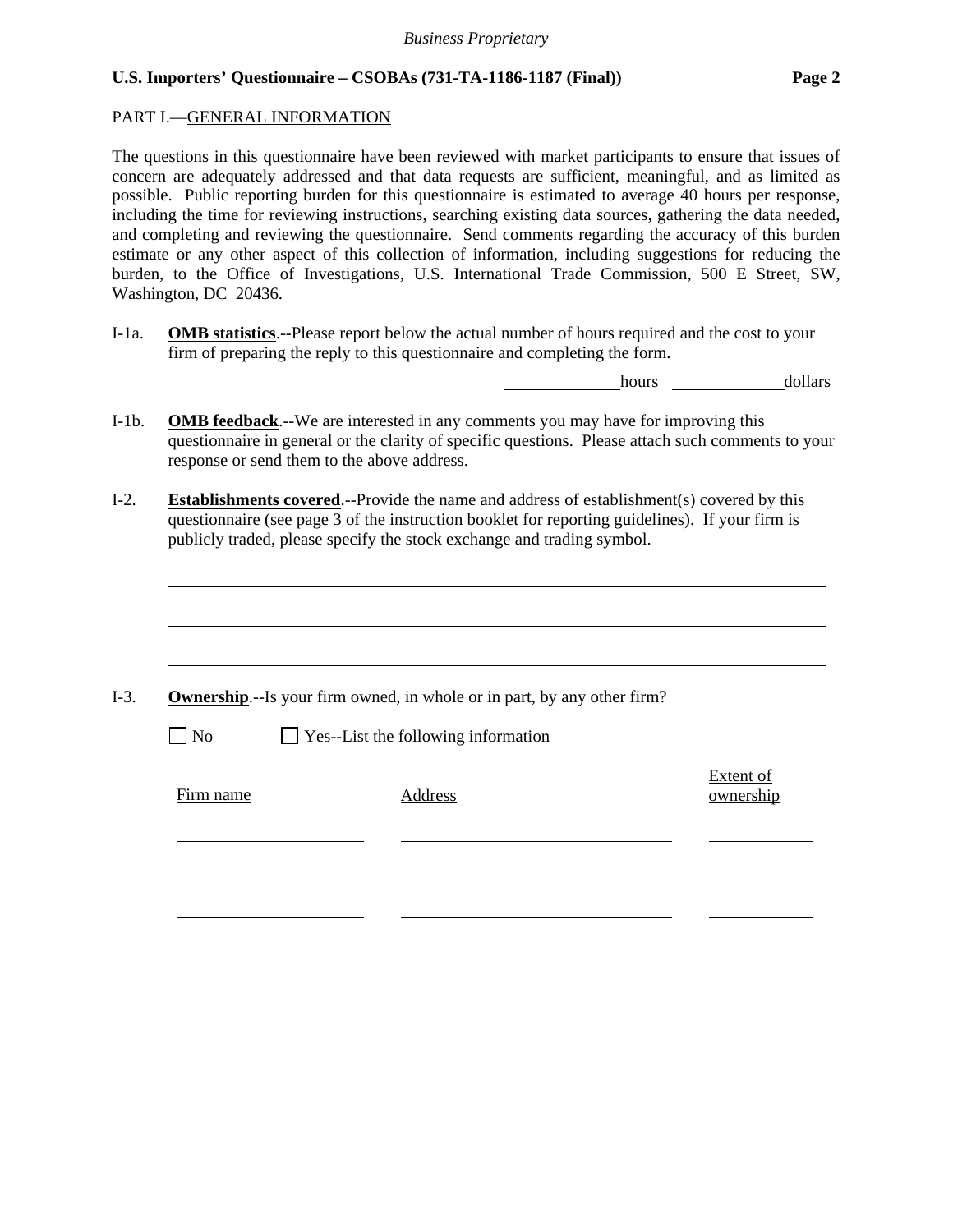PART I.—GENERAL INFORMATION

The questions in this questionnaire have been reviewed with market participants to ensure that issues of concern are adequately addressed and that data requests are sufficient, meaningful, and as limited as possible. Public reporting burden for this questionnaire is estimated to average 40 hours per response, including the time for reviewing instructions, searching existing data sources, gathering the data needed, and completing and reviewing the questionnaire. Send comments regarding the accuracy of this burden estimate or any other aspect of this collection of information, including suggestions for reducing the burden, to the Office of Investigations, U.S. International Trade Commission, 500 E Street, SW, Washington, DC 20436.

I-1a. **OMB statistics**.--Please report below the actual number of hours required and the cost to your firm of preparing the reply to this questionnaire and completing the form.

______________ hours ______________ dollars

I-1b. **OMB feedback**.--We are interested in any comments you may have for improving this questionnaire in general or the clarity of specific questions. Please attach such comments to your response or send them to the above address.

I-2. **Establishments covered**.--Provide the name and address of establishment(s) covered by this questionnaire (see page 3 of the instruction booklet for reporting guidelines). If your firm is publicly traded, please specify the stock exchange and trading symbol.

________________________________________________________________________

________________________________________________________________________

________________________________________________________________________

I-3. **Ownership**.--Is your firm owned, in whole or in part, by any other firm?

☐ No ☐ Yes--List the following information

| Firm name | Address | Extent of ownership |
|---|---|---|
| | | |
| | | |
| | | |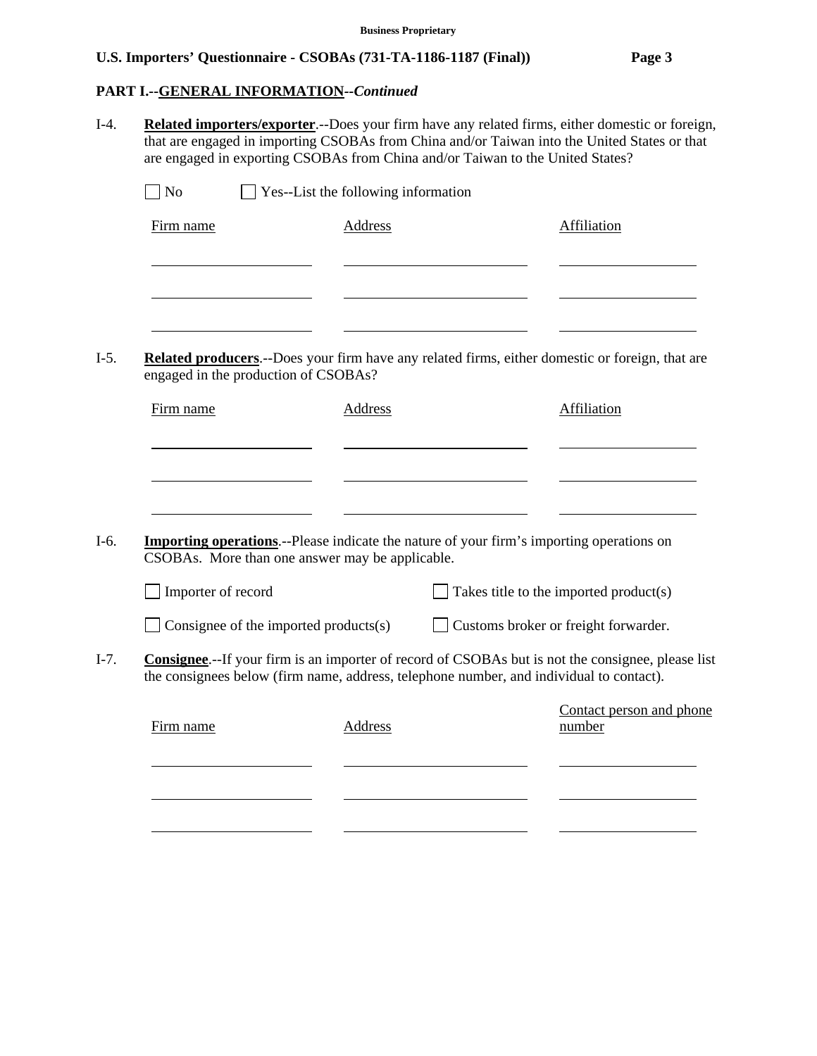**Business Proprietary**

**U.S. Importers' Questionnaire - CSOBAs (731-TA-1186-1187 (Final))**

**PART I.--GENERAL INFORMATION--*Continued***

I-4. **Related importers/exporter**.--Does your firm have any related firms, either domestic or foreign, that are engaged in importing CSOBAs from China and/or Taiwan into the United States or that are engaged in exporting CSOBAs from China and/or Taiwan to the United States?

☐ No ☐ Yes--List the following information

| Firm name | Address | Affiliation |
|---|---|---|
| | | |
| | | |
| | | |

I-5. **Related producers**.--Does your firm have any related firms, either domestic or foreign, that are engaged in the production of CSOBAs?

| Firm name | Address | Affiliation |
|---|---|---|
| | | |
| | | |
| | | |

I-6. **Importing operations**.--Please indicate the nature of your firm's importing operations on CSOBAs. More than one answer may be applicable.

☐ Importer of record ☐ Takes title to the imported product(s)

☐ Consignee of the imported products(s) ☐ Customs broker or freight forwarder.

I-7. **Consignee**.--If your firm is an importer of record of CSOBAs but is not the consignee, please list the consignees below (firm name, address, telephone number, and individual to contact).

| Firm name | Address | Contact person and phone number |
|---|---|---|
| | | |
| | | |
| | | |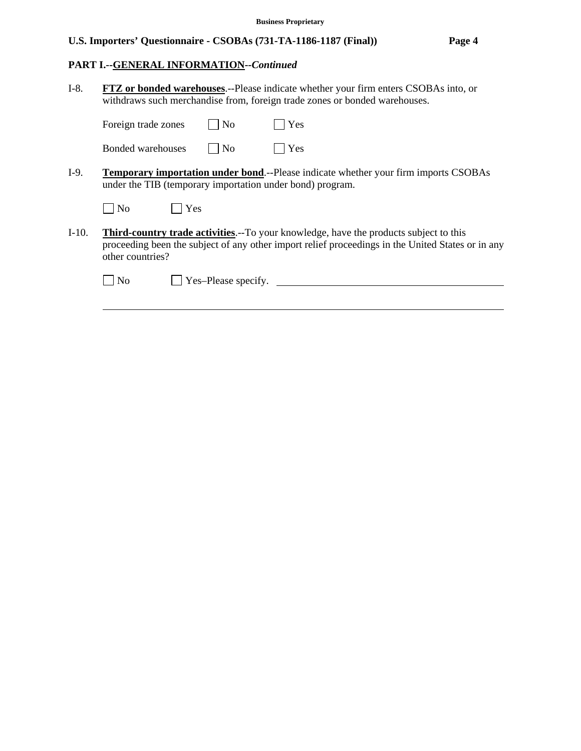**PART I.--GENERAL INFORMATION--*Continued***

I-8. **FTZ or bonded warehouses**.--Please indicate whether your firm enters CSOBAs into, or withdraws such merchandise from, foreign trade zones or bonded warehouses.

Foreign trade zones ☐ No ☐ Yes

Bonded warehouses ☐ No ☐ Yes

I-9. **Temporary importation under bond**.--Please indicate whether your firm imports CSOBAs under the TIB (temporary importation under bond) program.

☐ No ☐ Yes

I-10. **Third-country trade activities**.--To your knowledge, have the products subject to this proceeding been the subject of any other import relief proceedings in the United States or in any other countries?

☐ No ☐ Yes–Please specify. ______________________________________________

______________________________________________________________________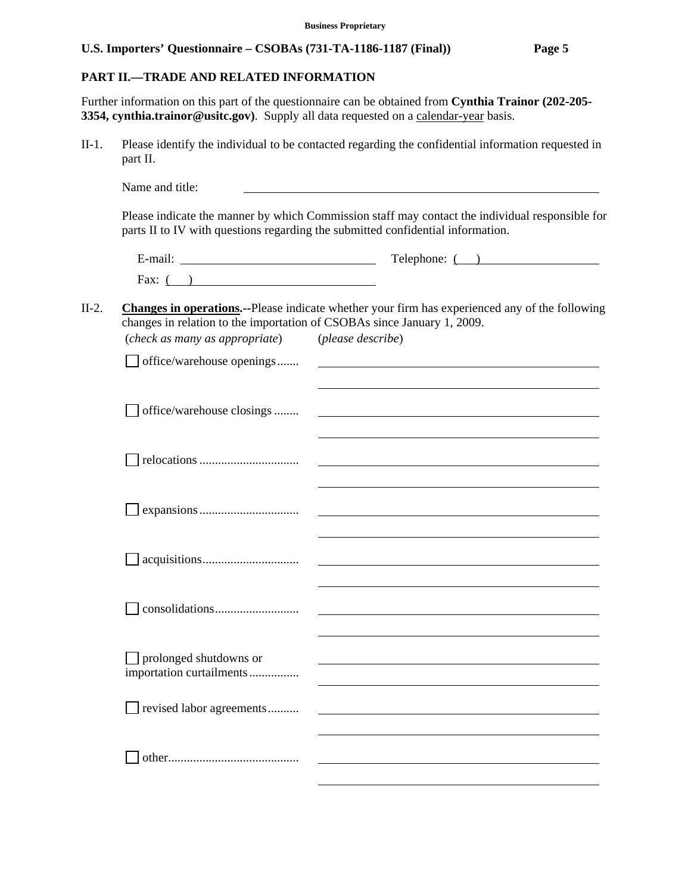## PART II.—TRADE AND RELATED INFORMATION

Further information on this part of the questionnaire can be obtained from **Cynthia Trainor (202-205-3354, cynthia.trainor@usitc.gov)**. Supply all data requested on a calendar-year basis.

II-1. Please identify the individual to be contacted regarding the confidential information requested in part II.

Name and title: ______________________________

Please indicate the manner by which Commission staff may contact the individual responsible for parts II to IV with questions regarding the submitted confidential information.

E-mail: ______________________ Telephone: (   ) ______________

Fax: (   ) ______________________

II-2. **Changes in operations.**--Please indicate whether your firm has experienced any of the following changes in relation to the importation of CSOBAs since January 1, 2009.

(*check as many as appropriate*) (*please describe*)

- ☐ office/warehouse openings....... ______________________________
- ☐ office/warehouse closings ........ ______________________________
- ☐ relocations ................................ ______________________________
- ☐ expansions................................ ______________________________
- ☐ acquisitions............................... ______________________________
- ☐ consolidations........................... ______________________________
- ☐ prolonged shutdowns or importation curtailments................ ______________________________
- ☐ revised labor agreements.......... ______________________________
- ☐ other.......................................... ______________________________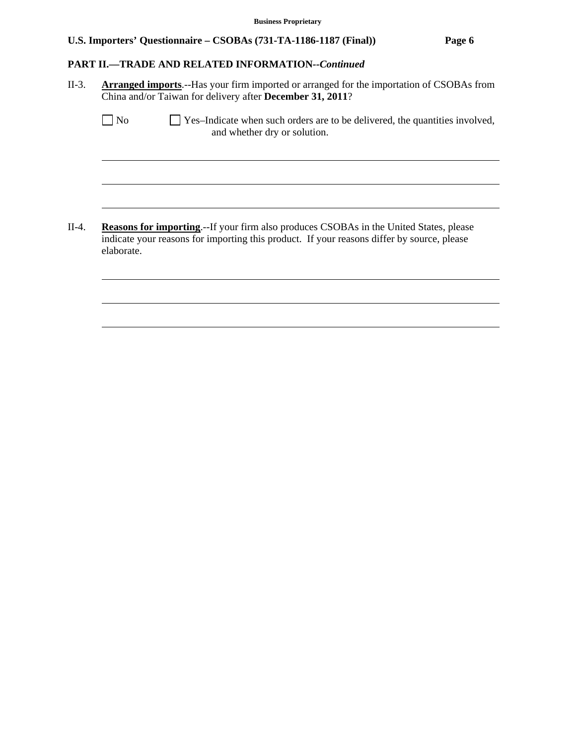## PART II.—TRADE AND RELATED INFORMATION--*Continued*

II-3. **Arranged imports**.--Has your firm imported or arranged for the importation of CSOBAs from China and/or Taiwan for delivery after **December 31, 2011**?

☐ No ☐ Yes–Indicate when such orders are to be delivered, the quantities involved, and whether dry or solution.

II-4. **Reasons for importing**.--If your firm also produces CSOBAs in the United States, please indicate your reasons for importing this product. If your reasons differ by source, please elaborate.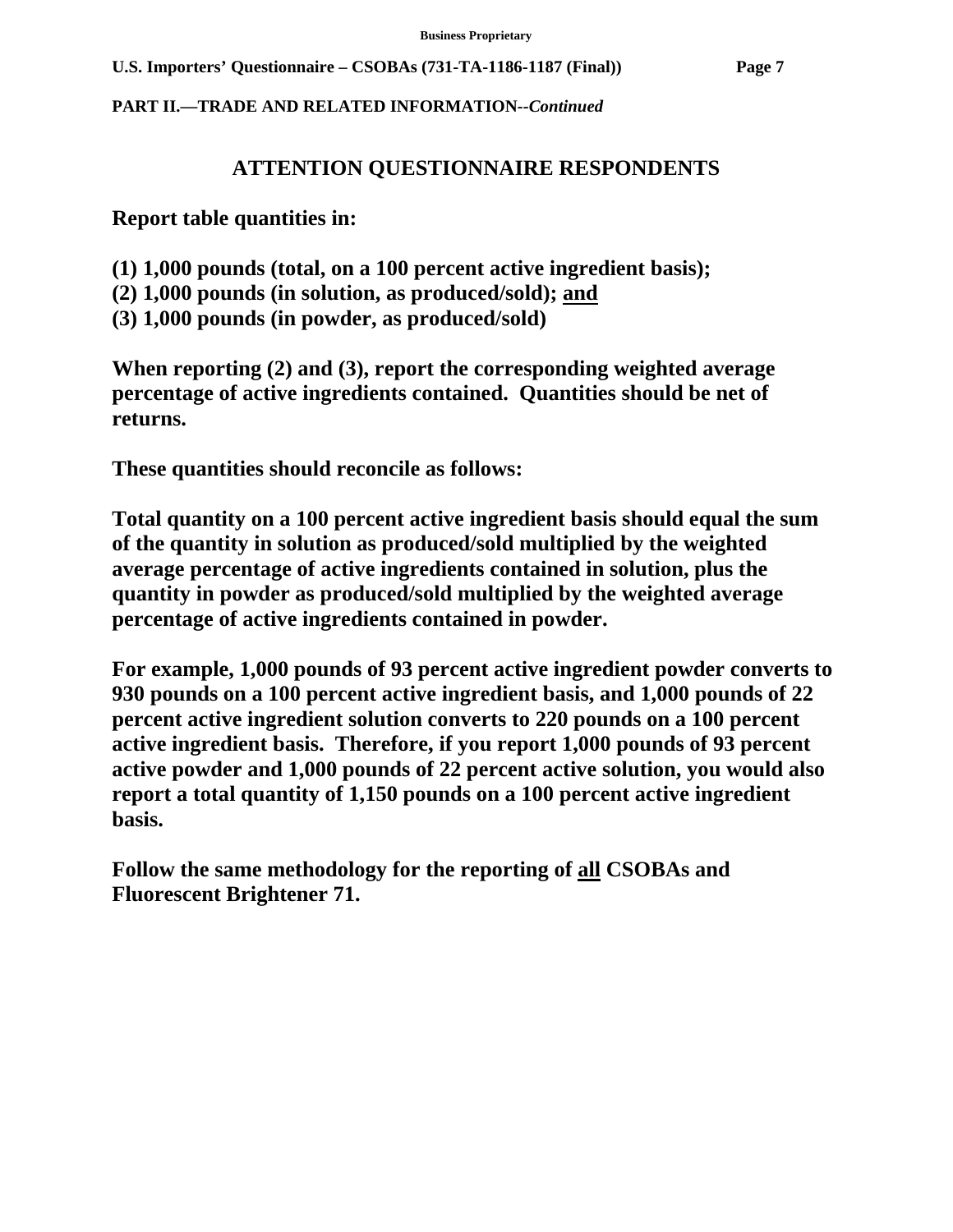**PART II.—TRADE AND RELATED INFORMATION--*Continued***

## ATTENTION QUESTIONNAIRE RESPONDENTS

**Report table quantities in:**

**(1) 1,000 pounds (total, on a 100 percent active ingredient basis);**
**(2) 1,000 pounds (in solution, as produced/sold); and**
**(3) 1,000 pounds (in powder, as produced/sold)**

**When reporting (2) and (3), report the corresponding weighted average percentage of active ingredients contained. Quantities should be net of returns.**

**These quantities should reconcile as follows:**

**Total quantity on a 100 percent active ingredient basis should equal the sum of the quantity in solution as produced/sold multiplied by the weighted average percentage of active ingredients contained in solution, plus the quantity in powder as produced/sold multiplied by the weighted average percentage of active ingredients contained in powder.**

**For example, 1,000 pounds of 93 percent active ingredient powder converts to 930 pounds on a 100 percent active ingredient basis, and 1,000 pounds of 22 percent active ingredient solution converts to 220 pounds on a 100 percent active ingredient basis. Therefore, if you report 1,000 pounds of 93 percent active powder and 1,000 pounds of 22 percent active solution, you would also report a total quantity of 1,150 pounds on a 100 percent active ingredient basis.**

**Follow the same methodology for the reporting of all CSOBAs and Fluorescent Brightener 71.**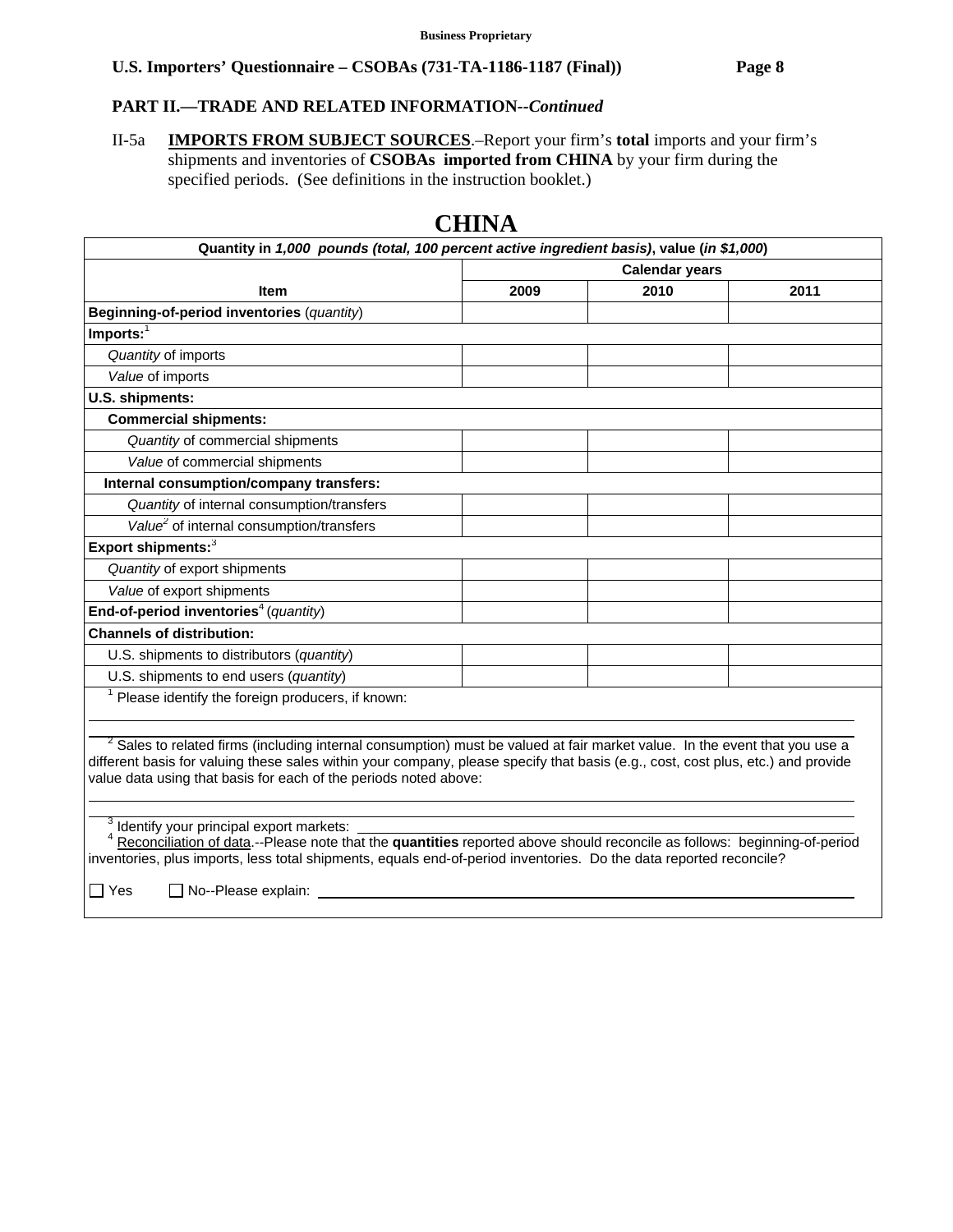**Business Proprietary**

**U.S. Importers' Questionnaire – CSOBAs (731-TA-1186-1187 (Final))**

**PART II.—TRADE AND RELATED INFORMATION--*Continued***

II-5a **IMPORTS FROM SUBJECT SOURCES**.–Report your firm's **total** imports and your firm's shipments and inventories of **CSOBAs imported from CHINA** by your firm during the specified periods. (See definitions in the instruction booklet.)

# CHINA

| Quantity in *1,000 pounds (total, 100 percent active ingredient basis)*, value (*in $1,000*) | | | |
|---|---|---|---|
| | Calendar years | | |
| **Item** | **2009** | **2010** | **2011** |
| **Beginning-of-period inventories** (*quantity*) | | | |
| **Imports:**[1] | | | |
| *Quantity* of imports | | | |
| *Value* of imports | | | |
| **U.S. shipments:** | | | |
| **Commercial shipments:** | | | |
| *Quantity* of commercial shipments | | | |
| *Value* of commercial shipments | | | |
| **Internal consumption/company transfers:** | | | |
| *Quantity* of internal consumption/transfers | | | |
| *Value*[2] of internal consumption/transfers | | | |
| **Export shipments:**[3] | | | |
| *Quantity* of export shipments | | | |
| *Value* of export shipments | | | |
| **End-of-period inventories**[4] (*quantity*) | | | |
| **Channels of distribution:** | | | |
| U.S. shipments to distributors (*quantity*) | | | |
| U.S. shipments to end users (*quantity*) | | | |

[1] Please identify the foreign producers, if known: \_\_\_\_\_\_\_\_\_\_\_\_\_\_\_\_\_\_\_\_\_\_\_\_\_\_\_\_\_\_\_\_\_\_\_\_\_\_\_\_

[2] Sales to related firms (including internal consumption) must be valued at fair market value. In the event that you use a different basis for valuing these sales within your company, please specify that basis (e.g., cost, cost plus, etc.) and provide value data using that basis for each of the periods noted above: \_\_\_\_\_\_\_\_\_\_\_\_\_\_\_\_\_\_\_\_\_\_\_\_\_\_\_\_\_\_\_\_\_\_\_\_\_\_\_\_

[3] Identify your principal export markets: \_\_\_\_\_\_\_\_\_\_\_\_\_\_\_\_\_\_\_\_\_\_\_\_\_\_\_\_\_\_\_\_\_\_\_\_\_\_\_\_

[4] Reconciliation of data.--Please note that the **quantities** reported above should reconcile as follows: beginning-of-period inventories, plus imports, less total shipments, equals end-of-period inventories. Do the data reported reconcile?

☐ Yes ☐ No--Please explain: \_\_\_\_\_\_\_\_\_\_\_\_\_\_\_\_\_\_\_\_\_\_\_\_\_\_\_\_\_\_\_\_\_\_\_\_\_\_\_\_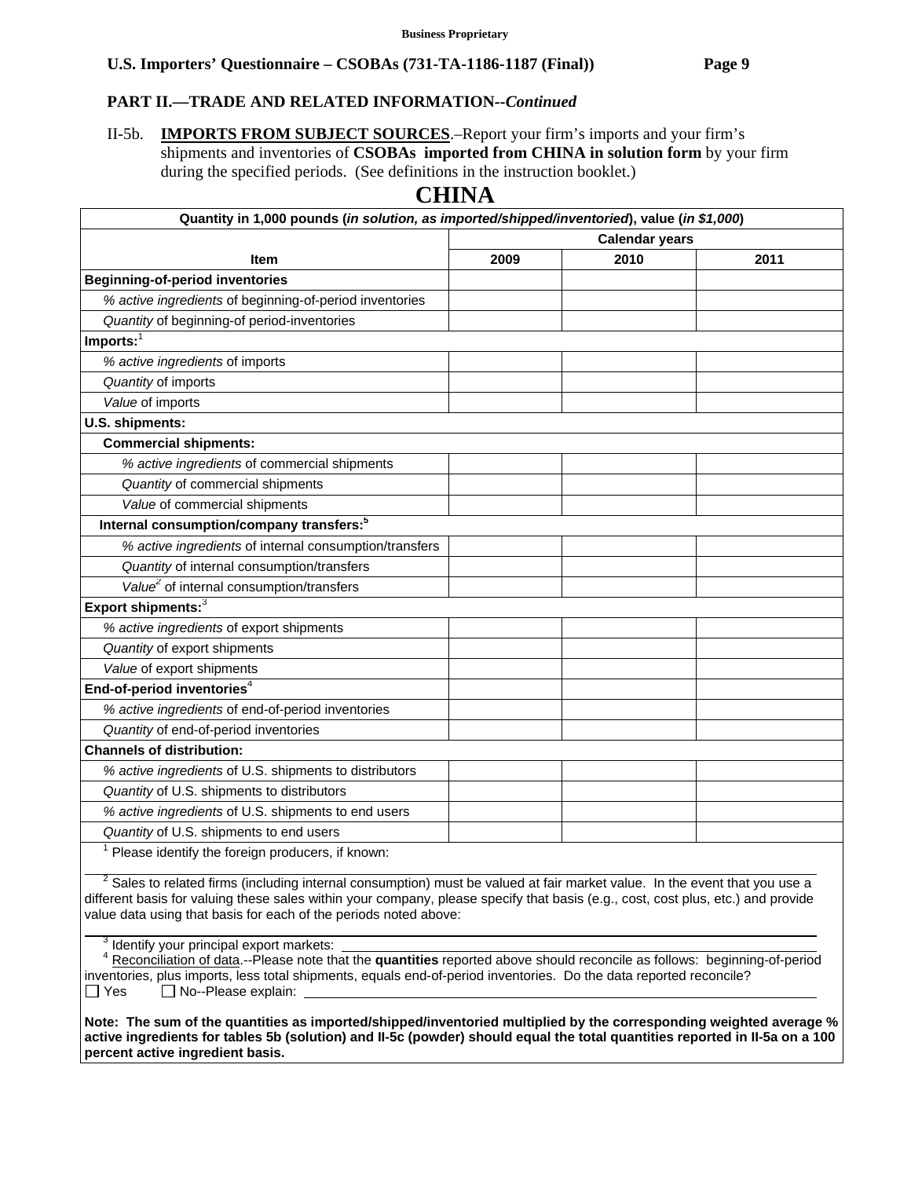**Business Proprietary**

**U.S. Importers' Questionnaire – CSOBAs (731-TA-1186-1187 (Final))**

## PART II.—TRADE AND RELATED INFORMATION--*Continued*

II-5b. **IMPORTS FROM SUBJECT SOURCES**.–Report your firm's imports and your firm's shipments and inventories of **CSOBAs imported from CHINA in solution form** by your firm during the specified periods. (See definitions in the instruction booklet.)

# CHINA

| Quantity in 1,000 pounds (*in solution, as imported/shipped/inventoried*), value (*in $1,000*) | | | |
|---|---|---|---|
| | Calendar years | | |
| **Item** | **2009** | **2010** | **2011** |
| **Beginning-of-period inventories** | | | |
| *% active ingredients* of beginning-of-period inventories | | | |
| *Quantity* of beginning-of period-inventories | | | |
| **Imports:**[1] | | | |
| *% active ingredients* of imports | | | |
| *Quantity* of imports | | | |
| *Value* of imports | | | |
| **U.S. shipments:** | | | |
| **Commercial shipments:** | | | |
| *% active ingredients* of commercial shipments | | | |
| *Quantity* of commercial shipments | | | |
| *Value* of commercial shipments | | | |
| **Internal consumption/company transfers:**[5] | | | |
| *% active ingredients* of internal consumption/transfers | | | |
| *Quantity* of internal consumption/transfers | | | |
| *Value*[2] of internal consumption/transfers | | | |
| **Export shipments:**[3] | | | |
| *% active ingredients* of export shipments | | | |
| *Quantity* of export shipments | | | |
| *Value* of export shipments | | | |
| **End-of-period inventories**[4] | | | |
| *% active ingredients* of end-of-period inventories | | | |
| *Quantity* of end-of-period inventories | | | |
| **Channels of distribution:** | | | |
| *% active ingredients* of U.S. shipments to distributors | | | |
| *Quantity* of U.S. shipments to distributors | | | |
| *% active ingredients* of U.S. shipments to end users | | | |
| *Quantity* of U.S. shipments to end users | | | |

[1] Please identify the foreign producers, if known: \_\_\_\_\_\_\_\_\_\_

[2] Sales to related firms (including internal consumption) must be valued at fair market value. In the event that you use a different basis for valuing these sales within your company, please specify that basis (e.g., cost, cost plus, etc.) and provide value data using that basis for each of the periods noted above: \_\_\_\_\_\_\_\_\_\_

[3] Identify your principal export markets: \_\_\_\_\_\_\_\_\_\_

[4] Reconciliation of data.--Please note that the **quantities** reported above should reconcile as follows: beginning-of-period inventories, plus imports, less total shipments, equals end-of-period inventories. Do the data reported reconcile?
☐ Yes ☐ No--Please explain: \_\_\_\_\_\_\_\_\_\_

**Note: The sum of the quantities as imported/shipped/inventoried multiplied by the corresponding weighted average % active ingredients for tables 5b (solution) and II-5c (powder) should equal the total quantities reported in II-5a on a 100 percent active ingredient basis.**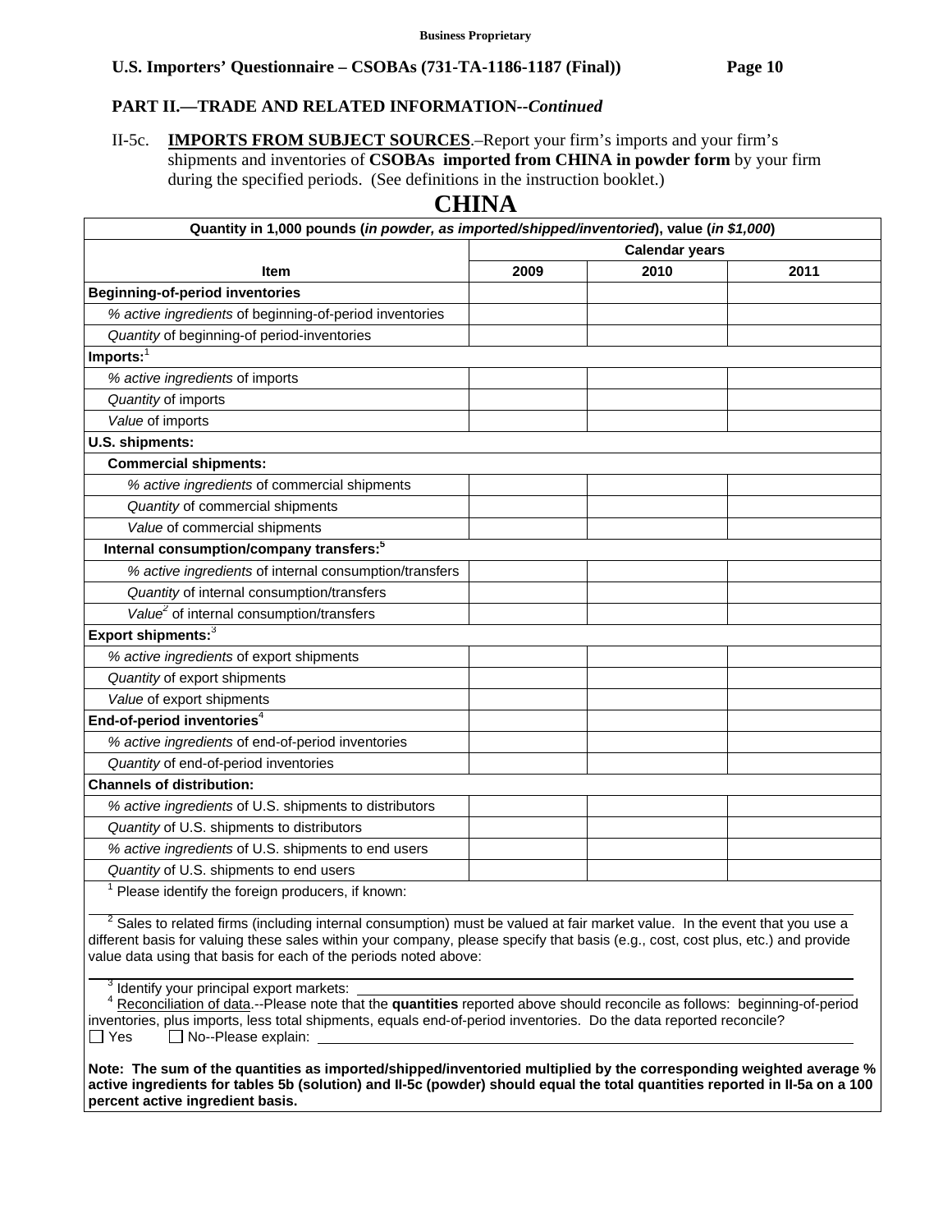**Business Proprietary**

**U.S. Importers' Questionnaire – CSOBAs (731-TA-1186-1187 (Final))**

**PART II.—TRADE AND RELATED INFORMATION--*Continued***

II-5c. **IMPORTS FROM SUBJECT SOURCES**.–Report your firm's imports and your firm's shipments and inventories of **CSOBAs imported from CHINA in powder form** by your firm during the specified periods. (See definitions in the instruction booklet.)

# CHINA

| Quantity in 1,000 pounds (*in powder, as imported/shipped/inventoried*), value (*in $1,000*) | | | |
|---|---|---|---|
| | Calendar years | | |
| **Item** | **2009** | **2010** | **2011** |
| **Beginning-of-period inventories** | | | |
| *% active ingredients* of beginning-of-period inventories | | | |
| *Quantity* of beginning-of period-inventories | | | |
| **Imports:**[1] | | | |
| *% active ingredients* of imports | | | |
| *Quantity* of imports | | | |
| *Value* of imports | | | |
| **U.S. shipments:** | | | |
| **Commercial shipments:** | | | |
| *% active ingredients* of commercial shipments | | | |
| *Quantity* of commercial shipments | | | |
| *Value* of commercial shipments | | | |
| **Internal consumption/company transfers:**[5] | | | |
| *% active ingredients* of internal consumption/transfers | | | |
| *Quantity* of internal consumption/transfers | | | |
| *Value*[2] of internal consumption/transfers | | | |
| **Export shipments:**[3] | | | |
| *% active ingredients* of export shipments | | | |
| *Quantity* of export shipments | | | |
| *Value* of export shipments | | | |
| **End-of-period inventories**[4] | | | |
| *% active ingredients* of end-of-period inventories | | | |
| *Quantity* of end-of-period inventories | | | |
| **Channels of distribution:** | | | |
| *% active ingredients* of U.S. shipments to distributors | | | |
| *Quantity* of U.S. shipments to distributors | | | |
| *% active ingredients* of U.S. shipments to end users | | | |
| *Quantity* of U.S. shipments to end users | | | |

[1] Please identify the foreign producers, if known: \_\_\_\_\_\_\_\_\_\_

[2] Sales to related firms (including internal consumption) must be valued at fair market value. In the event that you use a different basis for valuing these sales within your company, please specify that basis (e.g., cost, cost plus, etc.) and provide value data using that basis for each of the periods noted above: \_\_\_\_\_\_\_\_\_\_

[3] Identify your principal export markets: \_\_\_\_\_\_\_\_\_\_

[4] Reconciliation of data.--Please note that the **quantities** reported above should reconcile as follows: beginning-of-period inventories, plus imports, less total shipments, equals end-of-period inventories. Do the data reported reconcile?
☐ Yes ☐ No--Please explain: \_\_\_\_\_\_\_\_\_\_

**Note: The sum of the quantities as imported/shipped/inventoried multiplied by the corresponding weighted average % active ingredients for tables 5b (solution) and II-5c (powder) should equal the total quantities reported in II-5a on a 100 percent active ingredient basis.**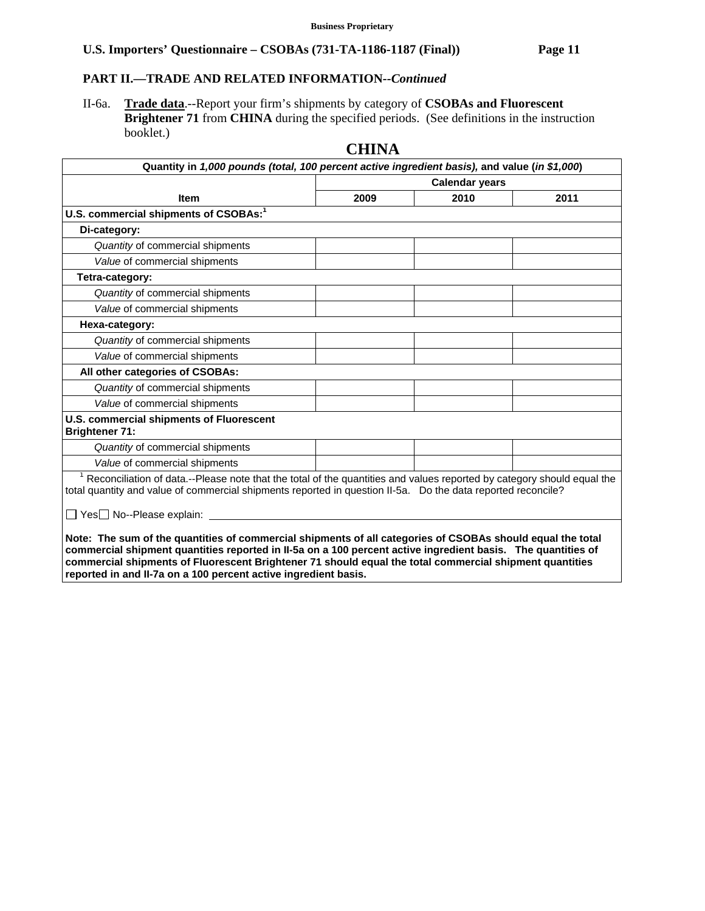**Business Proprietary**

**U.S. Importers' Questionnaire – CSOBAs (731-TA-1186-1187 (Final))**

**PART II.—TRADE AND RELATED INFORMATION--*Continued***

II-6a. **<u>Trade data</u>**.--Report your firm's shipments by category of **CSOBAs and Fluorescent Brightener 71** from **CHINA** during the specified periods. (See definitions in the instruction booklet.)

## CHINA

| Quantity in *1,000 pounds (total, 100 percent active ingredient basis),* and value (*in $1,000*) | | | |
|---|---|---|---|
| | Calendar years | | |
| **Item** | **2009** | **2010** | **2011** |
| **U.S. commercial shipments of CSOBAs:**[1] | | | |
| **Di-category:** | | | |
| *Quantity* of commercial shipments | | | |
| *Value* of commercial shipments | | | |
| **Tetra-category:** | | | |
| *Quantity* of commercial shipments | | | |
| *Value* of commercial shipments | | | |
| **Hexa-category:** | | | |
| *Quantity* of commercial shipments | | | |
| *Value* of commercial shipments | | | |
| **All other categories of CSOBAs:** | | | |
| *Quantity* of commercial shipments | | | |
| *Value* of commercial shipments | | | |
| **U.S. commercial shipments of Fluorescent Brightener 71:** | | | |
| *Quantity* of commercial shipments | | | |
| *Value* of commercial shipments | | | |

[1] Reconciliation of data.--Please note that the total of the quantities and values reported by category should equal the total quantity and value of commercial shipments reported in question II-5a. Do the data reported reconcile?

☐ Yes ☐ No--Please explain: ____________________

**Note: The sum of the quantities of commercial shipments of all categories of CSOBAs should equal the total commercial shipment quantities reported in II-5a on a 100 percent active ingredient basis. The quantities of commercial shipments of Fluorescent Brightener 71 should equal the total commercial shipment quantities reported in and II-7a on a 100 percent active ingredient basis.**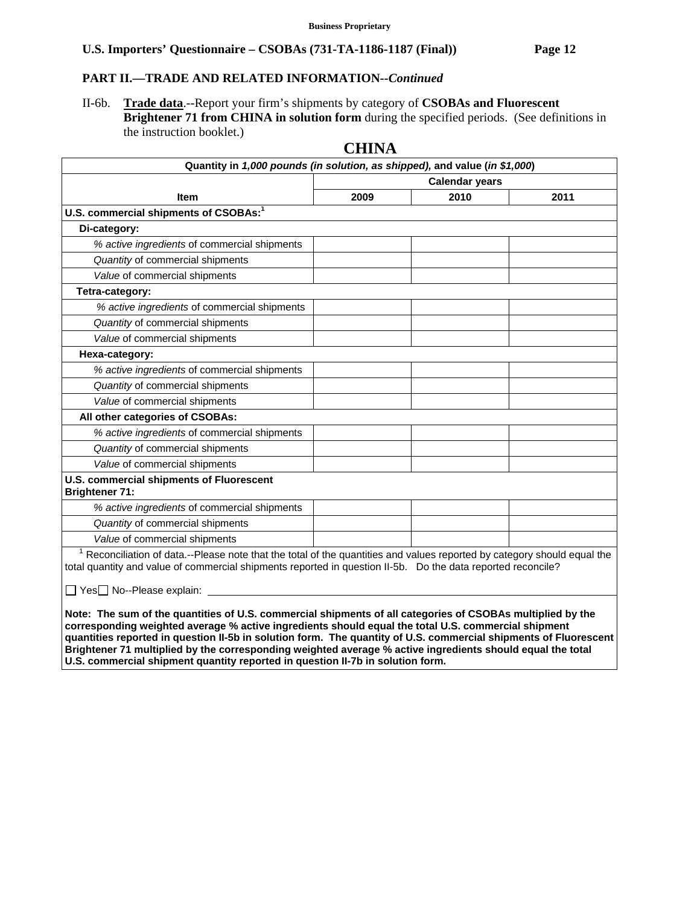## PART II.—TRADE AND RELATED INFORMATION--*Continued*

II-6b. **Trade data**.--Report your firm's shipments by category of **CSOBAs and Fluorescent Brightener 71 from CHINA in solution form** during the specified periods. (See definitions in the instruction booklet.)

### CHINA

| Quantity in *1,000 pounds (in solution, as shipped)*, and value (*in $1,000*) | | | |
|---|---|---|---|
| | Calendar years | | |
| Item | 2009 | 2010 | 2011 |
| **U.S. commercial shipments of CSOBAs:**[1] | | | |
| **Di-category:** | | | |
| *% active ingredients* of commercial shipments | | | |
| *Quantity* of commercial shipments | | | |
| *Value* of commercial shipments | | | |
| **Tetra-category:** | | | |
| *% active ingredients* of commercial shipments | | | |
| *Quantity* of commercial shipments | | | |
| *Value* of commercial shipments | | | |
| **Hexa-category:** | | | |
| *% active ingredients* of commercial shipments | | | |
| *Quantity* of commercial shipments | | | |
| *Value* of commercial shipments | | | |
| **All other categories of CSOBAs:** | | | |
| *% active ingredients* of commercial shipments | | | |
| *Quantity* of commercial shipments | | | |
| *Value* of commercial shipments | | | |
| **U.S. commercial shipments of Fluorescent Brightener 71:** | | | |
| *% active ingredients* of commercial shipments | | | |
| *Quantity* of commercial shipments | | | |
| *Value* of commercial shipments | | | |

[1] Reconciliation of data.--Please note that the total of the quantities and values reported by category should equal the total quantity and value of commercial shipments reported in question II-5b. Do the data reported reconcile?

☐ Yes ☐ No--Please explain: ________________________________

**Note: The sum of the quantities of U.S. commercial shipments of all categories of CSOBAs multiplied by the corresponding weighted average % active ingredients should equal the total U.S. commercial shipment quantities reported in question II-5b in solution form. The quantity of U.S. commercial shipments of Fluorescent Brightener 71 multiplied by the corresponding weighted average % active ingredients should equal the total U.S. commercial shipment quantity reported in question II-7b in solution form.**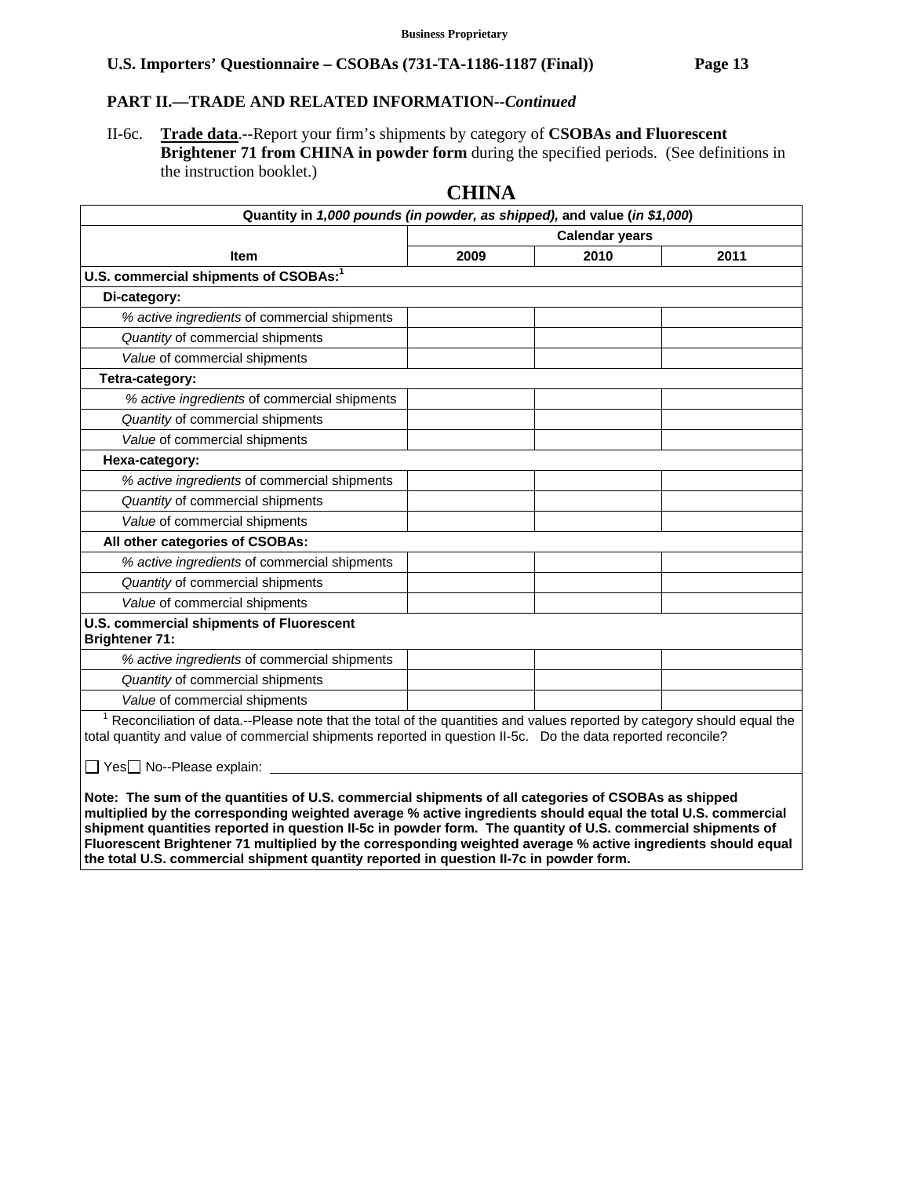**Business Proprietary**

**U.S. Importers' Questionnaire – CSOBAs (731-TA-1186-1187 (Final))**

## PART II.—TRADE AND RELATED INFORMATION--*Continued*

II-6c. **Trade data**.--Report your firm's shipments by category of **CSOBAs and Fluorescent Brightener 71 from CHINA in powder form** during the specified periods. (See definitions in the instruction booklet.)

### CHINA

| Quantity in *1,000 pounds (in powder, as shipped),* and value (*in $1,000*) | | | |
|---|---|---|---|
| **Item** | **Calendar years** | | |
| | **2009** | **2010** | **2011** |
| **U.S. commercial shipments of CSOBAs:**[1] | | | |
| **Di-category:** | | | |
| *% active ingredients* of commercial shipments | | | |
| *Quantity* of commercial shipments | | | |
| *Value* of commercial shipments | | | |
| **Tetra-category:** | | | |
| *% active ingredients* of commercial shipments | | | |
| *Quantity* of commercial shipments | | | |
| *Value* of commercial shipments | | | |
| **Hexa-category:** | | | |
| *% active ingredients* of commercial shipments | | | |
| *Quantity* of commercial shipments | | | |
| *Value* of commercial shipments | | | |
| **All other categories of CSOBAs:** | | | |
| *% active ingredients* of commercial shipments | | | |
| *Quantity* of commercial shipments | | | |
| *Value* of commercial shipments | | | |
| **U.S. commercial shipments of Fluorescent Brightener 71:** | | | |
| *% active ingredients* of commercial shipments | | | |
| *Quantity* of commercial shipments | | | |
| *Value* of commercial shipments | | | |

[1] Reconciliation of data.--Please note that the total of the quantities and values reported by category should equal the total quantity and value of commercial shipments reported in question II-5c. Do the data reported reconcile?

☐ Yes ☐ No--Please explain: ____________________

**Note: The sum of the quantities of U.S. commercial shipments of all categories of CSOBAs as shipped multiplied by the corresponding weighted average % active ingredients should equal the total U.S. commercial shipment quantities reported in question II-5c in powder form. The quantity of U.S. commercial shipments of Fluorescent Brightener 71 multiplied by the corresponding weighted average % active ingredients should equal the total U.S. commercial shipment quantity reported in question II-7c in powder form.**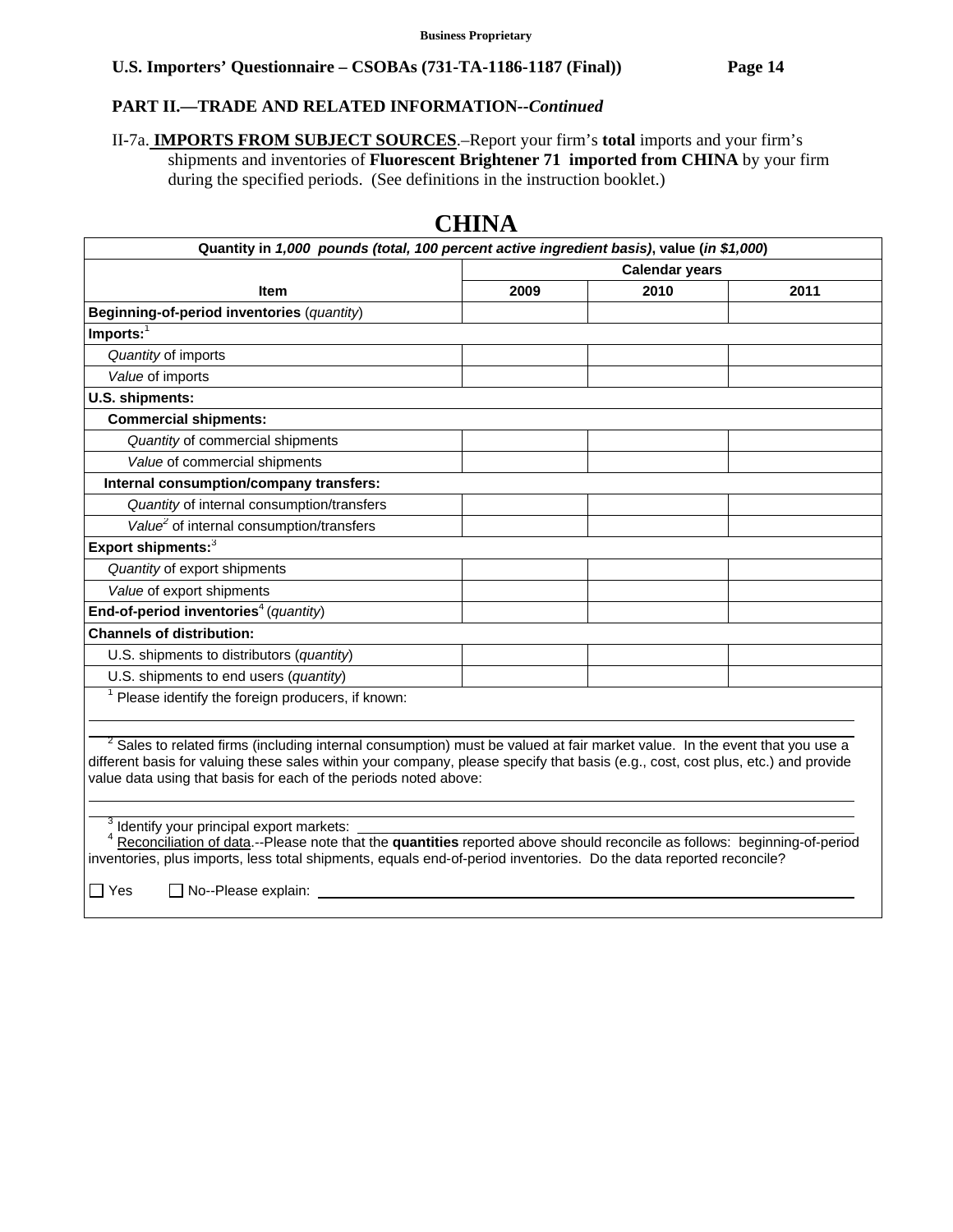**Business Proprietary**

**U.S. Importers' Questionnaire – CSOBAs (731-TA-1186-1187 (Final))**

## PART II.—TRADE AND RELATED INFORMATION--*Continued*

II-7a. **IMPORTS FROM SUBJECT SOURCES**.–Report your firm's **total** imports and your firm's shipments and inventories of **Fluorescent Brightener 71 imported from CHINA** by your firm during the specified periods. (See definitions in the instruction booklet.)

# CHINA

| Quantity in *1,000 pounds (total, 100 percent active ingredient basis)*, value (*in $1,000*) | | | |
|---|---|---|---|
| | Calendar years | | |
| **Item** | **2009** | **2010** | **2011** |
| **Beginning-of-period inventories** (*quantity*) | | | |
| **Imports:**[1] | | | |
| *Quantity* of imports | | | |
| *Value* of imports | | | |
| **U.S. shipments:** | | | |
| **Commercial shipments:** | | | |
| *Quantity* of commercial shipments | | | |
| *Value* of commercial shipments | | | |
| **Internal consumption/company transfers:** | | | |
| *Quantity* of internal consumption/transfers | | | |
| *Value*[2] of internal consumption/transfers | | | |
| **Export shipments:**[3] | | | |
| *Quantity* of export shipments | | | |
| *Value* of export shipments | | | |
| **End-of-period inventories**[4] (*quantity*) | | | |
| **Channels of distribution:** | | | |
| U.S. shipments to distributors (*quantity*) | | | |
| U.S. shipments to end users (*quantity*) | | | |

[1] Please identify the foreign producers, if known:

______________________________________________________________________

[2] Sales to related firms (including internal consumption) must be valued at fair market value. In the event that you use a different basis for valuing these sales within your company, please specify that basis (e.g., cost, cost plus, etc.) and provide value data using that basis for each of the periods noted above:

______________________________________________________________________

[3] Identify your principal export markets: ______________________________

[4] Reconciliation of data.--Please note that the **quantities** reported above should reconcile as follows: beginning-of-period inventories, plus imports, less total shipments, equals end-of-period inventories. Do the data reported reconcile?

☐ Yes ☐ No--Please explain: ______________________________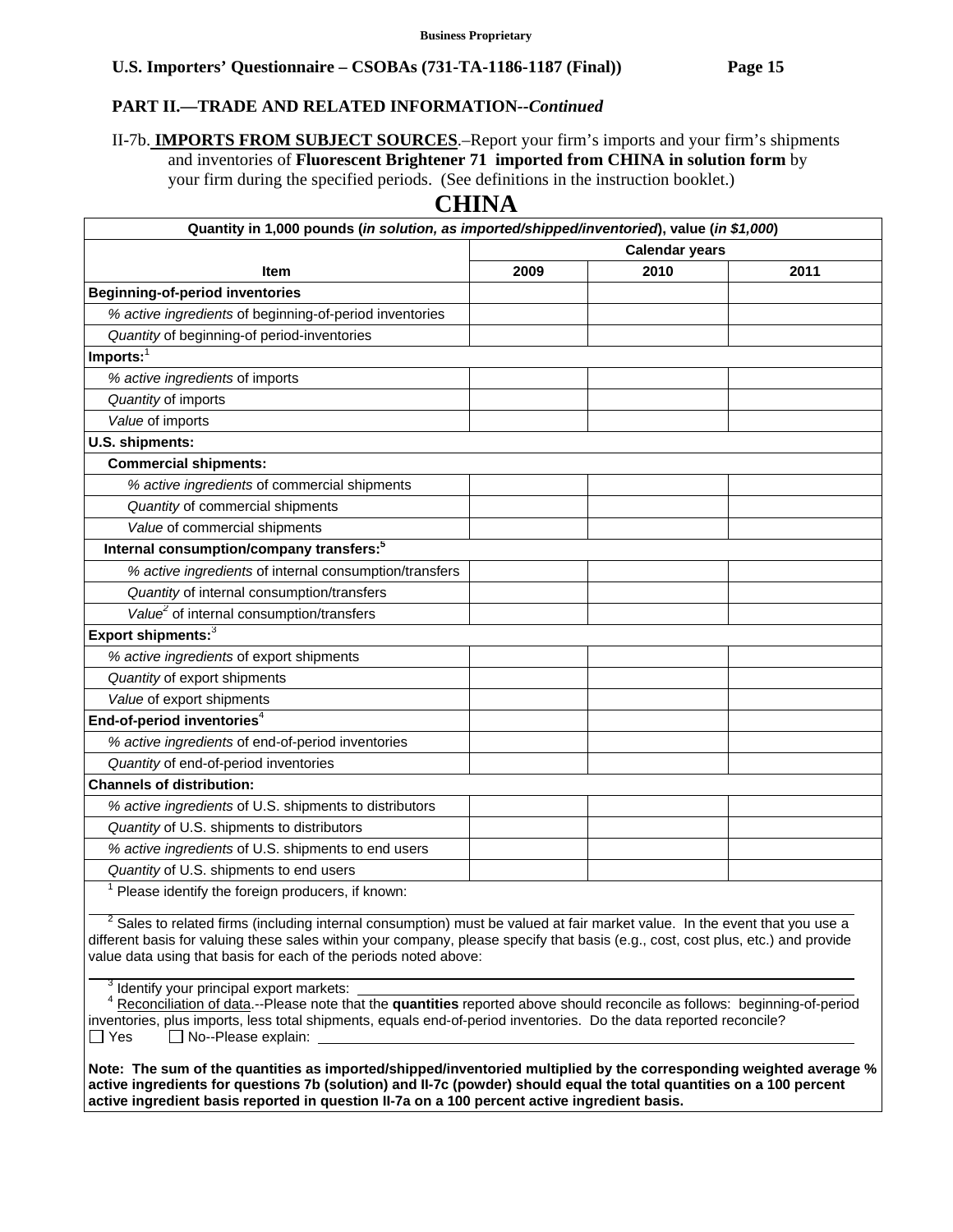**Business Proprietary**

## PART II.—TRADE AND RELATED INFORMATION--*Continued*

II-7b. **IMPORTS FROM SUBJECT SOURCES**.–Report your firm's imports and your firm's shipments and inventories of **Fluorescent Brightener 71 imported from CHINA in solution form** by your firm during the specified periods. (See definitions in the instruction booklet.)

# CHINA

| Quantity in 1,000 pounds (*in solution, as imported/shipped/inventoried*), value (*in $1,000*) | | | |
|---|---|---|---|
| | Calendar years | | |
| **Item** | **2009** | **2010** | **2011** |
| **Beginning-of-period inventories** | | | |
| *% active ingredients* of beginning-of-period inventories | | | |
| *Quantity* of beginning-of period-inventories | | | |
| **Imports:**[1] | | | |
| *% active ingredients* of imports | | | |
| *Quantity* of imports | | | |
| *Value* of imports | | | |
| **U.S. shipments:** | | | |
| **Commercial shipments:** | | | |
| *% active ingredients* of commercial shipments | | | |
| *Quantity* of commercial shipments | | | |
| *Value* of commercial shipments | | | |
| **Internal consumption/company transfers:**[5] | | | |
| *% active ingredients* of internal consumption/transfers | | | |
| *Quantity* of internal consumption/transfers | | | |
| *Value*[2] of internal consumption/transfers | | | |
| **Export shipments:**[3] | | | |
| *% active ingredients* of export shipments | | | |
| *Quantity* of export shipments | | | |
| *Value* of export shipments | | | |
| **End-of-period inventories**[4] | | | |
| *% active ingredients* of end-of-period inventories | | | |
| *Quantity* of end-of-period inventories | | | |
| **Channels of distribution:** | | | |
| *% active ingredients* of U.S. shipments to distributors | | | |
| *Quantity* of U.S. shipments to distributors | | | |
| *% active ingredients* of U.S. shipments to end users | | | |
| *Quantity* of U.S. shipments to end users | | | |

[1] Please identify the foreign producers, if known: \_\_\_\_\_\_\_\_\_\_\_\_\_\_\_\_\_\_\_\_

[2] Sales to related firms (including internal consumption) must be valued at fair market value. In the event that you use a different basis for valuing these sales within your company, please specify that basis (e.g., cost, cost plus, etc.) and provide value data using that basis for each of the periods noted above: \_\_\_\_\_\_\_\_\_\_\_\_\_\_\_\_\_\_\_\_

[3] Identify your principal export markets: \_\_\_\_\_\_\_\_\_\_\_\_\_\_\_\_\_\_\_\_

[4] Reconciliation of data.--Please note that the **quantities** reported above should reconcile as follows: beginning-of-period inventories, plus imports, less total shipments, equals end-of-period inventories. Do the data reported reconcile?
☐ Yes ☐ No--Please explain: \_\_\_\_\_\_\_\_\_\_\_\_\_\_\_\_\_\_\_\_

**Note: The sum of the quantities as imported/shipped/inventoried multiplied by the corresponding weighted average % active ingredients for questions 7b (solution) and II-7c (powder) should equal the total quantities on a 100 percent active ingredient basis reported in question II-7a on a 100 percent active ingredient basis.**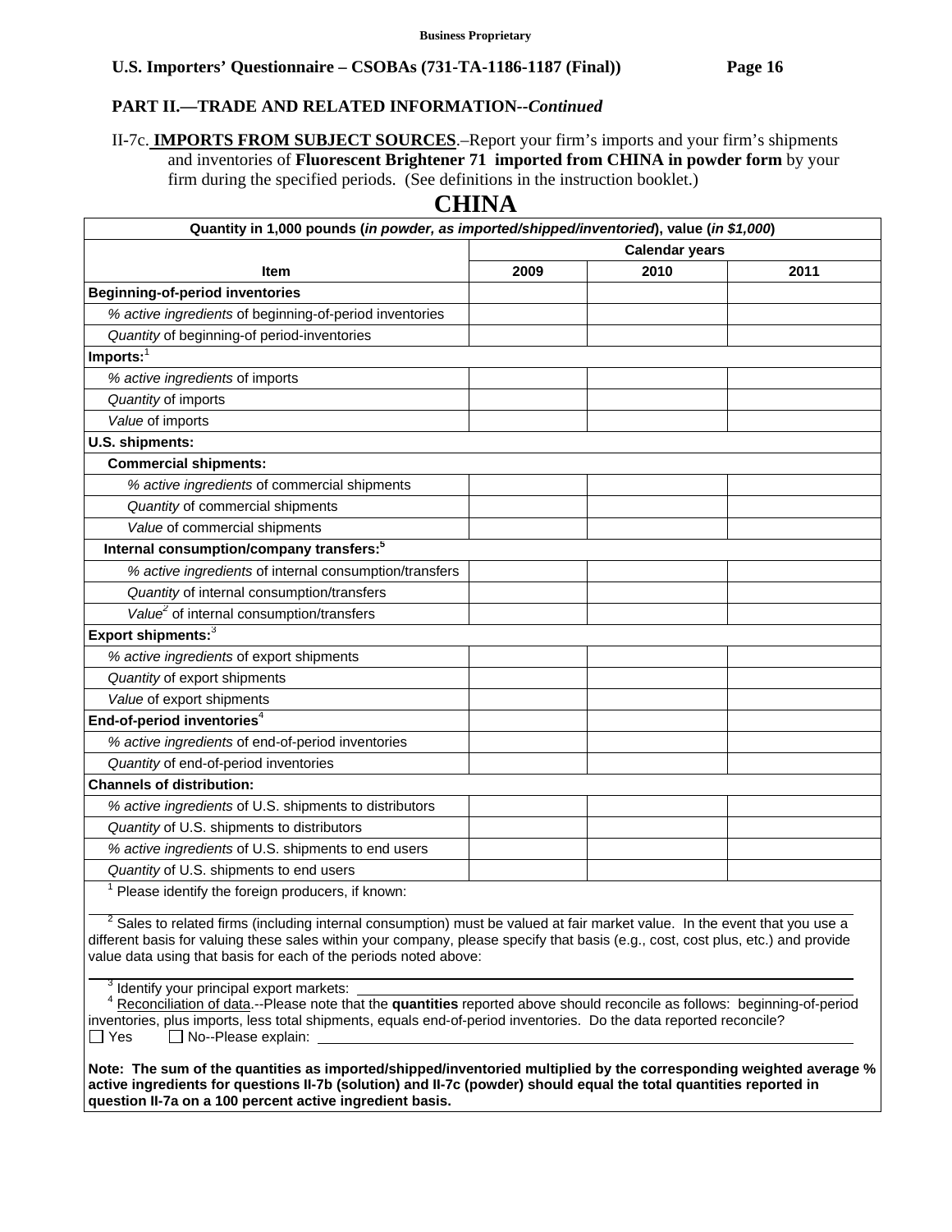**Business Proprietary**

**U.S. Importers' Questionnaire – CSOBAs (731-TA-1186-1187 (Final))**

**PART II.—TRADE AND RELATED INFORMATION--*Continued***

II-7c. **IMPORTS FROM SUBJECT SOURCES**.–Report your firm's imports and your firm's shipments and inventories of **Fluorescent Brightener 71 imported from CHINA in powder form** by your firm during the specified periods. (See definitions in the instruction booklet.)

# CHINA

| Quantity in 1,000 pounds (*in powder, as imported/shipped/inventoried*), value (*in $1,000*) | | | |
|---|---|---|---|
| | Calendar years | | |
| **Item** | **2009** | **2010** | **2011** |
| **Beginning-of-period inventories** | | | |
| *% active ingredients* of beginning-of-period inventories | | | |
| *Quantity* of beginning-of period-inventories | | | |
| **Imports:**[1] | | | |
| *% active ingredients* of imports | | | |
| *Quantity* of imports | | | |
| *Value* of imports | | | |
| **U.S. shipments:** | | | |
| **Commercial shipments:** | | | |
| *% active ingredients* of commercial shipments | | | |
| *Quantity* of commercial shipments | | | |
| *Value* of commercial shipments | | | |
| **Internal consumption/company transfers:**[5] | | | |
| *% active ingredients* of internal consumption/transfers | | | |
| *Quantity* of internal consumption/transfers | | | |
| *Value*[2] of internal consumption/transfers | | | |
| **Export shipments:**[3] | | | |
| *% active ingredients* of export shipments | | | |
| *Quantity* of export shipments | | | |
| *Value* of export shipments | | | |
| **End-of-period inventories**[4] | | | |
| *% active ingredients* of end-of-period inventories | | | |
| *Quantity* of end-of-period inventories | | | |
| **Channels of distribution:** | | | |
| *% active ingredients* of U.S. shipments to distributors | | | |
| *Quantity* of U.S. shipments to distributors | | | |
| *% active ingredients* of U.S. shipments to end users | | | |
| *Quantity* of U.S. shipments to end users | | | |

[1] Please identify the foreign producers, if known: ______

[2] Sales to related firms (including internal consumption) must be valued at fair market value. In the event that you use a different basis for valuing these sales within your company, please specify that basis (e.g., cost, cost plus, etc.) and provide value data using that basis for each of the periods noted above: ______

[3] Identify your principal export markets: ______

[4] Reconciliation of data.--Please note that the **quantities** reported above should reconcile as follows: beginning-of-period inventories, plus imports, less total shipments, equals end-of-period inventories. Do the data reported reconcile?
☐ Yes ☐ No--Please explain: ______

**Note: The sum of the quantities as imported/shipped/inventoried multiplied by the corresponding weighted average % active ingredients for questions II-7b (solution) and II-7c (powder) should equal the total quantities reported in question II-7a on a 100 percent active ingredient basis.**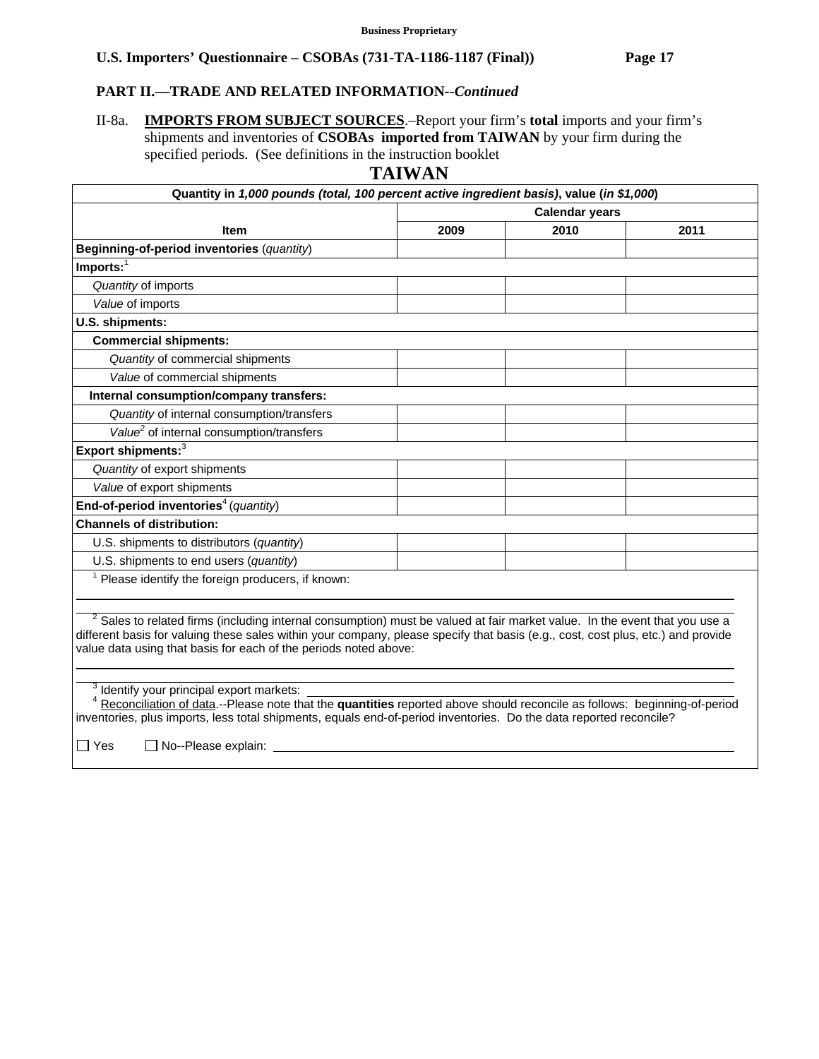**Business Proprietary**

**U.S. Importers' Questionnaire – CSOBAs (731-TA-1186-1187 (Final))**

**PART II.—TRADE AND RELATED INFORMATION--*Continued***

II-8a. **IMPORTS FROM SUBJECT SOURCES**.–Report your firm's **total** imports and your firm's shipments and inventories of **CSOBAs imported from TAIWAN** by your firm during the specified periods. (See definitions in the instruction booklet

## TAIWAN

| **Quantity in *1,000 pounds (total, 100 percent active ingredient basis)*, value (*in $1,000*)** | | | |
|---|---|---|---|
| | **Calendar years** | | |
| **Item** | **2009** | **2010** | **2011** |
| **Beginning-of-period inventories** (*quantity*) | | | |
| **Imports:**[1] | | | |
| *Quantity* of imports | | | |
| *Value* of imports | | | |
| **U.S. shipments:** | | | |
| **Commercial shipments:** | | | |
| *Quantity* of commercial shipments | | | |
| *Value* of commercial shipments | | | |
| **Internal consumption/company transfers:** | | | |
| *Quantity* of internal consumption/transfers | | | |
| *Value*[2] of internal consumption/transfers | | | |
| **Export shipments:**[3] | | | |
| *Quantity* of export shipments | | | |
| *Value* of export shipments | | | |
| **End-of-period inventories**[4] (*quantity*) | | | |
| **Channels of distribution:** | | | |
| U.S. shipments to distributors (*quantity*) | | | |
| U.S. shipments to end users (*quantity*) | | | |

[1] Please identify the foreign producers, if known: ______________________________

[2] Sales to related firms (including internal consumption) must be valued at fair market value. In the event that you use a different basis for valuing these sales within your company, please specify that basis (e.g., cost, cost plus, etc.) and provide value data using that basis for each of the periods noted above: ______________________________

[3] Identify your principal export markets: ______________________________

[4] Reconciliation of data.--Please note that the **quantities** reported above should reconcile as follows: beginning-of-period inventories, plus imports, less total shipments, equals end-of-period inventories. Do the data reported reconcile?

☐ Yes ☐ No--Please explain: ______________________________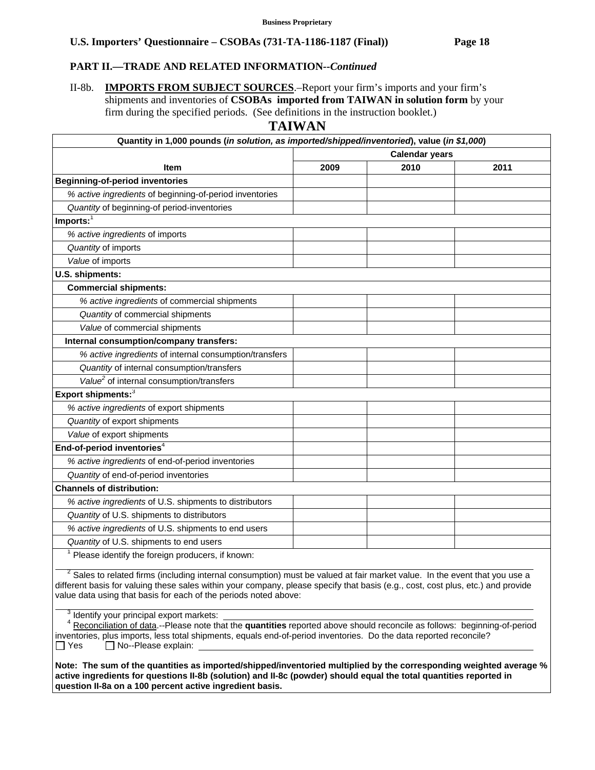**Business Proprietary**

**U.S. Importers' Questionnaire – CSOBAs (731-TA-1186-1187 (Final))**

## PART II.—TRADE AND RELATED INFORMATION--*Continued*

II-8b. **IMPORTS FROM SUBJECT SOURCES**.–Report your firm's imports and your firm's shipments and inventories of **CSOBAs imported from TAIWAN in solution form** by your firm during the specified periods. (See definitions in the instruction booklet.)

### TAIWAN

| Quantity in 1,000 pounds (*in solution, as imported/shipped/inventoried*), value (*in $1,000*) | | | |
|---|---|---|---|
| | Calendar years | | |
| **Item** | **2009** | **2010** | **2011** |
| **Beginning-of-period inventories** | | | |
| *% active ingredients* of beginning-of-period inventories | | | |
| *Quantity* of beginning-of period-inventories | | | |
| **Imports:**[1] | | | |
| *% active ingredients* of imports | | | |
| *Quantity* of imports | | | |
| *Value* of imports | | | |
| **U.S. shipments:** | | | |
| **Commercial shipments:** | | | |
| *% active ingredients* of commercial shipments | | | |
| *Quantity* of commercial shipments | | | |
| *Value* of commercial shipments | | | |
| **Internal consumption/company transfers:** | | | |
| *% active ingredients* of internal consumption/transfers | | | |
| *Quantity* of internal consumption/transfers | | | |
| *Value*[2] of internal consumption/transfers | | | |
| **Export shipments:**[3] | | | |
| *% active ingredients* of export shipments | | | |
| *Quantity* of export shipments | | | |
| *Value* of export shipments | | | |
| **End-of-period inventories**[4] | | | |
| *% active ingredients* of end-of-period inventories | | | |
| *Quantity* of end-of-period inventories | | | |
| **Channels of distribution:** | | | |
| *% active ingredients* of U.S. shipments to distributors | | | |
| *Quantity* of U.S. shipments to distributors | | | |
| *% active ingredients* of U.S. shipments to end users | | | |
| *Quantity* of U.S. shipments to end users | | | |

[1] Please identify the foreign producers, if known: ______________________

[2] Sales to related firms (including internal consumption) must be valued at fair market value. In the event that you use a different basis for valuing these sales within your company, please specify that basis (e.g., cost, cost plus, etc.) and provide value data using that basis for each of the periods noted above: ______________________

[3] Identify your principal export markets: ______________________

[4] Reconciliation of data.--Please note that the **quantities** reported above should reconcile as follows: beginning-of-period inventories, plus imports, less total shipments, equals end-of-period inventories. Do the data reported reconcile?
☐ Yes ☐ No--Please explain: ______________________

**Note: The sum of the quantities as imported/shipped/inventoried multiplied by the corresponding weighted average % active ingredients for questions II-8b (solution) and II-8c (powder) should equal the total quantities reported in question II-8a on a 100 percent active ingredient basis.**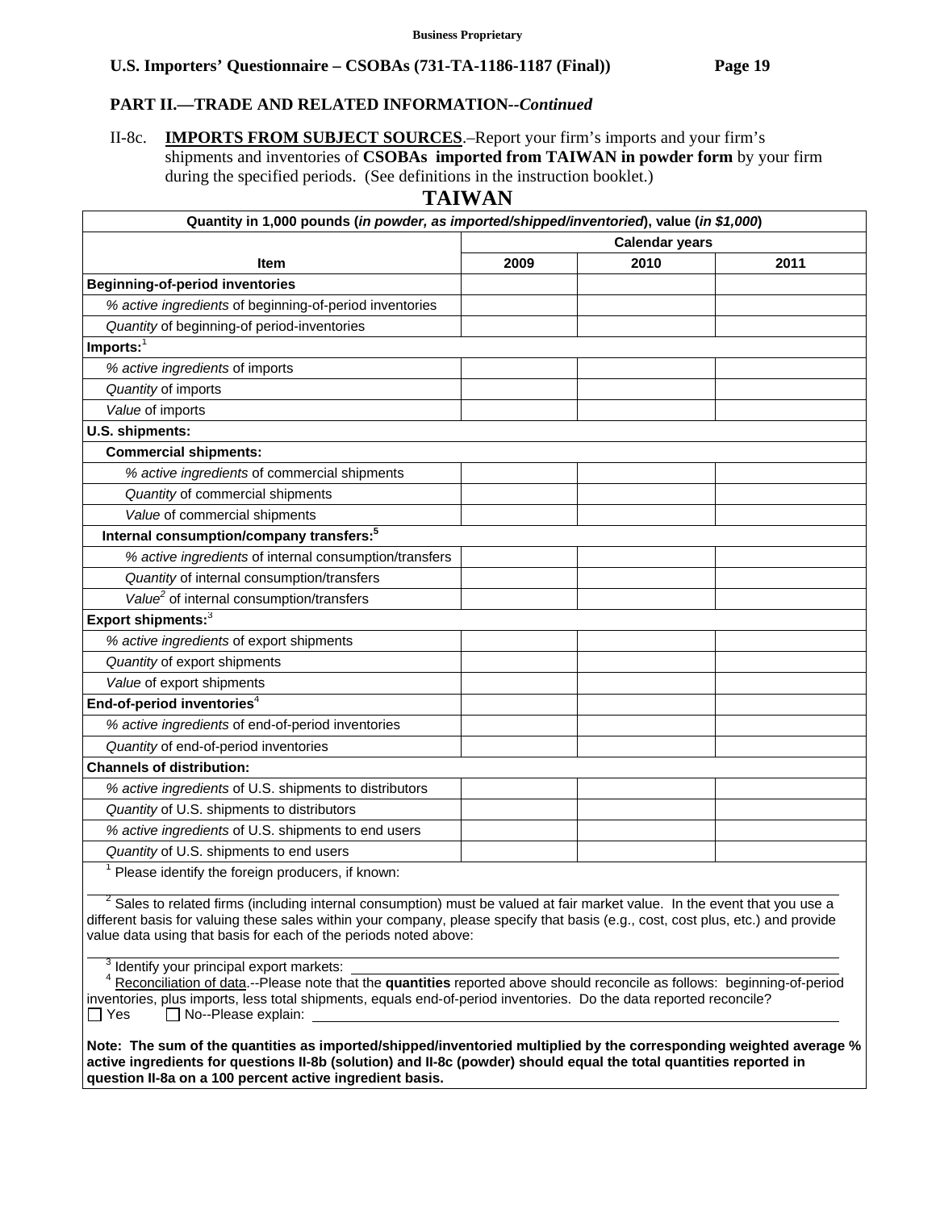**Business Proprietary**

**U.S. Importers' Questionnaire – CSOBAs (731-TA-1186-1187 (Final))**

**PART II.—TRADE AND RELATED INFORMATION--*Continued***

II-8c. **IMPORTS FROM SUBJECT SOURCES**.–Report your firm's imports and your firm's shipments and inventories of **CSOBAs imported from TAIWAN in powder form** by your firm during the specified periods. (See definitions in the instruction booklet.)

## TAIWAN

| Quantity in 1,000 pounds (*in powder, as imported/shipped/inventoried*), value (*in $1,000*) | | | |
|---|---|---|---|
| | **Calendar years** | | |
| **Item** | **2009** | **2010** | **2011** |
| **Beginning-of-period inventories** | | | |
| *% active ingredients* of beginning-of-period inventories | | | |
| *Quantity* of beginning-of period-inventories | | | |
| **Imports:**[1] | | | |
| *% active ingredients* of imports | | | |
| *Quantity* of imports | | | |
| *Value* of imports | | | |
| **U.S. shipments:** | | | |
| **Commercial shipments:** | | | |
| *% active ingredients* of commercial shipments | | | |
| *Quantity* of commercial shipments | | | |
| *Value* of commercial shipments | | | |
| **Internal consumption/company transfers:**[5] | | | |
| *% active ingredients* of internal consumption/transfers | | | |
| *Quantity* of internal consumption/transfers | | | |
| *Value*[2] of internal consumption/transfers | | | |
| **Export shipments:**[3] | | | |
| *% active ingredients* of export shipments | | | |
| *Quantity* of export shipments | | | |
| *Value* of export shipments | | | |
| **End-of-period inventories**[4] | | | |
| *% active ingredients* of end-of-period inventories | | | |
| *Quantity* of end-of-period inventories | | | |
| **Channels of distribution:** | | | |
| *% active ingredients* of U.S. shipments to distributors | | | |
| *Quantity* of U.S. shipments to distributors | | | |
| *% active ingredients* of U.S. shipments to end users | | | |
| *Quantity* of U.S. shipments to end users | | | |

[1] Please identify the foreign producers, if known: \_\_\_\_\_\_\_\_\_\_

[2] Sales to related firms (including internal consumption) must be valued at fair market value. In the event that you use a different basis for valuing these sales within your company, please specify that basis (e.g., cost, cost plus, etc.) and provide value data using that basis for each of the periods noted above: \_\_\_\_\_\_\_\_\_\_

[3] Identify your principal export markets: \_\_\_\_\_\_\_\_\_\_

[4] Reconciliation of data.--Please note that the **quantities** reported above should reconcile as follows: beginning-of-period inventories, plus imports, less total shipments, equals end-of-period inventories. Do the data reported reconcile?
☐ Yes ☐ No--Please explain: \_\_\_\_\_\_\_\_\_\_

**Note: The sum of the quantities as imported/shipped/inventoried multiplied by the corresponding weighted average % active ingredients for questions II-8b (solution) and II-8c (powder) should equal the total quantities reported in question II-8a on a 100 percent active ingredient basis.**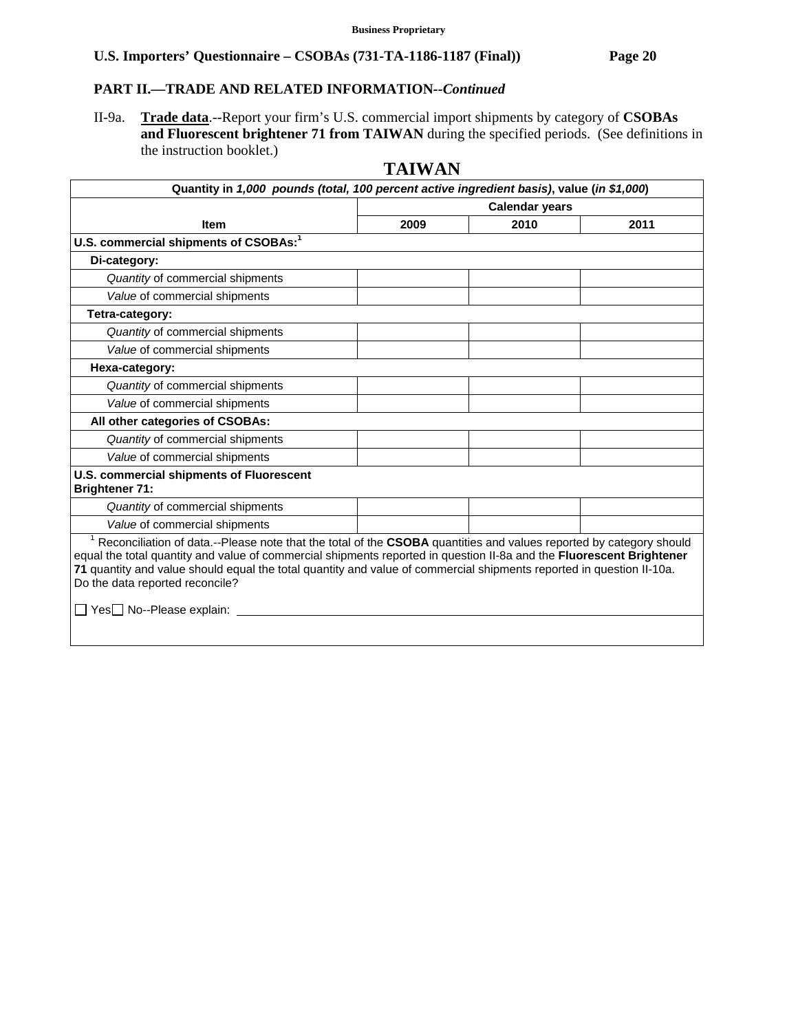**Business Proprietary**

**U.S. Importers' Questionnaire – CSOBAs (731-TA-1186-1187 (Final))**

## PART II.—TRADE AND RELATED INFORMATION--*Continued*

II-9a. **Trade data**.--Report your firm's U.S. commercial import shipments by category of **CSOBAs and Fluorescent brightener 71 from TAIWAN** during the specified periods. (See definitions in the instruction booklet.)

### TAIWAN

| Quantity in *1,000 pounds (total, 100 percent active ingredient basis)*, value (*in $1,000*) | | | |
|---|---|---|---|
| | Calendar years | | |
| Item | 2009 | 2010 | 2011 |
| **U.S. commercial shipments of CSOBAs:**[1] | | | |
| **Di-category:** | | | |
| *Quantity* of commercial shipments | | | |
| *Value* of commercial shipments | | | |
| **Tetra-category:** | | | |
| *Quantity* of commercial shipments | | | |
| *Value* of commercial shipments | | | |
| **Hexa-category:** | | | |
| *Quantity* of commercial shipments | | | |
| *Value* of commercial shipments | | | |
| **All other categories of CSOBAs:** | | | |
| *Quantity* of commercial shipments | | | |
| *Value* of commercial shipments | | | |
| **U.S. commercial shipments of Fluorescent Brightener 71:** | | | |
| *Quantity* of commercial shipments | | | |
| *Value* of commercial shipments | | | |

[1] Reconciliation of data.--Please note that the total of the **CSOBA** quantities and values reported by category should equal the total quantity and value of commercial shipments reported in question II-8a and the **Fluorescent Brightener 71** quantity and value should equal the total quantity and value of commercial shipments reported in question II-10a. Do the data reported reconcile?

☐ Yes ☐ No--Please explain: ______________________________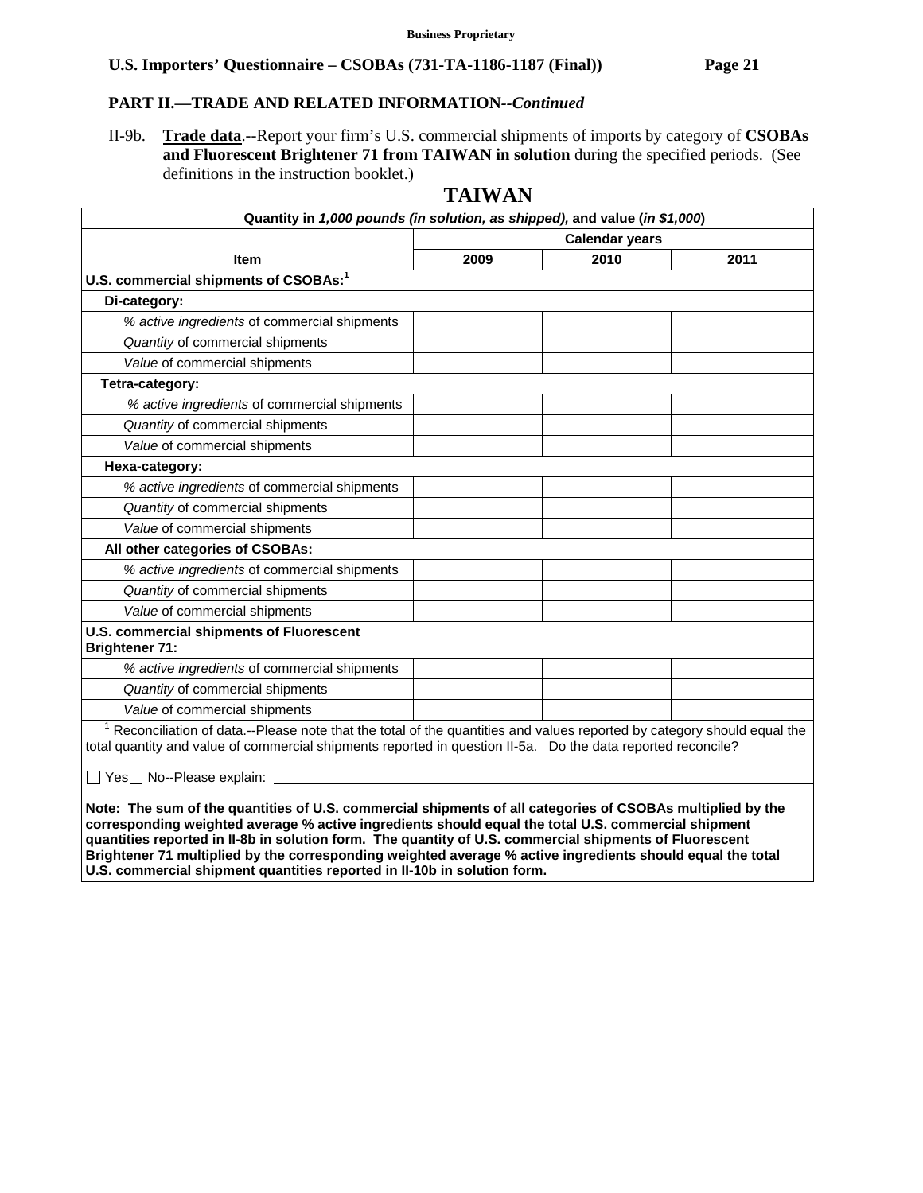Business Proprietary

## PART II.—TRADE AND RELATED INFORMATION--*Continued*

II-9b. **Trade data**.--Report your firm's U.S. commercial shipments of imports by category of **CSOBAs and Fluorescent Brightener 71 from TAIWAN in solution** during the specified periods. (See definitions in the instruction booklet.)

### TAIWAN

| Quantity in *1,000 pounds (in solution, as shipped)*, and value (*in $1,000*) | | | |
|---|---|---|---|
| | Calendar years | | |
| Item | 2009 | 2010 | 2011 |
| **U.S. commercial shipments of CSOBAs:**[1] | | | |
| **Di-category:** | | | |
| *% active ingredients* of commercial shipments | | | |
| *Quantity* of commercial shipments | | | |
| *Value* of commercial shipments | | | |
| **Tetra-category:** | | | |
| *% active ingredients* of commercial shipments | | | |
| *Quantity* of commercial shipments | | | |
| *Value* of commercial shipments | | | |
| **Hexa-category:** | | | |
| *% active ingredients* of commercial shipments | | | |
| *Quantity* of commercial shipments | | | |
| *Value* of commercial shipments | | | |
| **All other categories of CSOBAs:** | | | |
| *% active ingredients* of commercial shipments | | | |
| *Quantity* of commercial shipments | | | |
| *Value* of commercial shipments | | | |
| **U.S. commercial shipments of Fluorescent Brightener 71:** | | | |
| *% active ingredients* of commercial shipments | | | |
| *Quantity* of commercial shipments | | | |
| *Value* of commercial shipments | | | |

[1] Reconciliation of data.--Please note that the total of the quantities and values reported by category should equal the total quantity and value of commercial shipments reported in question II-5a. Do the data reported reconcile?

☐ Yes ☐ No--Please explain: ______________________

**Note: The sum of the quantities of U.S. commercial shipments of all categories of CSOBAs multiplied by the corresponding weighted average % active ingredients should equal the total U.S. commercial shipment quantities reported in II-8b in solution form. The quantity of U.S. commercial shipments of Fluorescent Brightener 71 multiplied by the corresponding weighted average % active ingredients should equal the total U.S. commercial shipment quantities reported in II-10b in solution form.**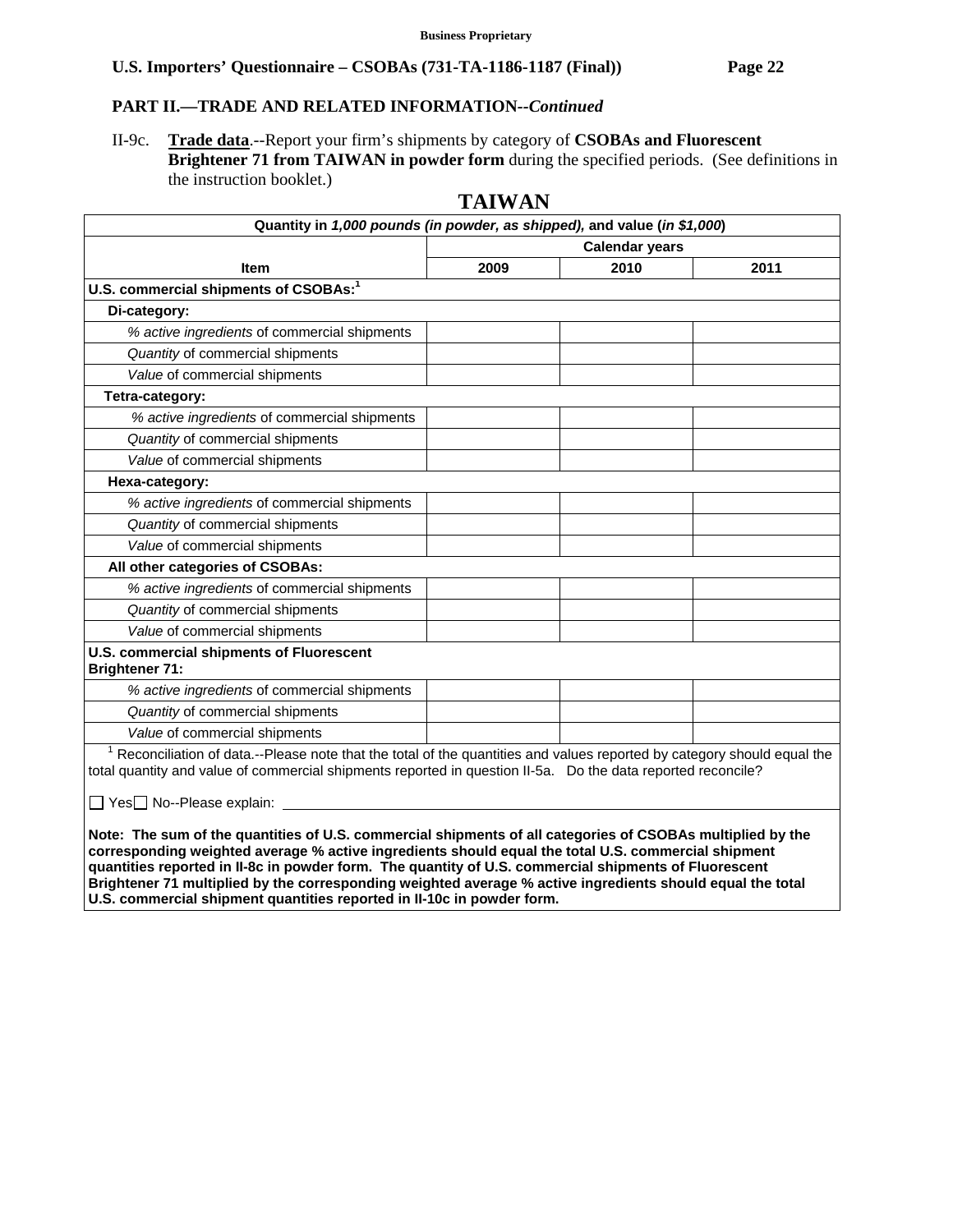Business Proprietary

## PART II.—TRADE AND RELATED INFORMATION--*Continued*

II-9c. **Trade data**.--Report your firm's shipments by category of **CSOBAs and Fluorescent Brightener 71 from TAIWAN in powder form** during the specified periods. (See definitions in the instruction booklet.)

### TAIWAN

| Quantity in *1,000 pounds (in powder, as shipped),* and value (*in $1,000*) | | | |
|---|---|---|---|
| | Calendar years | | |
| Item | 2009 | 2010 | 2011 |
| **U.S. commercial shipments of CSOBAs:**[1] | | | |
| **Di-category:** | | | |
| *% active ingredients* of commercial shipments | | | |
| *Quantity* of commercial shipments | | | |
| *Value* of commercial shipments | | | |
| **Tetra-category:** | | | |
| *% active ingredients* of commercial shipments | | | |
| *Quantity* of commercial shipments | | | |
| *Value* of commercial shipments | | | |
| **Hexa-category:** | | | |
| *% active ingredients* of commercial shipments | | | |
| *Quantity* of commercial shipments | | | |
| *Value* of commercial shipments | | | |
| **All other categories of CSOBAs:** | | | |
| *% active ingredients* of commercial shipments | | | |
| *Quantity* of commercial shipments | | | |
| *Value* of commercial shipments | | | |
| **U.S. commercial shipments of Fluorescent Brightener 71:** | | | |
| *% active ingredients* of commercial shipments | | | |
| *Quantity* of commercial shipments | | | |
| *Value* of commercial shipments | | | |

[1] Reconciliation of data.--Please note that the total of the quantities and values reported by category should equal the total quantity and value of commercial shipments reported in question II-5a. Do the data reported reconcile?

☐ Yes ☐ No--Please explain: ______________________________

**Note: The sum of the quantities of U.S. commercial shipments of all categories of CSOBAs multiplied by the corresponding weighted average % active ingredients should equal the total U.S. commercial shipment quantities reported in II-8c in powder form. The quantity of U.S. commercial shipments of Fluorescent Brightener 71 multiplied by the corresponding weighted average % active ingredients should equal the total U.S. commercial shipment quantities reported in II-10c in powder form.**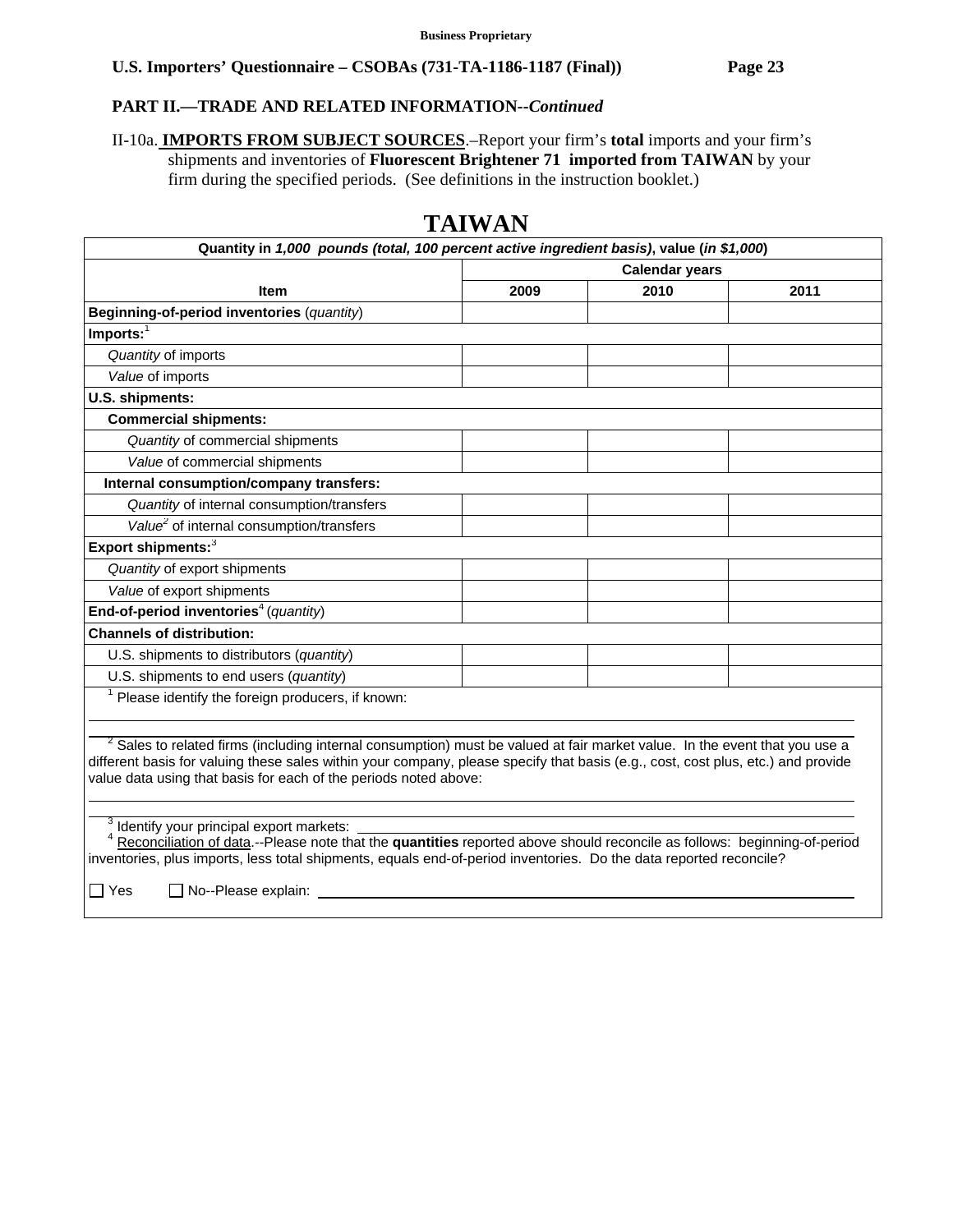**Business Proprietary**

**U.S. Importers' Questionnaire – CSOBAs (731-TA-1186-1187 (Final))**

**PART II.—TRADE AND RELATED INFORMATION--*Continued***

II-10a. **IMPORTS FROM SUBJECT SOURCES**.–Report your firm's **total** imports and your firm's shipments and inventories of **Fluorescent Brightener 71 imported from TAIWAN** by your firm during the specified periods. (See definitions in the instruction booklet.)

# TAIWAN

| Quantity in *1,000 pounds (total, 100 percent active ingredient basis)*, value (*in $1,000*) | | | |
|---|---|---|---|
| | Calendar years | | |
| **Item** | **2009** | **2010** | **2011** |
| **Beginning-of-period inventories** (*quantity*) | | | |
| **Imports:**[1] | | | |
| *Quantity* of imports | | | |
| *Value* of imports | | | |
| **U.S. shipments:** | | | |
| **Commercial shipments:** | | | |
| *Quantity* of commercial shipments | | | |
| *Value* of commercial shipments | | | |
| **Internal consumption/company transfers:** | | | |
| *Quantity* of internal consumption/transfers | | | |
| *Value*[2] of internal consumption/transfers | | | |
| **Export shipments:**[3] | | | |
| *Quantity* of export shipments | | | |
| *Value* of export shipments | | | |
| **End-of-period inventories**[4] (*quantity*) | | | |
| **Channels of distribution:** | | | |
| U.S. shipments to distributors (*quantity*) | | | |
| U.S. shipments to end users (*quantity*) | | | |

[1] Please identify the foreign producers, if known: ______________________________

[2] Sales to related firms (including internal consumption) must be valued at fair market value. In the event that you use a different basis for valuing these sales within your company, please specify that basis (e.g., cost, cost plus, etc.) and provide value data using that basis for each of the periods noted above: ______________________________

[3] Identify your principal export markets: ______________________________

[4] Reconciliation of data.--Please note that the **quantities** reported above should reconcile as follows: beginning-of-period inventories, plus imports, less total shipments, equals end-of-period inventories. Do the data reported reconcile?

☐ Yes ☐ No--Please explain: ______________________________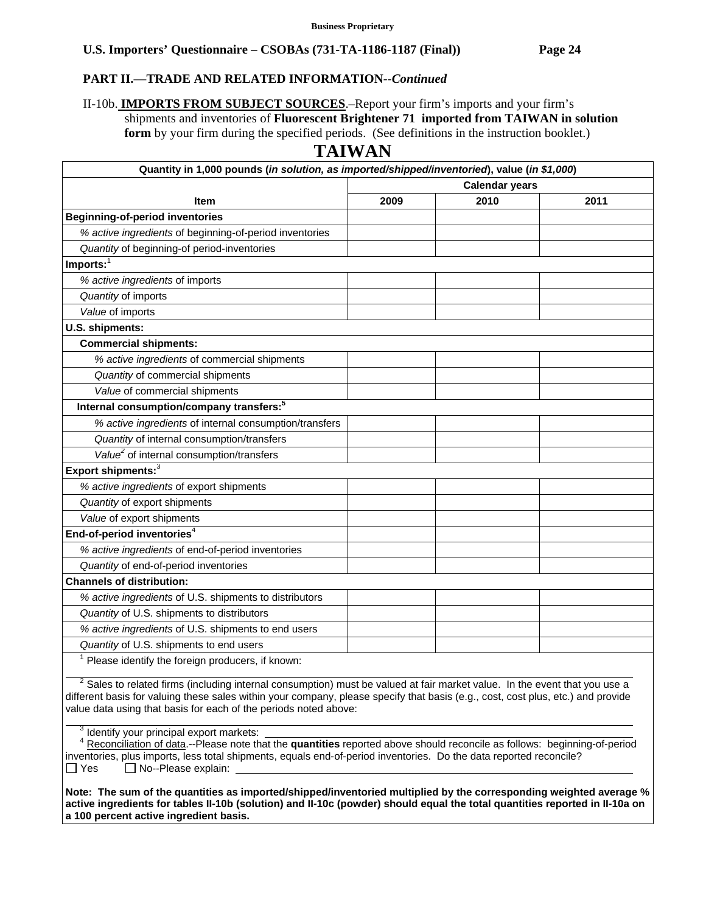**Business Proprietary**

**U.S. Importers' Questionnaire – CSOBAs (731-TA-1186-1187 (Final))**

**PART II.—TRADE AND RELATED INFORMATION--*Continued***

II-10b. **IMPORTS FROM SUBJECT SOURCES**.–Report your firm's imports and your firm's shipments and inventories of **Fluorescent Brightener 71 imported from TAIWAN in solution form** by your firm during the specified periods. (See definitions in the instruction booklet.)

# TAIWAN

| Quantity in 1,000 pounds (*in solution, as imported/shipped/inventoried*), value (*in $1,000*) | | | |
|---|---|---|---|
| | Calendar years | | |
| **Item** | **2009** | **2010** | **2011** |
| **Beginning-of-period inventories** | | | |
| *% active ingredients* of beginning-of-period inventories | | | |
| *Quantity* of beginning-of period-inventories | | | |
| **Imports:**[1] | | | |
| *% active ingredients* of imports | | | |
| *Quantity* of imports | | | |
| *Value* of imports | | | |
| **U.S. shipments:** | | | |
| **Commercial shipments:** | | | |
| *% active ingredients* of commercial shipments | | | |
| *Quantity* of commercial shipments | | | |
| *Value* of commercial shipments | | | |
| **Internal consumption/company transfers:**[5] | | | |
| *% active ingredients* of internal consumption/transfers | | | |
| *Quantity* of internal consumption/transfers | | | |
| *Value*[2] of internal consumption/transfers | | | |
| **Export shipments:**[3] | | | |
| *% active ingredients* of export shipments | | | |
| *Quantity* of export shipments | | | |
| *Value* of export shipments | | | |
| **End-of-period inventories**[4] | | | |
| *% active ingredients* of end-of-period inventories | | | |
| *Quantity* of end-of-period inventories | | | |
| **Channels of distribution:** | | | |
| *% active ingredients* of U.S. shipments to distributors | | | |
| *Quantity* of U.S. shipments to distributors | | | |
| *% active ingredients* of U.S. shipments to end users | | | |
| *Quantity* of U.S. shipments to end users | | | |

[1] Please identify the foreign producers, if known: ______

[2] Sales to related firms (including internal consumption) must be valued at fair market value. In the event that you use a different basis for valuing these sales within your company, please specify that basis (e.g., cost, cost plus, etc.) and provide value data using that basis for each of the periods noted above: ______

[3] Identify your principal export markets: ______

[4] Reconciliation of data.--Please note that the **quantities** reported above should reconcile as follows: beginning-of-period inventories, plus imports, less total shipments, equals end-of-period inventories. Do the data reported reconcile?
☐ Yes ☐ No--Please explain: ______

**Note: The sum of the quantities as imported/shipped/inventoried multiplied by the corresponding weighted average % active ingredients for tables II-10b (solution) and II-10c (powder) should equal the total quantities reported in II-10a on a 100 percent active ingredient basis.**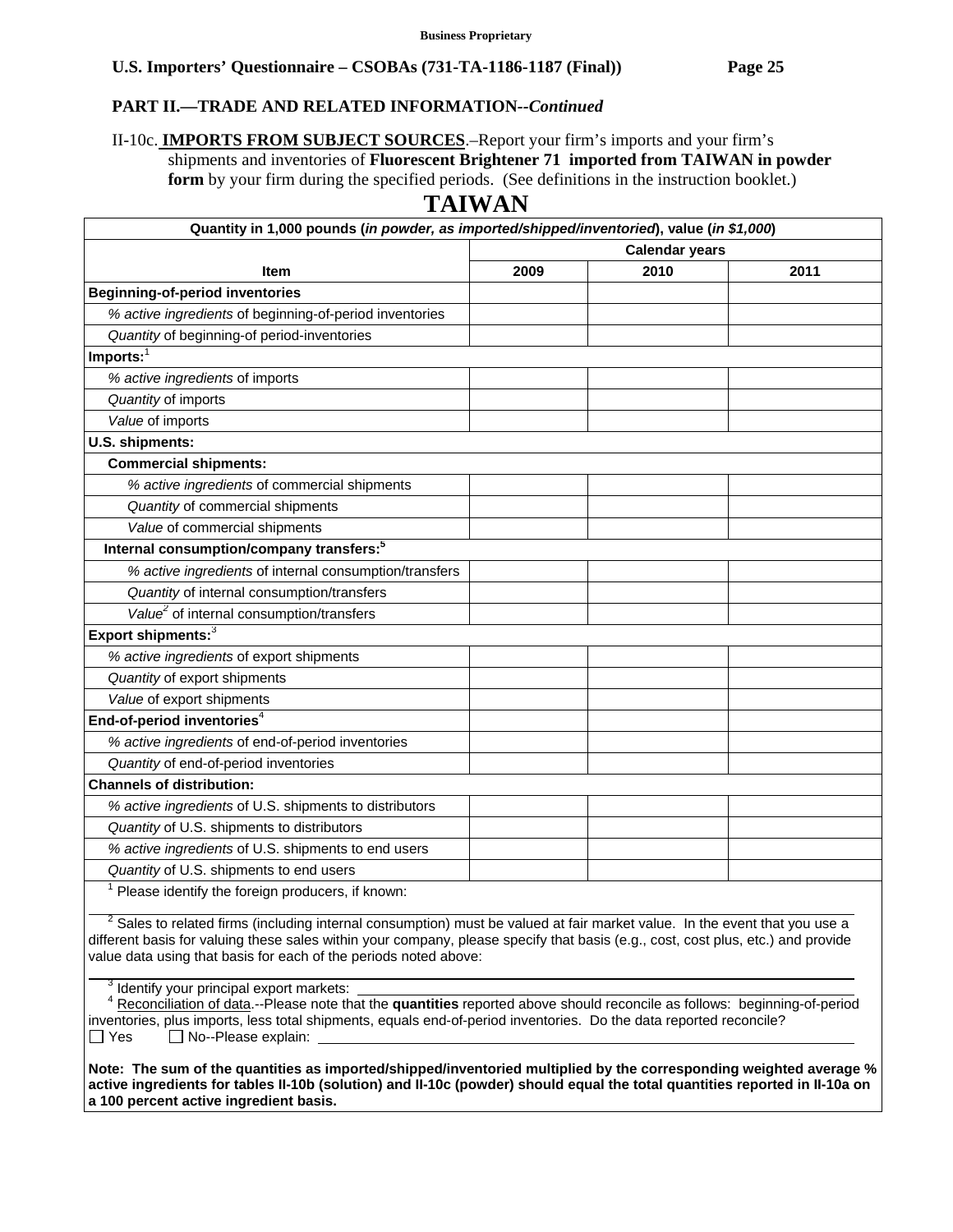**Business Proprietary**

**U.S. Importers' Questionnaire – CSOBAs (731-TA-1186-1187 (Final)) Page 25**

**PART II.—TRADE AND RELATED INFORMATION--*Continued***

II-10c. **IMPORTS FROM SUBJECT SOURCES**.–Report your firm's imports and your firm's shipments and inventories of **Fluorescent Brightener 71 imported from TAIWAN in powder form** by your firm during the specified periods. (See definitions in the instruction booklet.)

# TAIWAN

| Quantity in 1,000 pounds (*in powder, as imported/shipped/inventoried*), value (*in $1,000*) | | | |
|---|---|---|---|
| | Calendar years | | |
| **Item** | **2009** | **2010** | **2011** |
| **Beginning-of-period inventories** | | | |
| *% active ingredients* of beginning-of-period inventories | | | |
| *Quantity* of beginning-of period-inventories | | | |
| **Imports:**[1] | | | |
| *% active ingredients* of imports | | | |
| *Quantity* of imports | | | |
| *Value* of imports | | | |
| **U.S. shipments:** | | | |
| **Commercial shipments:** | | | |
| *% active ingredients* of commercial shipments | | | |
| *Quantity* of commercial shipments | | | |
| *Value* of commercial shipments | | | |
| **Internal consumption/company transfers:**[5] | | | |
| *% active ingredients* of internal consumption/transfers | | | |
| *Quantity* of internal consumption/transfers | | | |
| *Value*[2] of internal consumption/transfers | | | |
| **Export shipments:**[3] | | | |
| *% active ingredients* of export shipments | | | |
| *Quantity* of export shipments | | | |
| *Value* of export shipments | | | |
| **End-of-period inventories**[4] | | | |
| *% active ingredients* of end-of-period inventories | | | |
| *Quantity* of end-of-period inventories | | | |
| **Channels of distribution:** | | | |
| *% active ingredients* of U.S. shipments to distributors | | | |
| *Quantity* of U.S. shipments to distributors | | | |
| *% active ingredients* of U.S. shipments to end users | | | |
| *Quantity* of U.S. shipments to end users | | | |

[1] Please identify the foreign producers, if known: \_\_\_\_\_\_\_\_\_\_

[2] Sales to related firms (including internal consumption) must be valued at fair market value. In the event that you use a different basis for valuing these sales within your company, please specify that basis (e.g., cost, cost plus, etc.) and provide value data using that basis for each of the periods noted above: \_\_\_\_\_\_\_\_\_\_

[3] Identify your principal export markets: \_\_\_\_\_\_\_\_\_\_

[4] Reconciliation of data.--Please note that the **quantities** reported above should reconcile as follows: beginning-of-period inventories, plus imports, less total shipments, equals end-of-period inventories. Do the data reported reconcile?
☐ Yes ☐ No--Please explain: \_\_\_\_\_\_\_\_\_\_

**Note: The sum of the quantities as imported/shipped/inventoried multiplied by the corresponding weighted average % active ingredients for tables II-10b (solution) and II-10c (powder) should equal the total quantities reported in II-10a on a 100 percent active ingredient basis.**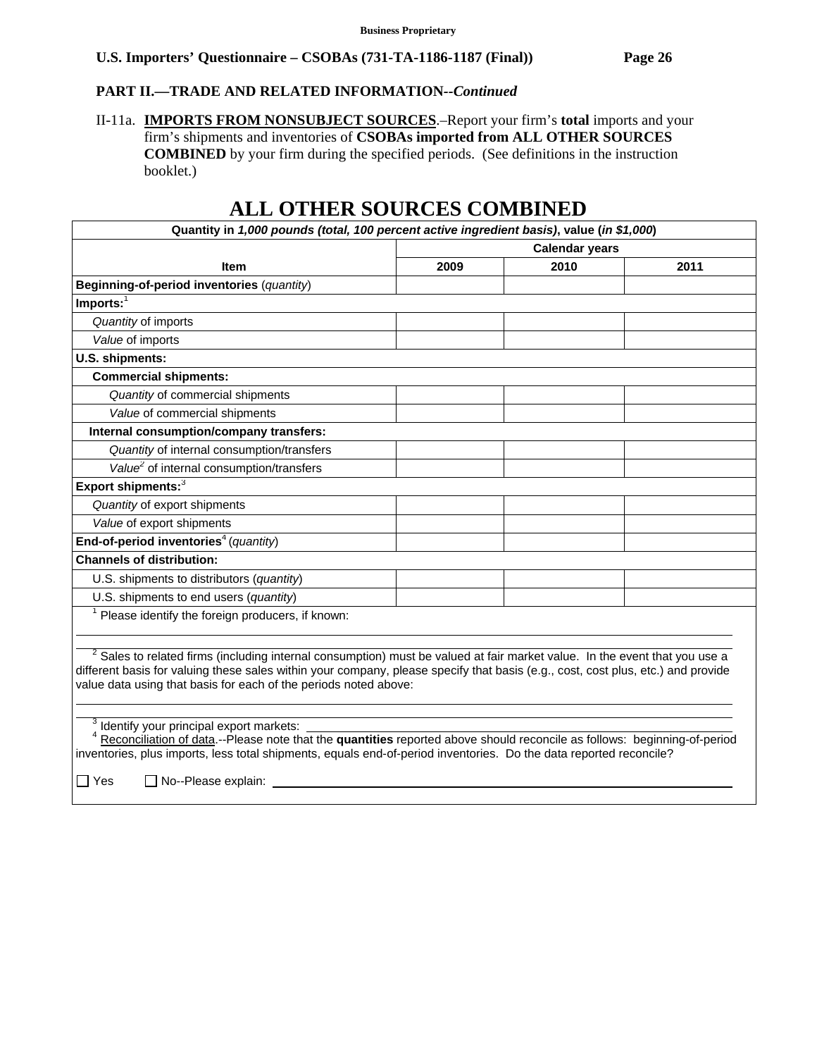**Business Proprietary**

**U.S. Importers' Questionnaire – CSOBAs (731-TA-1186-1187 (Final))**

**PART II.—TRADE AND RELATED INFORMATION--*Continued***

II-11a. **IMPORTS FROM NONSUBJECT SOURCES**.–Report your firm's **total** imports and your firm's shipments and inventories of **CSOBAs imported from ALL OTHER SOURCES COMBINED** by your firm during the specified periods. (See definitions in the instruction booklet.)

# ALL OTHER SOURCES COMBINED

| Quantity in *1,000 pounds (total, 100 percent active ingredient basis)*, value (*in $1,000*) | | | |
|---|---|---|---|
| | **Calendar years** | | |
| **Item** | **2009** | **2010** | **2011** |
| **Beginning-of-period inventories** (*quantity*) | | | |
| **Imports:**[1] | | | |
| *Quantity* of imports | | | |
| *Value* of imports | | | |
| **U.S. shipments:** | | | |
| **Commercial shipments:** | | | |
| *Quantity* of commercial shipments | | | |
| *Value* of commercial shipments | | | |
| **Internal consumption/company transfers:** | | | |
| *Quantity* of internal consumption/transfers | | | |
| *Value*[2] of internal consumption/transfers | | | |
| **Export shipments:**[3] | | | |
| *Quantity* of export shipments | | | |
| *Value* of export shipments | | | |
| **End-of-period inventories**[4] (*quantity*) | | | |
| **Channels of distribution:** | | | |
| U.S. shipments to distributors (*quantity*) | | | |
| U.S. shipments to end users (*quantity*) | | | |

[1] Please identify the foreign producers, if known: \_\_\_\_\_\_\_\_\_\_\_\_\_\_\_\_\_\_\_\_

[2] Sales to related firms (including internal consumption) must be valued at fair market value. In the event that you use a different basis for valuing these sales within your company, please specify that basis (e.g., cost, cost plus, etc.) and provide value data using that basis for each of the periods noted above: \_\_\_\_\_\_\_\_\_\_\_\_\_\_\_\_\_\_\_\_

[3] Identify your principal export markets: \_\_\_\_\_\_\_\_\_\_\_\_\_\_\_\_\_\_\_\_

[4] Reconciliation of data.--Please note that the **quantities** reported above should reconcile as follows: beginning-of-period inventories, plus imports, less total shipments, equals end-of-period inventories. Do the data reported reconcile?

☐ Yes ☐ No--Please explain: \_\_\_\_\_\_\_\_\_\_\_\_\_\_\_\_\_\_\_\_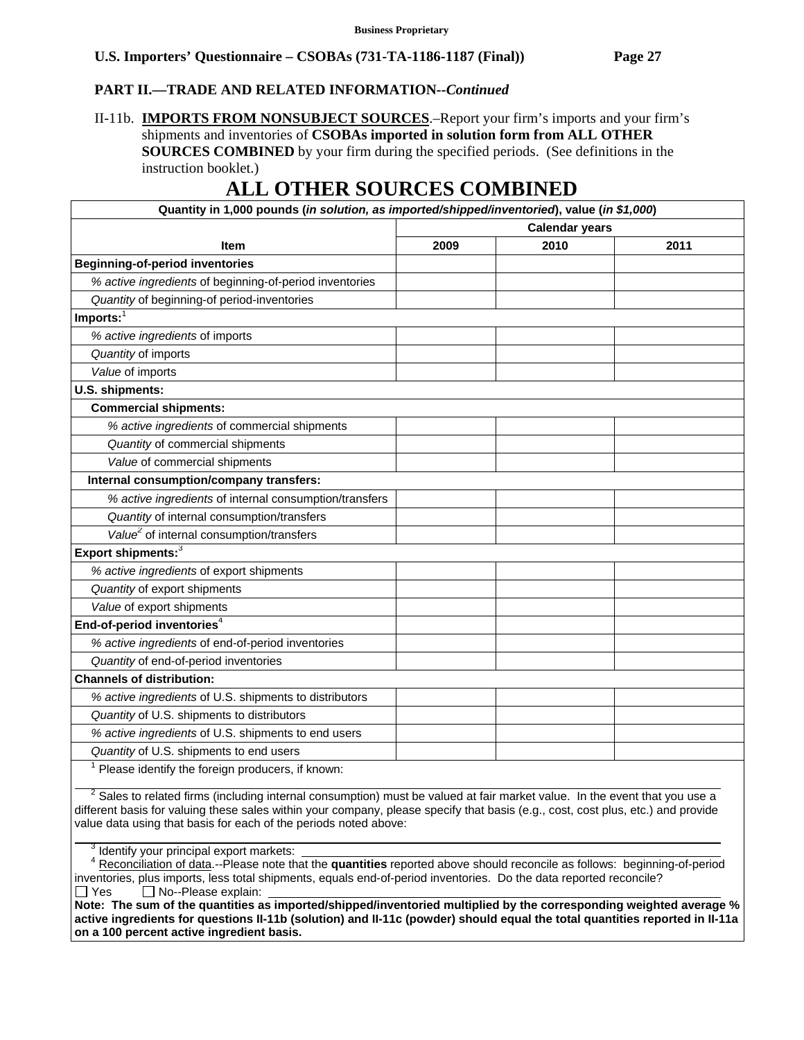## PART II.—TRADE AND RELATED INFORMATION--*Continued*

II-11b. **IMPORTS FROM NONSUBJECT SOURCES**.–Report your firm's imports and your firm's shipments and inventories of **CSOBAs imported in solution form from ALL OTHER SOURCES COMBINED** by your firm during the specified periods. (See definitions in the instruction booklet.)

# ALL OTHER SOURCES COMBINED

| Quantity in 1,000 pounds (*in solution, as imported/shipped/inventoried*), value (*in $1,000*) | | | |
|---|---|---|---|
| | Calendar years | | |
| **Item** | **2009** | **2010** | **2011** |
| **Beginning-of-period inventories** | | | |
| *% active ingredients* of beginning-of-period inventories | | | |
| *Quantity* of beginning-of period-inventories | | | |
| **Imports:**[1] | | | |
| *% active ingredients* of imports | | | |
| *Quantity* of imports | | | |
| *Value* of imports | | | |
| **U.S. shipments:** | | | |
| **Commercial shipments:** | | | |
| *% active ingredients* of commercial shipments | | | |
| *Quantity* of commercial shipments | | | |
| *Value* of commercial shipments | | | |
| **Internal consumption/company transfers:** | | | |
| *% active ingredients* of internal consumption/transfers | | | |
| *Quantity* of internal consumption/transfers | | | |
| *Value*[2] of internal consumption/transfers | | | |
| **Export shipments:**[3] | | | |
| *% active ingredients* of export shipments | | | |
| *Quantity* of export shipments | | | |
| *Value* of export shipments | | | |
| **End-of-period inventories**[4] | | | |
| *% active ingredients* of end-of-period inventories | | | |
| *Quantity* of end-of-period inventories | | | |
| **Channels of distribution:** | | | |
| *% active ingredients* of U.S. shipments to distributors | | | |
| *Quantity* of U.S. shipments to distributors | | | |
| *% active ingredients* of U.S. shipments to end users | | | |
| *Quantity* of U.S. shipments to end users | | | |

[1] Please identify the foreign producers, if known: ________________

[2] Sales to related firms (including internal consumption) must be valued at fair market value. In the event that you use a different basis for valuing these sales within your company, please specify that basis (e.g., cost, cost plus, etc.) and provide value data using that basis for each of the periods noted above: ________________

[3] Identify your principal export markets: ________________

[4] Reconciliation of data.--Please note that the **quantities** reported above should reconcile as follows: beginning-of-period inventories, plus imports, less total shipments, equals end-of-period inventories. Do the data reported reconcile?
☐ Yes ☐ No--Please explain: ________________

**Note: The sum of the quantities as imported/shipped/inventoried multiplied by the corresponding weighted average % active ingredients for questions II-11b (solution) and II-11c (powder) should equal the total quantities reported in II-11a on a 100 percent active ingredient basis.**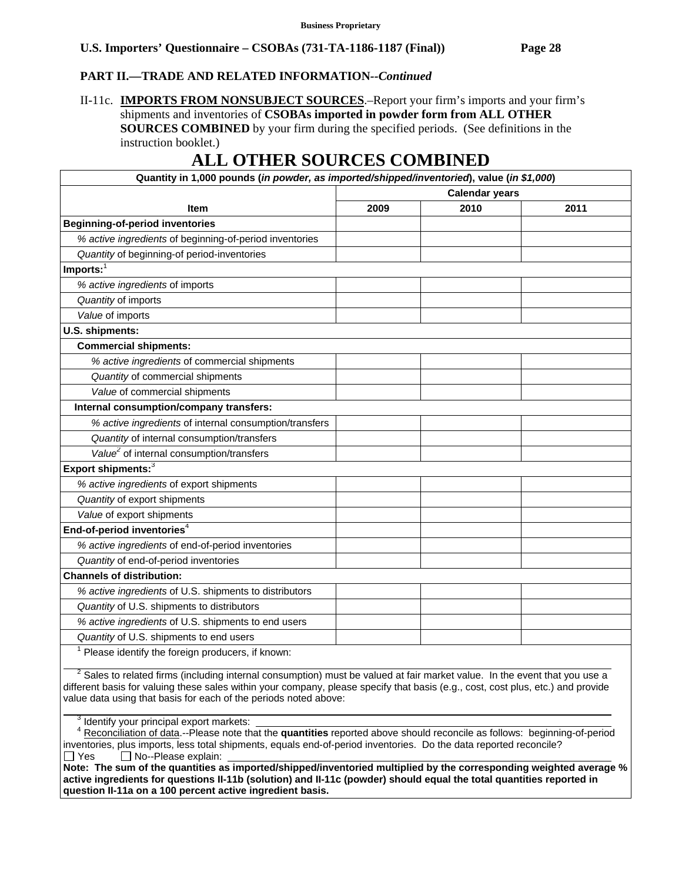**Business Proprietary**

**PART II.—TRADE AND RELATED INFORMATION--*Continued***

II-11c. **IMPORTS FROM NONSUBJECT SOURCES**.–Report your firm's imports and your firm's shipments and inventories of **CSOBAs imported in powder form from ALL OTHER SOURCES COMBINED** by your firm during the specified periods. (See definitions in the instruction booklet.)

# ALL OTHER SOURCES COMBINED

| Quantity in 1,000 pounds (*in powder, as imported/shipped/inventoried*), value (*in $1,000*) | | | |
|---|---|---|---|
| | Calendar years | | |
| **Item** | **2009** | **2010** | **2011** |
| **Beginning-of-period inventories** | | | |
| *% active ingredients* of beginning-of-period inventories | | | |
| *Quantity* of beginning-of period-inventories | | | |
| **Imports:**[1] | | | |
| *% active ingredients* of imports | | | |
| *Quantity* of imports | | | |
| *Value* of imports | | | |
| **U.S. shipments:** | | | |
| **Commercial shipments:** | | | |
| *% active ingredients* of commercial shipments | | | |
| *Quantity* of commercial shipments | | | |
| *Value* of commercial shipments | | | |
| **Internal consumption/company transfers:** | | | |
| *% active ingredients* of internal consumption/transfers | | | |
| *Quantity* of internal consumption/transfers | | | |
| *Value*[2] of internal consumption/transfers | | | |
| **Export shipments:**[3] | | | |
| *% active ingredients* of export shipments | | | |
| *Quantity* of export shipments | | | |
| *Value* of export shipments | | | |
| **End-of-period inventories**[4] | | | |
| *% active ingredients* of end-of-period inventories | | | |
| *Quantity* of end-of-period inventories | | | |
| **Channels of distribution:** | | | |
| *% active ingredients* of U.S. shipments to distributors | | | |
| *Quantity* of U.S. shipments to distributors | | | |
| *% active ingredients* of U.S. shipments to end users | | | |
| *Quantity* of U.S. shipments to end users | | | |

[1] Please identify the foreign producers, if known: ______

[2] Sales to related firms (including internal consumption) must be valued at fair market value. In the event that you use a different basis for valuing these sales within your company, please specify that basis (e.g., cost, cost plus, etc.) and provide value data using that basis for each of the periods noted above: ______

[3] Identify your principal export markets: ______

[4] Reconciliation of data.--Please note that the **quantities** reported above should reconcile as follows: beginning-of-period inventories, plus imports, less total shipments, equals end-of-period inventories. Do the data reported reconcile?

☐ Yes ☐ No--Please explain: ______

**Note: The sum of the quantities as imported/shipped/inventoried multiplied by the corresponding weighted average % active ingredients for questions II-11b (solution) and II-11c (powder) should equal the total quantities reported in question II-11a on a 100 percent active ingredient basis.**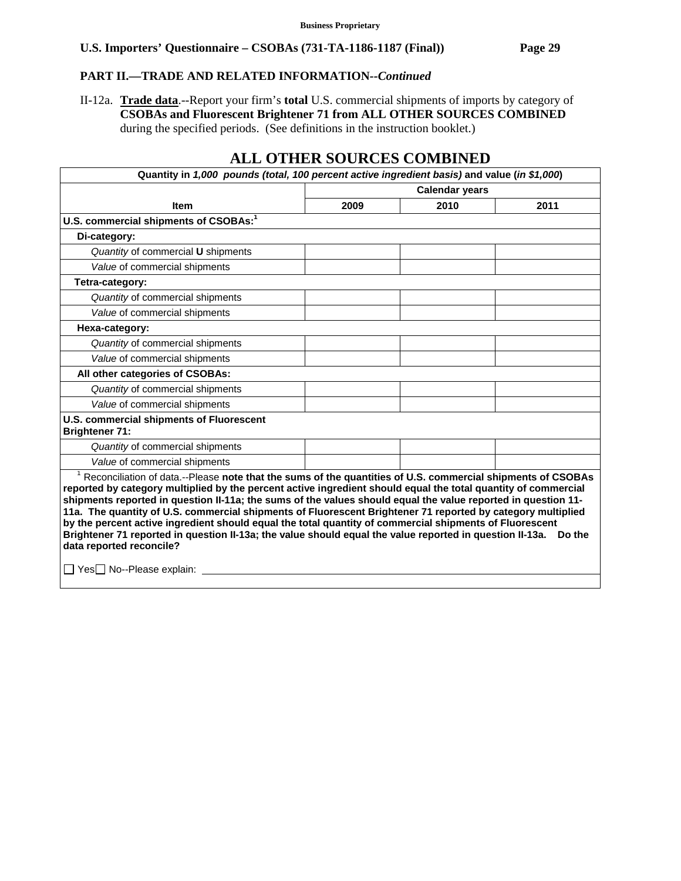**Business Proprietary**

**PART II.—TRADE AND RELATED INFORMATION--*Continued***

II-12a. **Trade data**.--Report your firm's **total** U.S. commercial shipments of imports by category of **CSOBAs and Fluorescent Brightener 71 from ALL OTHER SOURCES COMBINED** during the specified periods. (See definitions in the instruction booklet.)

## ALL OTHER SOURCES COMBINED

| Quantity in *1,000 pounds (total, 100 percent active ingredient basis)* and value (*in $1,000*) | | | |
|---|---|---|---|
| | Calendar years | | |
| **Item** | **2009** | **2010** | **2011** |
| **U.S. commercial shipments of CSOBAs:**[1] | | | |
| **Di-category:** | | | |
| *Quantity* of commercial **U** shipments | | | |
| *Value* of commercial shipments | | | |
| **Tetra-category:** | | | |
| *Quantity* of commercial shipments | | | |
| *Value* of commercial shipments | | | |
| **Hexa-category:** | | | |
| *Quantity* of commercial shipments | | | |
| *Value* of commercial shipments | | | |
| **All other categories of CSOBAs:** | | | |
| *Quantity* of commercial shipments | | | |
| *Value* of commercial shipments | | | |
| **U.S. commercial shipments of Fluorescent Brightener 71:** | | | |
| *Quantity* of commercial shipments | | | |
| *Value* of commercial shipments | | | |

[1] Reconciliation of data.--Please **note that the sums of the quantities of U.S. commercial shipments of CSOBAs reported by category multiplied by the percent active ingredient should equal the total quantity of commercial shipments reported in question II-11a; the sums of the values should equal the value reported in question 11-11a. The quantity of U.S. commercial shipments of Fluorescent Brightener 71 reported by category multiplied by the percent active ingredient should equal the total quantity of commercial shipments of Fluorescent Brightener 71 reported in question II-13a; the value should equal the value reported in question II-13a. Do the data reported reconcile?**

☐ Yes ☐ No--Please explain: ____________________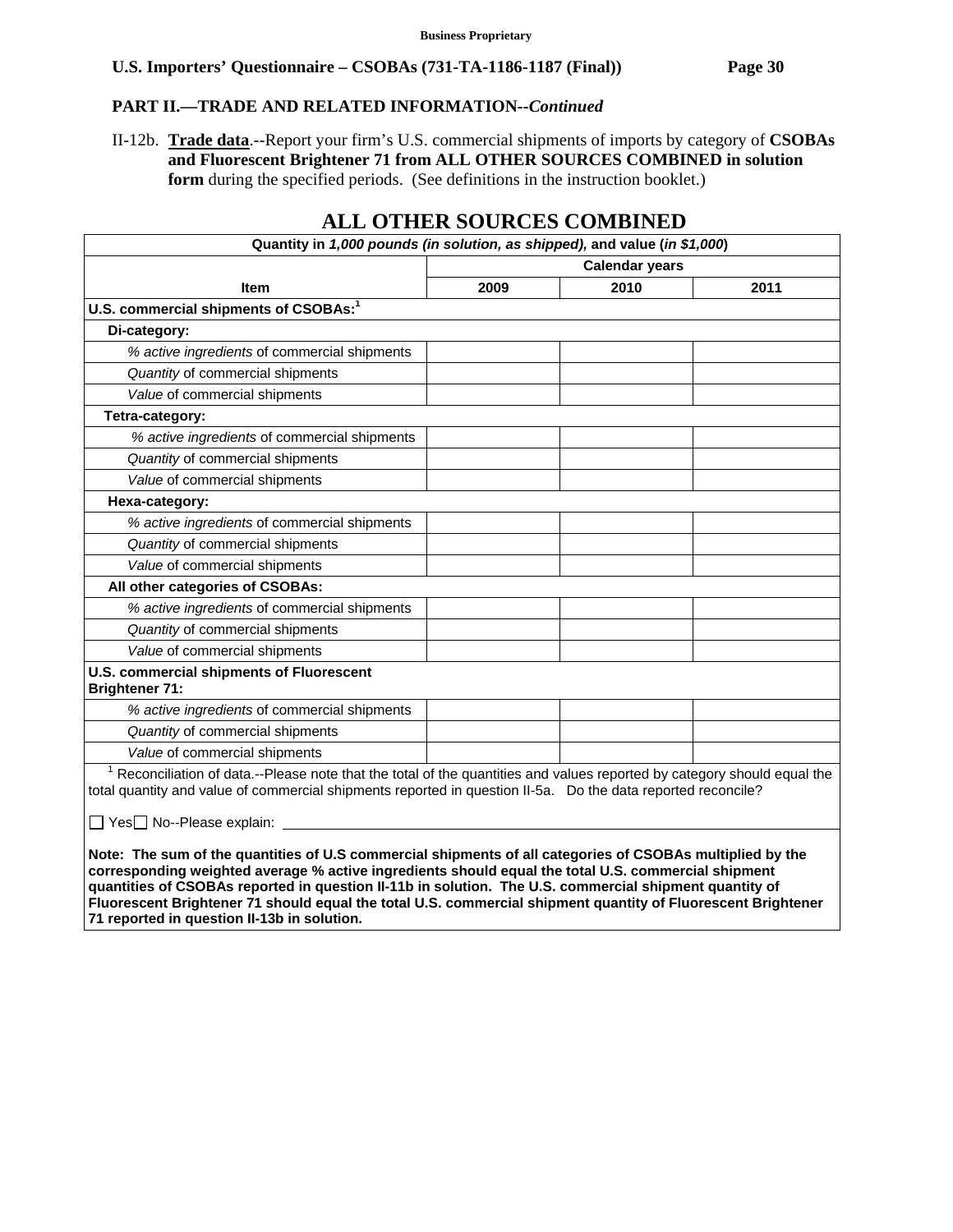**Business Proprietary**

**U.S. Importers' Questionnaire – CSOBAs (731-TA-1186-1187 (Final))**

**PART II.—TRADE AND RELATED INFORMATION--*Continued***

II-12b. **Trade data**.--Report your firm's U.S. commercial shipments of imports by category of **CSOBAs and Fluorescent Brightener 71 from ALL OTHER SOURCES COMBINED in solution form** during the specified periods. (See definitions in the instruction booklet.)

## ALL OTHER SOURCES COMBINED

| Quantity in *1,000 pounds (in solution, as shipped),* and value (*in $1,000*) | | | |
|---|---|---|---|
| | Calendar years | | |
| **Item** | **2009** | **2010** | **2011** |
| **U.S. commercial shipments of CSOBAs:[1]** | | | |
| **Di-category:** | | | |
| *% active ingredients* of commercial shipments | | | |
| *Quantity* of commercial shipments | | | |
| *Value* of commercial shipments | | | |
| **Tetra-category:** | | | |
| *% active ingredients* of commercial shipments | | | |
| *Quantity* of commercial shipments | | | |
| *Value* of commercial shipments | | | |
| **Hexa-category:** | | | |
| *% active ingredients* of commercial shipments | | | |
| *Quantity* of commercial shipments | | | |
| *Value* of commercial shipments | | | |
| **All other categories of CSOBAs:** | | | |
| *% active ingredients* of commercial shipments | | | |
| *Quantity* of commercial shipments | | | |
| *Value* of commercial shipments | | | |
| **U.S. commercial shipments of Fluorescent Brightener 71:** | | | |
| *% active ingredients* of commercial shipments | | | |
| *Quantity* of commercial shipments | | | |
| *Value* of commercial shipments | | | |

[1] Reconciliation of data.--Please note that the total of the quantities and values reported by category should equal the total quantity and value of commercial shipments reported in question II-5a. Do the data reported reconcile?

☐ Yes ☐ No--Please explain: \_\_\_\_\_\_\_\_\_\_\_\_\_\_\_\_\_\_\_\_\_\_\_\_\_\_\_\_\_\_\_\_\_\_\_\_\_\_\_\_\_\_\_\_\_\_\_\_\_\_\_\_\_\_\_\_\_\_\_\_

**Note: The sum of the quantities of U.S commercial shipments of all categories of CSOBAs multiplied by the corresponding weighted average % active ingredients should equal the total U.S. commercial shipment quantities of CSOBAs reported in question II-11b in solution. The U.S. commercial shipment quantity of Fluorescent Brightener 71 should equal the total U.S. commercial shipment quantity of Fluorescent Brightener 71 reported in question II-13b in solution.**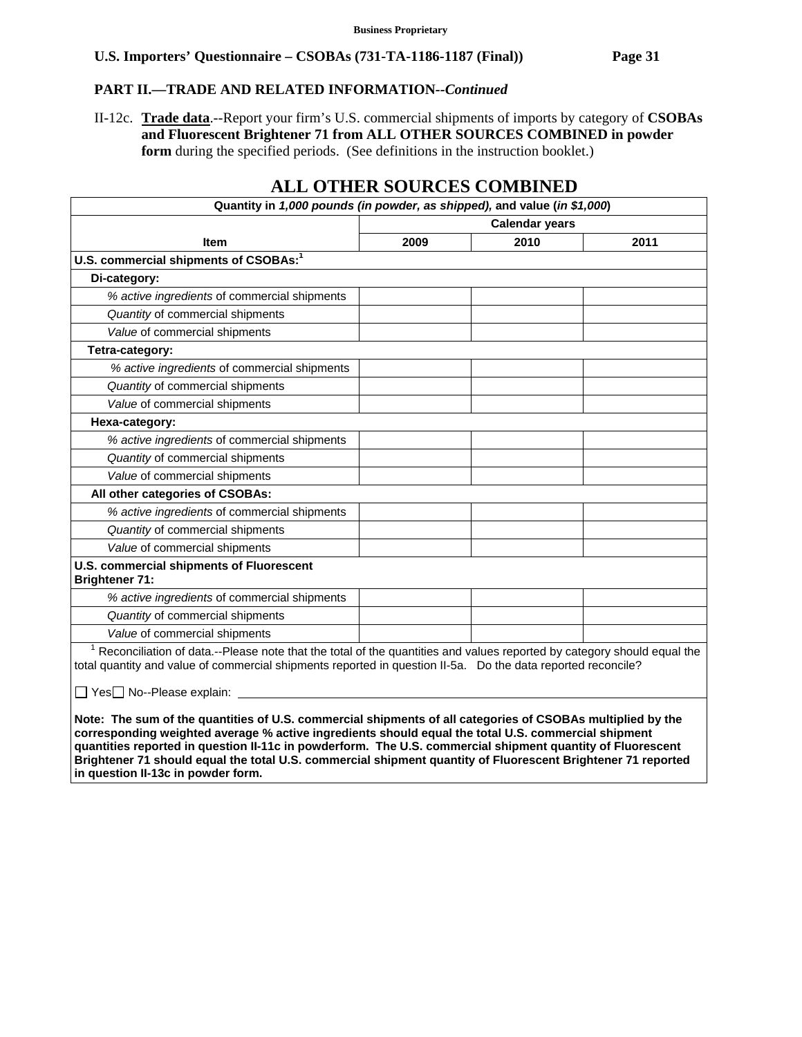Business Proprietary

## PART II.—TRADE AND RELATED INFORMATION--*Continued*

II-12c. **Trade data**.--Report your firm's U.S. commercial shipments of imports by category of **CSOBAs and Fluorescent Brightener 71 from ALL OTHER SOURCES COMBINED in powder form** during the specified periods. (See definitions in the instruction booklet.)

### ALL OTHER SOURCES COMBINED

| Quantity in *1,000 pounds (in powder, as shipped)*, and value (*in $1,000*) | | | |
|---|---|---|---|
| | Calendar years | | |
| **Item** | **2009** | **2010** | **2011** |
| **U.S. commercial shipments of CSOBAs:**[1] | | | |
| **Di-category:** | | | |
| *% active ingredients* of commercial shipments | | | |
| *Quantity* of commercial shipments | | | |
| *Value* of commercial shipments | | | |
| **Tetra-category:** | | | |
| *% active ingredients* of commercial shipments | | | |
| *Quantity* of commercial shipments | | | |
| *Value* of commercial shipments | | | |
| **Hexa-category:** | | | |
| *% active ingredients* of commercial shipments | | | |
| *Quantity* of commercial shipments | | | |
| *Value* of commercial shipments | | | |
| **All other categories of CSOBAs:** | | | |
| *% active ingredients* of commercial shipments | | | |
| *Quantity* of commercial shipments | | | |
| *Value* of commercial shipments | | | |
| **U.S. commercial shipments of Fluorescent Brightener 71:** | | | |
| *% active ingredients* of commercial shipments | | | |
| *Quantity* of commercial shipments | | | |
| *Value* of commercial shipments | | | |

[1] Reconciliation of data.--Please note that the total of the quantities and values reported by category should equal the total quantity and value of commercial shipments reported in question II-5a. Do the data reported reconcile?

☐ Yes ☐ No--Please explain: ______________________________

**Note: The sum of the quantities of U.S. commercial shipments of all categories of CSOBAs multiplied by the corresponding weighted average % active ingredients should equal the total U.S. commercial shipment quantities reported in question II-11c in powderform. The U.S. commercial shipment quantity of Fluorescent Brightener 71 should equal the total U.S. commercial shipment quantity of Fluorescent Brightener 71 reported in question II-13c in powder form.**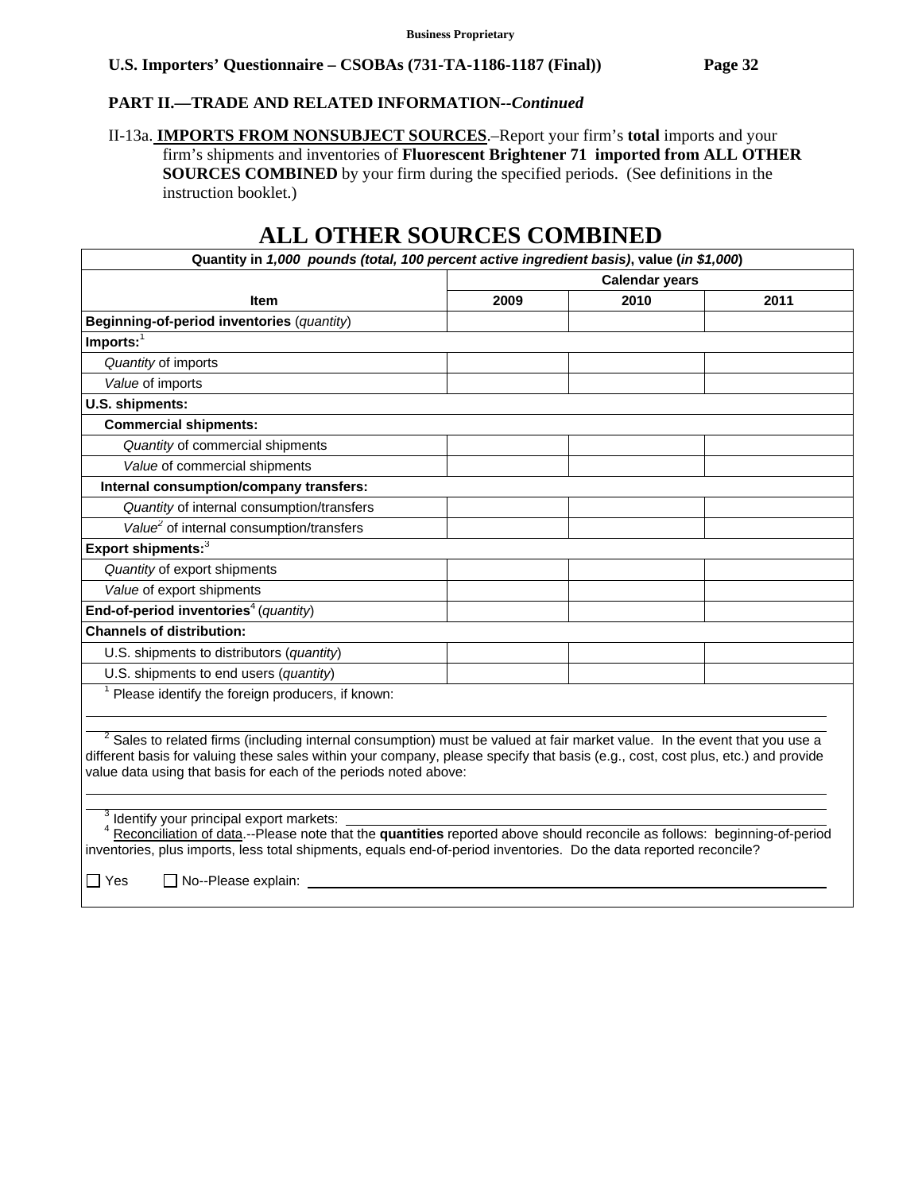**Business Proprietary**

**U.S. Importers' Questionnaire – CSOBAs (731-TA-1186-1187 (Final))**

**PART II.—TRADE AND RELATED INFORMATION--*Continued***

II-13a. **IMPORTS FROM NONSUBJECT SOURCES**.–Report your firm's **total** imports and your firm's shipments and inventories of **Fluorescent Brightener 71 imported from ALL OTHER SOURCES COMBINED** by your firm during the specified periods. (See definitions in the instruction booklet.)

# ALL OTHER SOURCES COMBINED

| Quantity in *1,000 pounds (total, 100 percent active ingredient basis)*, value (*in $1,000*) | | | |
|---|---|---|---|
| | Calendar years | | |
| **Item** | **2009** | **2010** | **2011** |
| **Beginning-of-period inventories** (*quantity*) | | | |
| **Imports:**[1] | | | |
| *Quantity* of imports | | | |
| *Value* of imports | | | |
| **U.S. shipments:** | | | |
| **Commercial shipments:** | | | |
| *Quantity* of commercial shipments | | | |
| *Value* of commercial shipments | | | |
| **Internal consumption/company transfers:** | | | |
| *Quantity* of internal consumption/transfers | | | |
| *Value*[2] of internal consumption/transfers | | | |
| **Export shipments:**[3] | | | |
| *Quantity* of export shipments | | | |
| *Value* of export shipments | | | |
| **End-of-period inventories**[4] (*quantity*) | | | |
| **Channels of distribution:** | | | |
| U.S. shipments to distributors (*quantity*) | | | |
| U.S. shipments to end users (*quantity*) | | | |

[1] Please identify the foreign producers, if known: \_\_\_\_\_\_\_\_\_\_

[2] Sales to related firms (including internal consumption) must be valued at fair market value. In the event that you use a different basis for valuing these sales within your company, please specify that basis (e.g., cost, cost plus, etc.) and provide value data using that basis for each of the periods noted above: \_\_\_\_\_\_\_\_\_\_

[3] Identify your principal export markets: \_\_\_\_\_\_\_\_\_\_

[4] Reconciliation of data.--Please note that the **quantities** reported above should reconcile as follows: beginning-of-period inventories, plus imports, less total shipments, equals end-of-period inventories. Do the data reported reconcile?

☐ Yes ☐ No--Please explain: \_\_\_\_\_\_\_\_\_\_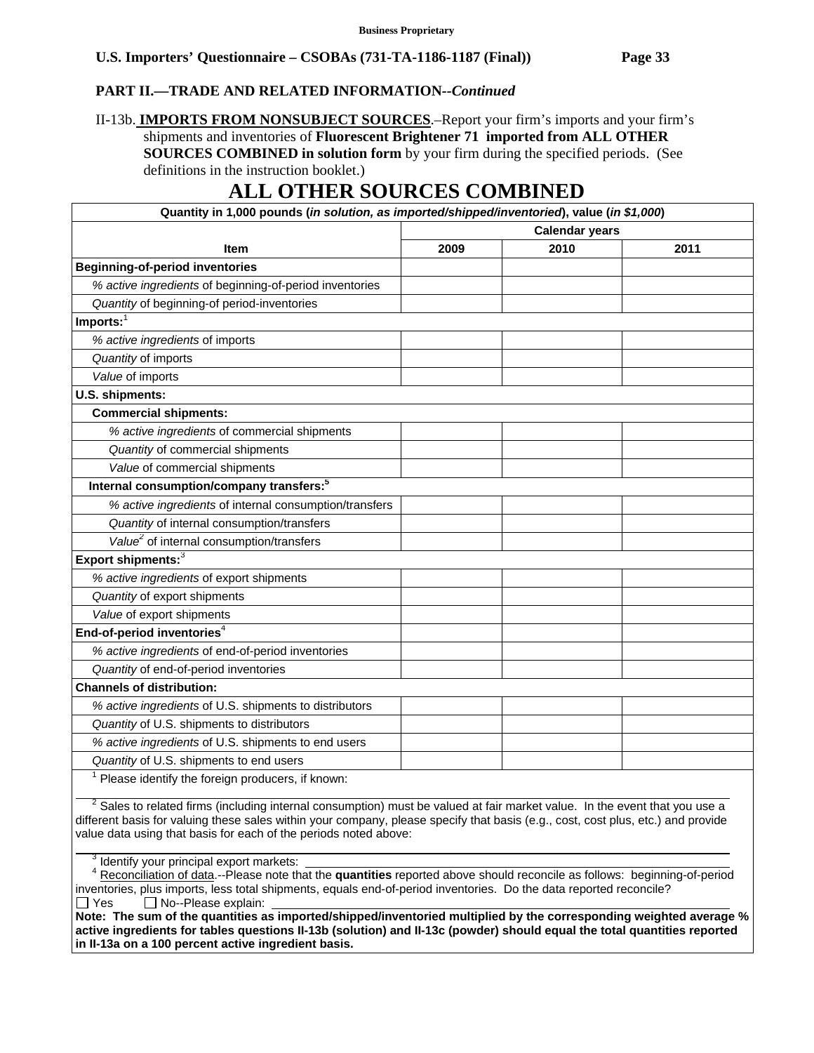**Business Proprietary**

**U.S. Importers' Questionnaire – CSOBAs (731-TA-1186-1187 (Final))**

**PART II.—TRADE AND RELATED INFORMATION--*Continued***

II-13b. **IMPORTS FROM NONSUBJECT SOURCES**.–Report your firm's imports and your firm's shipments and inventories of **Fluorescent Brightener 71 imported from ALL OTHER SOURCES COMBINED in solution form** by your firm during the specified periods. (See definitions in the instruction booklet.)

# ALL OTHER SOURCES COMBINED

| Quantity in 1,000 pounds (*in solution, as imported/shipped/inventoried*), value (*in $1,000*) | | | |
|---|---|---|---|
| | Calendar years | | |
| **Item** | **2009** | **2010** | **2011** |
| **Beginning-of-period inventories** | | | |
| *% active ingredients* of beginning-of-period inventories | | | |
| *Quantity* of beginning-of period-inventories | | | |
| **Imports:**[1] | | | |
| *% active ingredients* of imports | | | |
| *Quantity* of imports | | | |
| *Value* of imports | | | |
| **U.S. shipments:** | | | |
| **Commercial shipments:** | | | |
| *% active ingredients* of commercial shipments | | | |
| *Quantity* of commercial shipments | | | |
| *Value* of commercial shipments | | | |
| **Internal consumption/company transfers:**[5] | | | |
| *% active ingredients* of internal consumption/transfers | | | |
| *Quantity* of internal consumption/transfers | | | |
| *Value*[2] of internal consumption/transfers | | | |
| **Export shipments:**[3] | | | |
| *% active ingredients* of export shipments | | | |
| *Quantity* of export shipments | | | |
| *Value* of export shipments | | | |
| **End-of-period inventories**[4] | | | |
| *% active ingredients* of end-of-period inventories | | | |
| *Quantity* of end-of-period inventories | | | |
| **Channels of distribution:** | | | |
| *% active ingredients* of U.S. shipments to distributors | | | |
| *Quantity* of U.S. shipments to distributors | | | |
| *% active ingredients* of U.S. shipments to end users | | | |
| *Quantity* of U.S. shipments to end users | | | |

[1] Please identify the foreign producers, if known: \_\_\_\_\_\_\_\_\_\_\_\_\_\_\_\_\_\_\_\_

[2] Sales to related firms (including internal consumption) must be valued at fair market value. In the event that you use a different basis for valuing these sales within your company, please specify that basis (e.g., cost, cost plus, etc.) and provide value data using that basis for each of the periods noted above: \_\_\_\_\_\_\_\_\_\_\_\_\_\_\_\_\_\_\_\_

[3] Identify your principal export markets: \_\_\_\_\_\_\_\_\_\_\_\_\_\_\_\_\_\_\_\_

[4] Reconciliation of data.--Please note that the **quantities** reported above should reconcile as follows: beginning-of-period inventories, plus imports, less total shipments, equals end-of-period inventories. Do the data reported reconcile?
☐ Yes ☐ No--Please explain: \_\_\_\_\_\_\_\_\_\_\_\_\_\_\_\_\_\_\_\_

**Note: The sum of the quantities as imported/shipped/inventoried multiplied by the corresponding weighted average % active ingredients for tables questions II-13b (solution) and II-13c (powder) should equal the total quantities reported in II-13a on a 100 percent active ingredient basis.**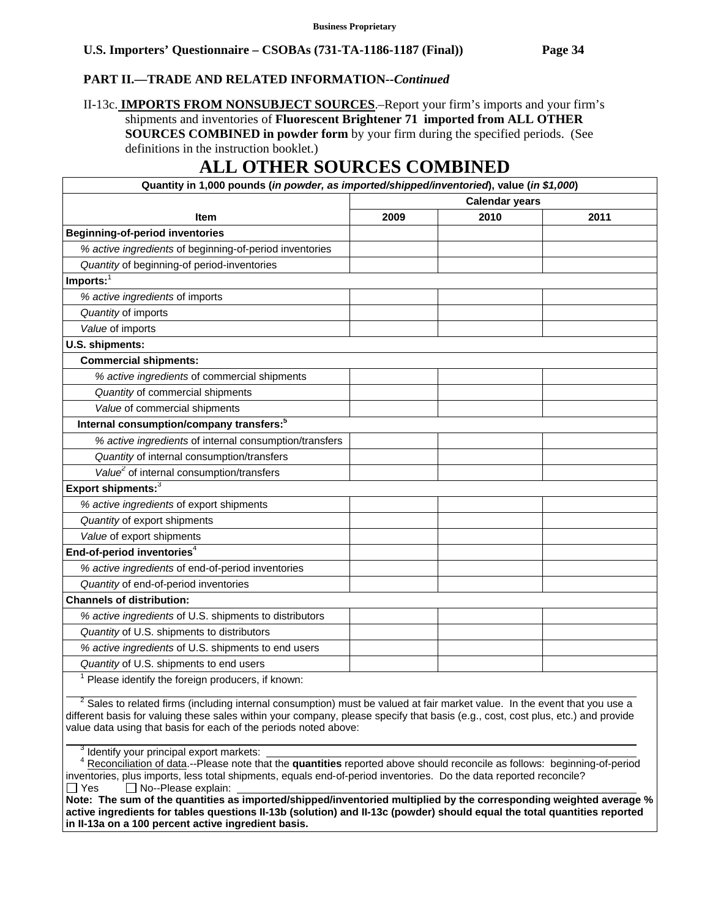**Business Proprietary**

**U.S. Importers' Questionnaire – CSOBAs (731-TA-1186-1187 (Final))**

**PART II.—TRADE AND RELATED INFORMATION--*Continued***

II-13c. **IMPORTS FROM NONSUBJECT SOURCES**.–Report your firm's imports and your firm's shipments and inventories of **Fluorescent Brightener 71 imported from ALL OTHER SOURCES COMBINED in powder form** by your firm during the specified periods. (See definitions in the instruction booklet.)

# ALL OTHER SOURCES COMBINED

| Quantity in 1,000 pounds (*in powder, as imported/shipped/inventoried*), value (*in $1,000*) | | | |
|---|---|---|---|
| | Calendar years | | |
| **Item** | **2009** | **2010** | **2011** |
| **Beginning-of-period inventories** | | | |
| *% active ingredients* of beginning-of-period inventories | | | |
| *Quantity* of beginning-of period-inventories | | | |
| **Imports:**[1] | | | |
| *% active ingredients* of imports | | | |
| *Quantity* of imports | | | |
| *Value* of imports | | | |
| **U.S. shipments:** | | | |
| **Commercial shipments:** | | | |
| *% active ingredients* of commercial shipments | | | |
| *Quantity* of commercial shipments | | | |
| *Value* of commercial shipments | | | |
| **Internal consumption/company transfers:**[5] | | | |
| *% active ingredients* of internal consumption/transfers | | | |
| *Quantity* of internal consumption/transfers | | | |
| *Value*[2] of internal consumption/transfers | | | |
| **Export shipments:**[3] | | | |
| *% active ingredients* of export shipments | | | |
| *Quantity* of export shipments | | | |
| *Value* of export shipments | | | |
| **End-of-period inventories**[4] | | | |
| *% active ingredients* of end-of-period inventories | | | |
| *Quantity* of end-of-period inventories | | | |
| **Channels of distribution:** | | | |
| *% active ingredients* of U.S. shipments to distributors | | | |
| *Quantity* of U.S. shipments to distributors | | | |
| *% active ingredients* of U.S. shipments to end users | | | |
| *Quantity* of U.S. shipments to end users | | | |

[1] Please identify the foreign producers, if known: ____________________

[2] Sales to related firms (including internal consumption) must be valued at fair market value. In the event that you use a different basis for valuing these sales within your company, please specify that basis (e.g., cost, cost plus, etc.) and provide value data using that basis for each of the periods noted above: ____________________

[3] Identify your principal export markets: ____________________

[4] Reconciliation of data.--Please note that the **quantities** reported above should reconcile as follows: beginning-of-period inventories, plus imports, less total shipments, equals end-of-period inventories. Do the data reported reconcile?
☐ Yes ☐ No--Please explain: ____________________

**Note: The sum of the quantities as imported/shipped/inventoried multiplied by the corresponding weighted average % active ingredients for tables questions II-13b (solution) and II-13c (powder) should equal the total quantities reported in II-13a on a 100 percent active ingredient basis.**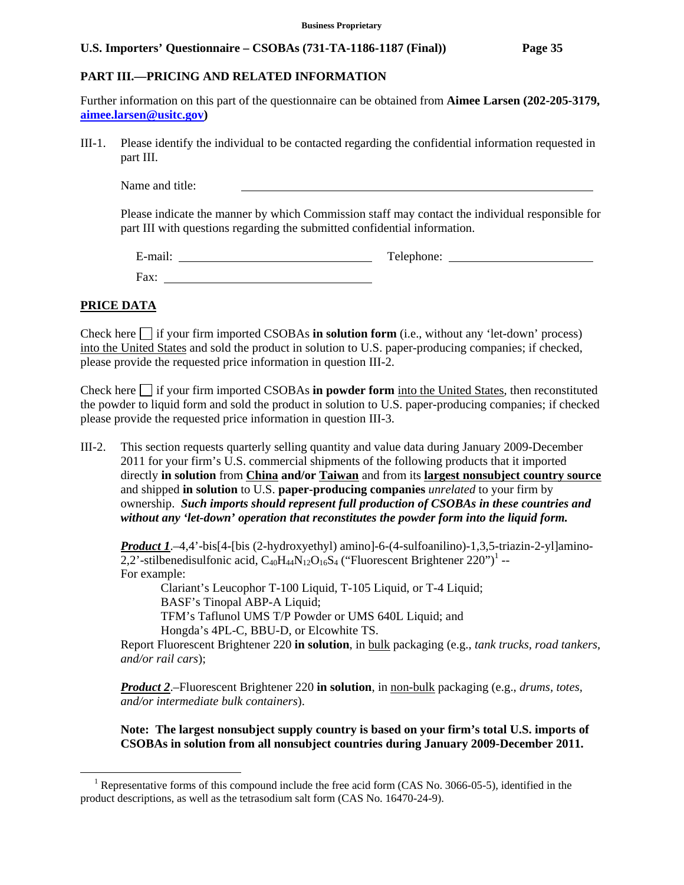**Business Proprietary**

## PART III.—PRICING AND RELATED INFORMATION

Further information on this part of the questionnaire can be obtained from **Aimee Larsen (202-205-3179, aimee.larsen@usitc.gov)**

III-1. Please identify the individual to be contacted regarding the confidential information requested in part III.

Name and title: ______________________________

Please indicate the manner by which Commission staff may contact the individual responsible for part III with questions regarding the submitted confidential information.

E-mail: ______________________ Telephone: ______________________

Fax: ______________________

## PRICE DATA

Check here ☐ if your firm imported CSOBAs **in solution form** (i.e., without any 'let-down' process) into the United States and sold the product in solution to U.S. paper-producing companies; if checked, please provide the requested price information in question III-2.

Check here ☐ if your firm imported CSOBAs **in powder form** into the United States, then reconstituted the powder to liquid form and sold the product in solution to U.S. paper-producing companies; if checked please provide the requested price information in question III-3.

III-2. This section requests quarterly selling quantity and value data during January 2009-December 2011 for your firm's U.S. commercial shipments of the following products that it imported directly **in solution** from **China and/or Taiwan** and from its **largest nonsubject country source** and shipped **in solution** to U.S. **paper-producing companies** *unrelated* to your firm by ownership. ***Such imports should represent full production of CSOBAs in these countries and without any 'let-down' operation that reconstitutes the powder form into the liquid form.***

***Product 1***.–4,4'-bis[4-[bis (2-hydroxyethyl) amino]-6-(4-sulfoanilino)-1,3,5-triazin-2-yl]amino-2,2'-stilbenedisulfonic acid, $C_{40}H_{44}N_{12}O_{16}S_4$ ("Fluorescent Brightener 220")[1] --
For example:

Clariant's Leucophor T-100 Liquid, T-105 Liquid, or T-4 Liquid;
BASF's Tinopal ABP-A Liquid;
TFM's Taflunol UMS T/P Powder or UMS 640L Liquid; and
Hongda's 4PL-C, BBU-D, or Elcowhite TS.

Report Fluorescent Brightener 220 **in solution**, in bulk packaging (e.g., *tank trucks, road tankers, and/or rail cars*);

***Product 2***.–Fluorescent Brightener 220 **in solution**, in non-bulk packaging (e.g., *drums, totes, and/or intermediate bulk containers*).

**Note: The largest nonsubject supply country is based on your firm's total U.S. imports of CSOBAs in solution from all nonsubject countries during January 2009-December 2011.**

---

[1] Representative forms of this compound include the free acid form (CAS No. 3066-05-5), identified in the product descriptions, as well as the tetrasodium salt form (CAS No. 16470-24-9).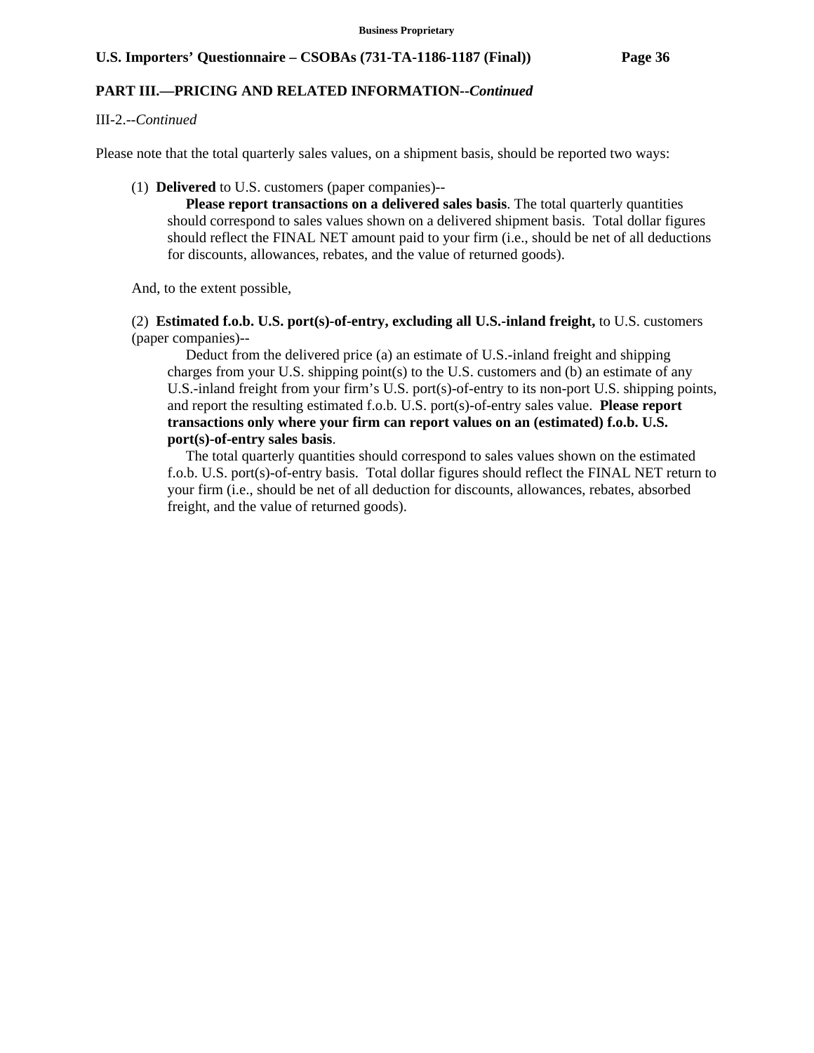**PART III.—PRICING AND RELATED INFORMATION--*Continued***

III-2.--*Continued*

Please note that the total quarterly sales values, on a shipment basis, should be reported two ways:

(1) **Delivered** to U.S. customers (paper companies)--

**Please report transactions on a delivered sales basis**. The total quarterly quantities should correspond to sales values shown on a delivered shipment basis. Total dollar figures should reflect the FINAL NET amount paid to your firm (i.e., should be net of all deductions for discounts, allowances, rebates, and the value of returned goods).

And, to the extent possible,

(2) **Estimated f.o.b. U.S. port(s)-of-entry, excluding all U.S.-inland freight,** to U.S. customers (paper companies)--

Deduct from the delivered price (a) an estimate of U.S.-inland freight and shipping charges from your U.S. shipping point(s) to the U.S. customers and (b) an estimate of any U.S.-inland freight from your firm's U.S. port(s)-of-entry to its non-port U.S. shipping points, and report the resulting estimated f.o.b. U.S. port(s)-of-entry sales value. **Please report transactions only where your firm can report values on an (estimated) f.o.b. U.S. port(s)-of-entry sales basis**.

The total quarterly quantities should correspond to sales values shown on the estimated f.o.b. U.S. port(s)-of-entry basis. Total dollar figures should reflect the FINAL NET return to your firm (i.e., should be net of all deduction for discounts, allowances, rebates, absorbed freight, and the value of returned goods).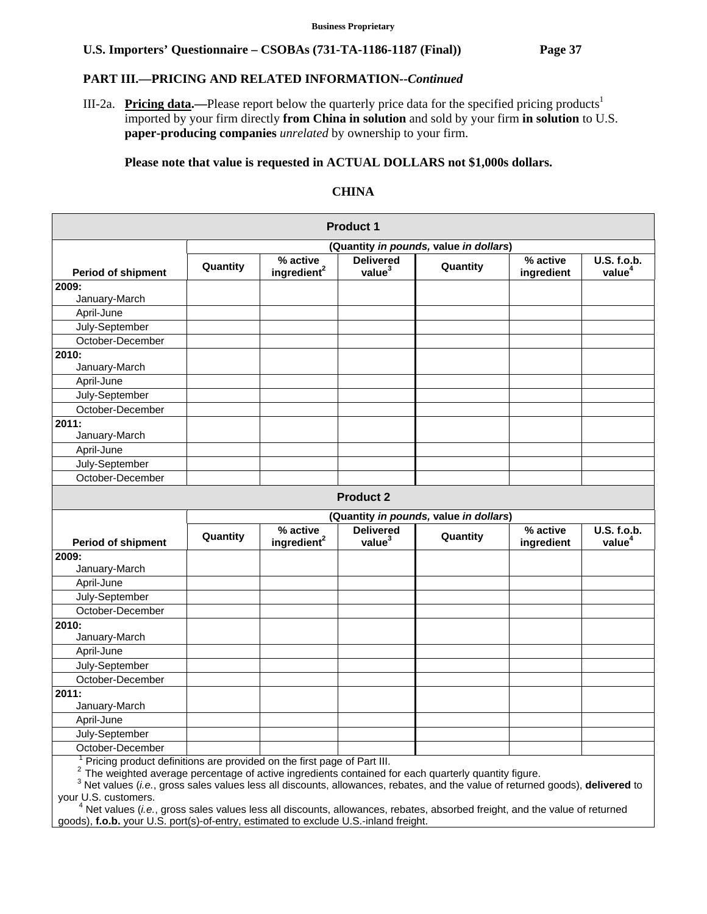**Business Proprietary**

**U.S. Importers' Questionnaire – CSOBAs (731-TA-1186-1187 (Final))**

**PART III.—PRICING AND RELATED INFORMATION--*Continued***

III-2a. **Pricing data.—**Please report below the quarterly price data for the specified pricing products[1] imported by your firm directly **from China in solution** and sold by your firm **in solution** to U.S. **paper-producing companies** *unrelated* by ownership to your firm.

**Please note that value is requested in ACTUAL DOLLARS not $1,000s dollars.**

**CHINA**

| **Product 1** | | | | | | |
|---|---|---|---|---|---|---|
| | **(Quantity *in pounds*, value *in dollars*)** | | | | | |
| **Period of shipment** | **Quantity** | **% active ingredient[2]** | **Delivered value[3]** | **Quantity** | **% active ingredient** | **U.S. f.o.b. value[4]** |
| **2009:** January-March | | | | | | |
| April-June | | | | | | |
| July-September | | | | | | |
| October-December | | | | | | |
| **2010:** January-March | | | | | | |
| April-June | | | | | | |
| July-September | | | | | | |
| October-December | | | | | | |
| **2011:** January-March | | | | | | |
| April-June | | | | | | |
| July-September | | | | | | |
| October-December | | | | | | |

| **Product 2** | | | | | | |
|---|---|---|---|---|---|---|
| | **(Quantity *in pounds*, value *in dollars*)** | | | | | |
| **Period of shipment** | **Quantity** | **% active ingredient[2]** | **Delivered value[3]** | **Quantity** | **% active ingredient** | **U.S. f.o.b. value[4]** |
| **2009:** January-March | | | | | | |
| April-June | | | | | | |
| July-September | | | | | | |
| October-December | | | | | | |
| **2010:** January-March | | | | | | |
| April-June | | | | | | |
| July-September | | | | | | |
| October-December | | | | | | |
| **2011:** January-March | | | | | | |
| April-June | | | | | | |
| July-September | | | | | | |
| October-December | | | | | | |

[1] Pricing product definitions are provided on the first page of Part III.
[2] The weighted average percentage of active ingredients contained for each quarterly quantity figure.
[3] Net values (*i.e.*, gross sales values less all discounts, allowances, rebates, and the value of returned goods), **delivered** to your U.S. customers.
[4] Net values (*i.e.*, gross sales values less all discounts, allowances, rebates, absorbed freight, and the value of returned goods), **f.o.b.** your U.S. port(s)-of-entry, estimated to exclude U.S.-inland freight.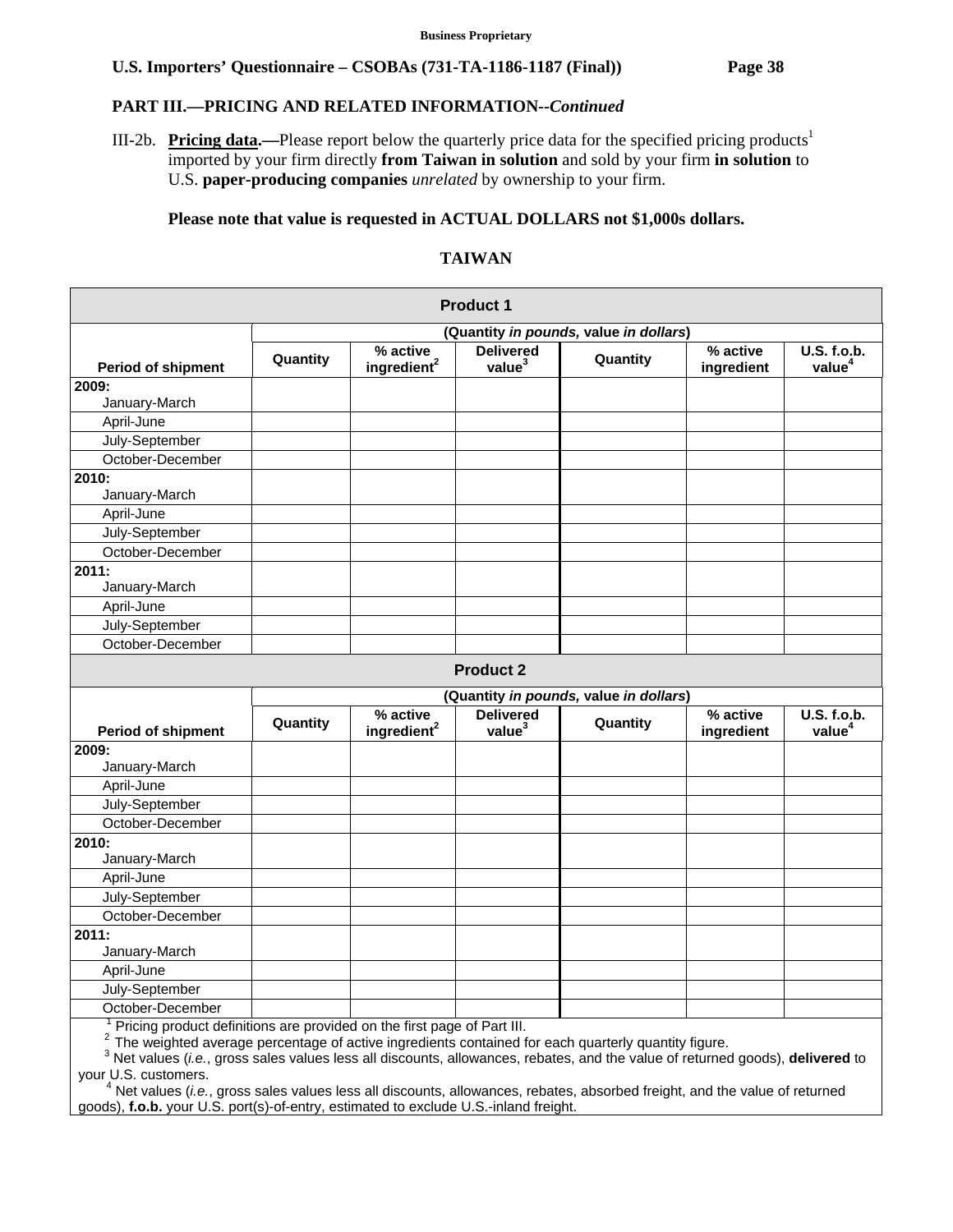Business Proprietary

**U.S. Importers' Questionnaire – CSOBAs (731-TA-1186-1187 (Final))**

**PART III.—PRICING AND RELATED INFORMATION--*Continued***

III-2b. **Pricing data.—**Please report below the quarterly price data for the specified pricing products[1] imported by your firm directly **from Taiwan in solution** and sold by your firm **in solution** to U.S. **paper-producing companies** *unrelated* by ownership to your firm.

**Please note that value is requested in ACTUAL DOLLARS not $1,000s dollars.**

**TAIWAN**

| Product 1 | | | | | | |
|---|---|---|---|---|---|---|
| | (Quantity *in pounds,* value *in dollars*) | | | | | |
| Period of shipment | Quantity | % active ingredient[2] | Delivered value[3] | Quantity | % active ingredient | U.S. f.o.b. value[4] |
| **2009:** January-March | | | | | | |
| April-June | | | | | | |
| July-September | | | | | | |
| October-December | | | | | | |
| **2010:** January-March | | | | | | |
| April-June | | | | | | |
| July-September | | | | | | |
| October-December | | | | | | |
| **2011:** January-March | | | | | | |
| April-June | | | | | | |
| July-September | | | | | | |
| October-December | | | | | | |

| Product 2 | | | | | | |
|---|---|---|---|---|---|---|
| | (Quantity *in pounds,* value *in dollars*) | | | | | |
| Period of shipment | Quantity | % active ingredient[2] | Delivered value[3] | Quantity | % active ingredient | U.S. f.o.b. value[4] |
| **2009:** January-March | | | | | | |
| April-June | | | | | | |
| July-September | | | | | | |
| October-December | | | | | | |
| **2010:** January-March | | | | | | |
| April-June | | | | | | |
| July-September | | | | | | |
| October-December | | | | | | |
| **2011:** January-March | | | | | | |
| April-June | | | | | | |
| July-September | | | | | | |
| October-December | | | | | | |

[1] Pricing product definitions are provided on the first page of Part III.
[2] The weighted average percentage of active ingredients contained for each quarterly quantity figure.
[3] Net values (*i.e.*, gross sales values less all discounts, allowances, rebates, and the value of returned goods), **delivered** to your U.S. customers.
[4] Net values (*i.e.*, gross sales values less all discounts, allowances, rebates, absorbed freight, and the value of returned goods), **f.o.b.** your U.S. port(s)-of-entry, estimated to exclude U.S.-inland freight.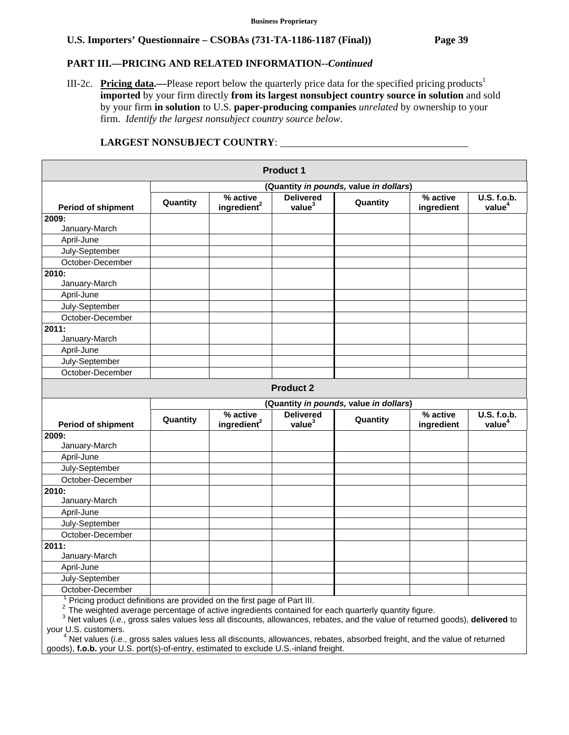**Business Proprietary**

**U.S. Importers' Questionnaire – CSOBAs (731-TA-1186-1187 (Final))**

## PART III.—PRICING AND RELATED INFORMATION--*Continued*

III-2c. **Pricing data.—**Please report below the quarterly price data for the specified pricing products[1] **imported** by your firm directly **from its largest nonsubject country source in solution** and sold by your firm **in solution** to U.S. **paper-producing companies** *unrelated* by ownership to your firm. *Identify the largest nonsubject country source below*.

**LARGEST NONSUBJECT COUNTRY**: ___________________________________

| **Product 1** | | | | | | |
|---|---|---|---|---|---|---|
| | (Quantity *in pounds*, value *in dollars*) | | | | | |
| **Period of shipment** | **Quantity** | **% active ingredient[2]** | **Delivered value[3]** | **Quantity** | **% active ingredient** | **U.S. f.o.b. value[4]** |
| **2009:** January-March | | | | | | |
| April-June | | | | | | |
| July-September | | | | | | |
| October-December | | | | | | |
| **2010:** January-March | | | | | | |
| April-June | | | | | | |
| July-September | | | | | | |
| October-December | | | | | | |
| **2011:** January-March | | | | | | |
| April-June | | | | | | |
| July-September | | | | | | |
| October-December | | | | | | |

| **Product 2** | | | | | | |
|---|---|---|---|---|---|---|
| | (Quantity *in pounds*, value *in dollars*) | | | | | |
| **Period of shipment** | **Quantity** | **% active ingredient[2]** | **Delivered value[3]** | **Quantity** | **% active ingredient** | **U.S. f.o.b. value[4]** |
| **2009:** January-March | | | | | | |
| April-June | | | | | | |
| July-September | | | | | | |
| October-December | | | | | | |
| **2010:** January-March | | | | | | |
| April-June | | | | | | |
| July-September | | | | | | |
| October-December | | | | | | |
| **2011:** January-March | | | | | | |
| April-June | | | | | | |
| July-September | | | | | | |
| October-December | | | | | | |

[1] Pricing product definitions are provided on the first page of Part III.

[2] The weighted average percentage of active ingredients contained for each quarterly quantity figure.

[3] Net values (*i.e.*, gross sales values less all discounts, allowances, rebates, and the value of returned goods), **delivered** to your U.S. customers.

[4] Net values (*i.e.*, gross sales values less all discounts, allowances, rebates, absorbed freight, and the value of returned goods), **f.o.b.** your U.S. port(s)-of-entry, estimated to exclude U.S.-inland freight.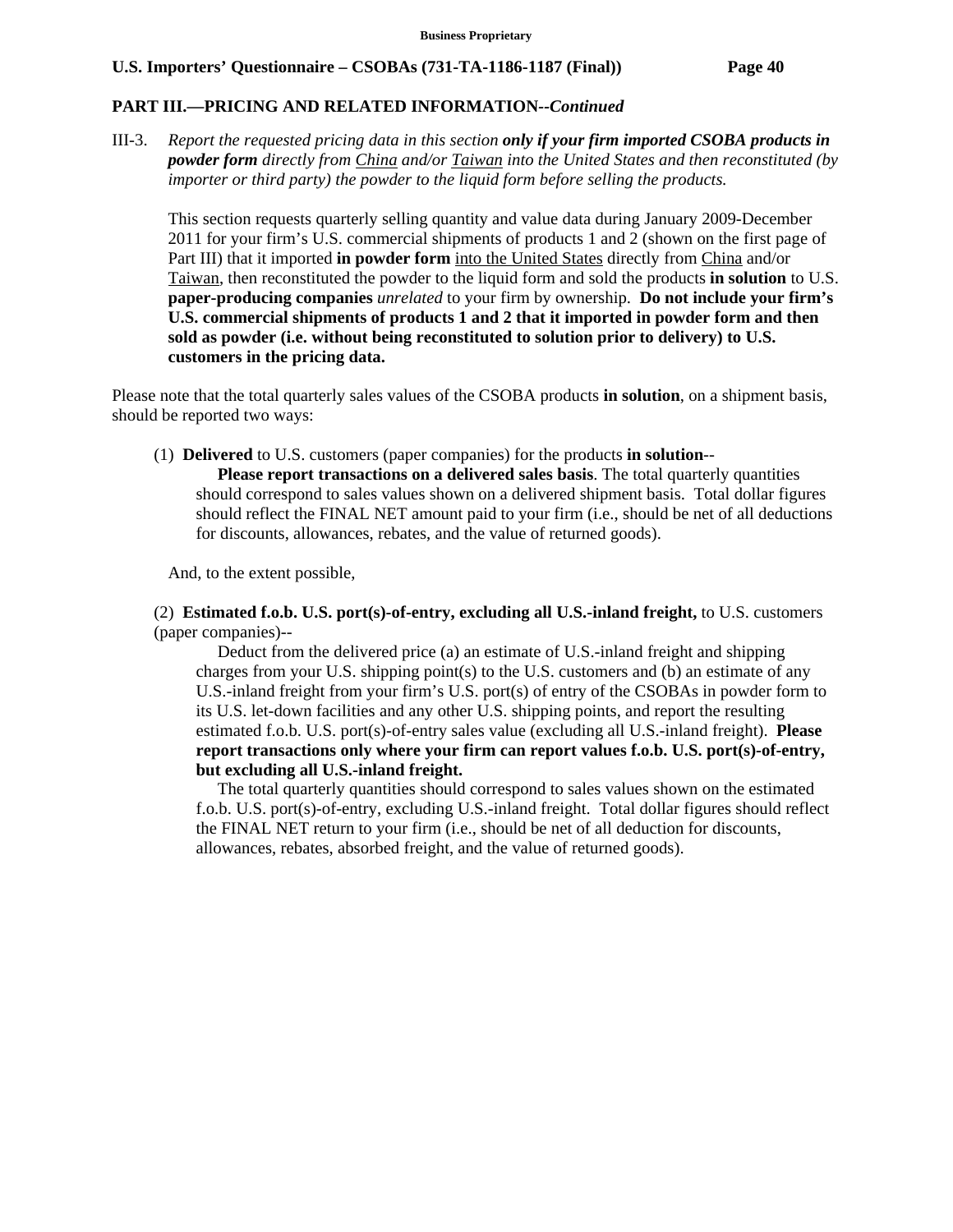## PART III.—PRICING AND RELATED INFORMATION--*Continued*

III-3. *Report the requested pricing data in this section* ***only if your firm imported CSOBA products in powder form*** *directly from* *China* *and/or* *Taiwan* *into the United States and then reconstituted (by importer or third party) the powder to the liquid form before selling the products.*

This section requests quarterly selling quantity and value data during January 2009-December 2011 for your firm's U.S. commercial shipments of products 1 and 2 (shown on the first page of Part III) that it imported **in powder form** into the United States directly from China and/or Taiwan, then reconstituted the powder to the liquid form and sold the products **in solution** to U.S. **paper-producing companies** *unrelated* to your firm by ownership. **Do not include your firm's U.S. commercial shipments of products 1 and 2 that it imported in powder form and then sold as powder (i.e. without being reconstituted to solution prior to delivery) to U.S. customers in the pricing data.**

Please note that the total quarterly sales values of the CSOBA products **in solution**, on a shipment basis, should be reported two ways:

(1) **Delivered** to U.S. customers (paper companies) for the products **in solution**--
**Please report transactions on a delivered sales basis**. The total quarterly quantities should correspond to sales values shown on a delivered shipment basis. Total dollar figures should reflect the FINAL NET amount paid to your firm (i.e., should be net of all deductions for discounts, allowances, rebates, and the value of returned goods).

And, to the extent possible,

(2) **Estimated f.o.b. U.S. port(s)-of-entry, excluding all U.S.-inland freight,** to U.S. customers (paper companies)--
Deduct from the delivered price (a) an estimate of U.S.-inland freight and shipping charges from your U.S. shipping point(s) to the U.S. customers and (b) an estimate of any U.S.-inland freight from your firm's U.S. port(s) of entry of the CSOBAs in powder form to its U.S. let-down facilities and any other U.S. shipping points, and report the resulting estimated f.o.b. U.S. port(s)-of-entry sales value (excluding all U.S.-inland freight). **Please report transactions only where your firm can report values f.o.b. U.S. port(s)-of-entry, but excluding all U.S.-inland freight.**
The total quarterly quantities should correspond to sales values shown on the estimated f.o.b. U.S. port(s)-of-entry, excluding U.S.-inland freight. Total dollar figures should reflect the FINAL NET return to your firm (i.e., should be net of all deduction for discounts, allowances, rebates, absorbed freight, and the value of returned goods).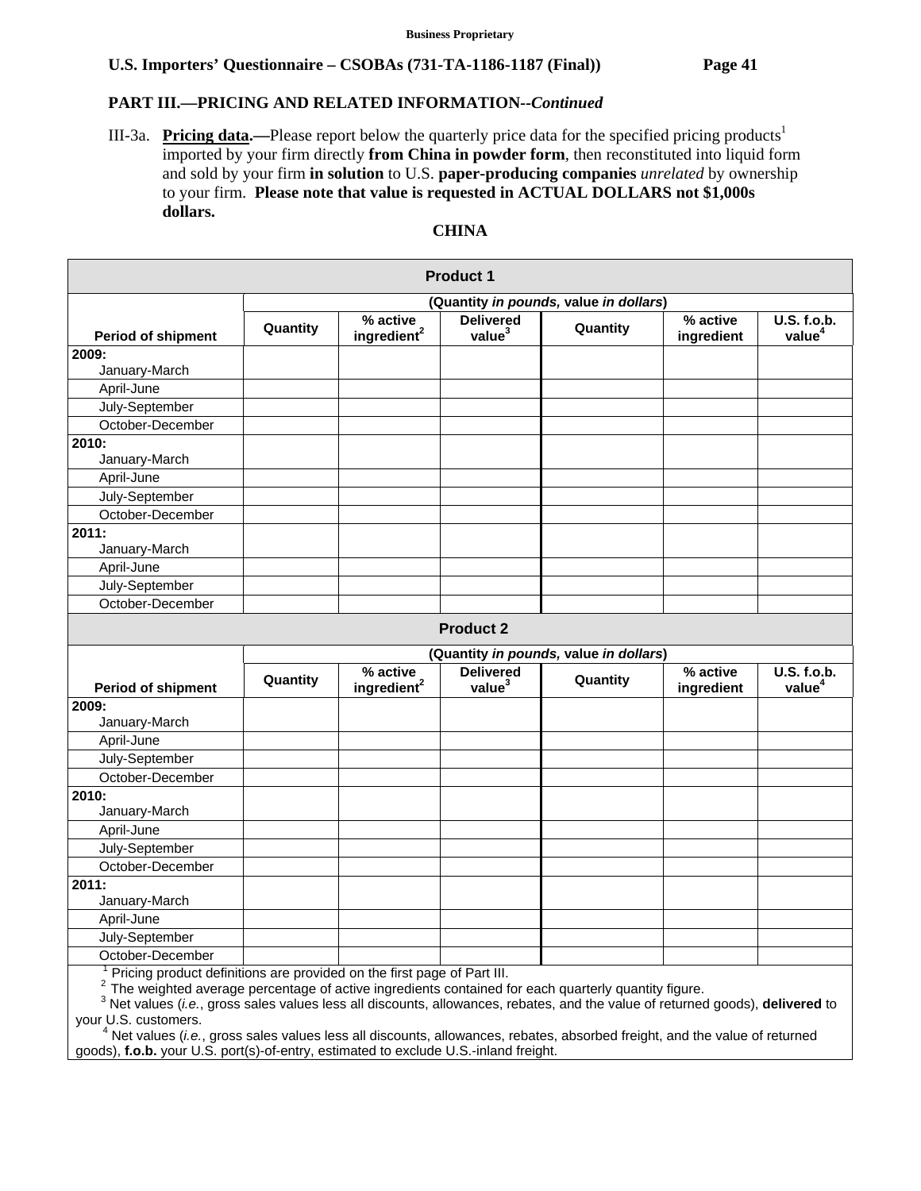**Business Proprietary**

**U.S. Importers' Questionnaire – CSOBAs (731-TA-1186-1187 (Final))**

## PART III.—PRICING AND RELATED INFORMATION--*Continued*

III-3a. **Pricing data.—**Please report below the quarterly price data for the specified pricing products[1] imported by your firm directly **from China in powder form**, then reconstituted into liquid form and sold by your firm **in solution** to U.S. **paper-producing companies** *unrelated* by ownership to your firm. **Please note that value is requested in ACTUAL DOLLARS not $1,000s dollars.**

**CHINA**

| Product 1 | | | | | | |
|---|---|---|---|---|---|---|
| | (Quantity *in pounds*, value *in dollars*) | | | | | |
| Period of shipment | Quantity | % active ingredient[2] | Delivered value[3] | Quantity | % active ingredient | U.S. f.o.b. value[4] |
| 2009: January-March | | | | | | |
| April-June | | | | | | |
| July-September | | | | | | |
| October-December | | | | | | |
| 2010: January-March | | | | | | |
| April-June | | | | | | |
| July-September | | | | | | |
| October-December | | | | | | |
| 2011: January-March | | | | | | |
| April-June | | | | | | |
| July-September | | | | | | |
| October-December | | | | | | |

| Product 2 | | | | | | |
|---|---|---|---|---|---|---|
| | (Quantity *in pounds*, value *in dollars*) | | | | | |
| Period of shipment | Quantity | % active ingredient[2] | Delivered value[3] | Quantity | % active ingredient | U.S. f.o.b. value[4] |
| 2009: January-March | | | | | | |
| April-June | | | | | | |
| July-September | | | | | | |
| October-December | | | | | | |
| 2010: January-March | | | | | | |
| April-June | | | | | | |
| July-September | | | | | | |
| October-December | | | | | | |
| 2011: January-March | | | | | | |
| April-June | | | | | | |
| July-September | | | | | | |
| October-December | | | | | | |

[1] Pricing product definitions are provided on the first page of Part III.

[2] The weighted average percentage of active ingredients contained for each quarterly quantity figure.

[3] Net values (*i.e.*, gross sales values less all discounts, allowances, rebates, and the value of returned goods), **delivered** to your U.S. customers.

[4] Net values (*i.e.*, gross sales values less all discounts, allowances, rebates, absorbed freight, and the value of returned goods), **f.o.b.** your U.S. port(s)-of-entry, estimated to exclude U.S.-inland freight.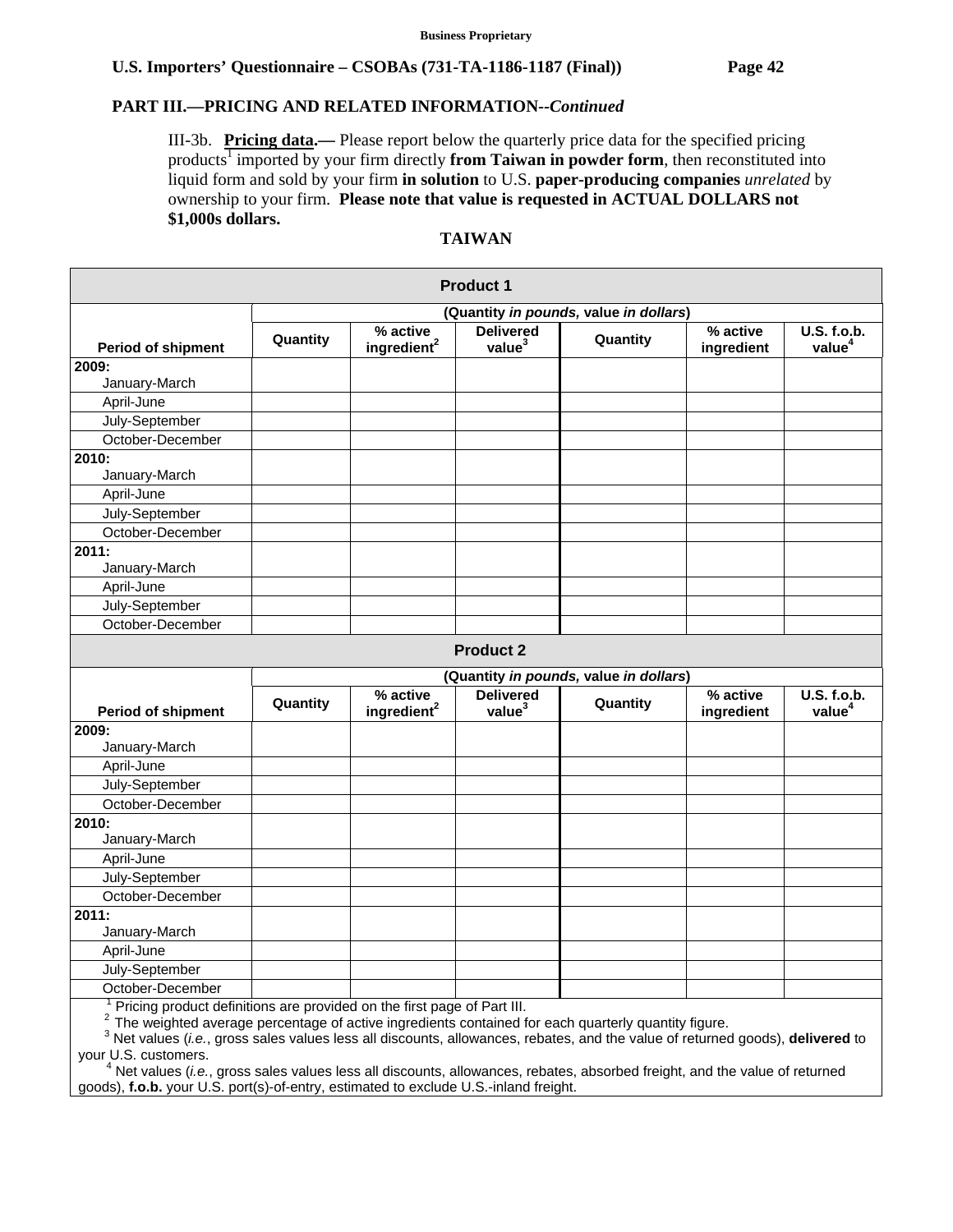**Business Proprietary**

**U.S. Importers' Questionnaire – CSOBAs (731-TA-1186-1187 (Final))**

**PART III.—PRICING AND RELATED INFORMATION--*Continued***

III-3b. **Pricing data.—** Please report below the quarterly price data for the specified pricing products[1] imported by your firm directly **from Taiwan in powder form**, then reconstituted into liquid form and sold by your firm **in solution** to U.S. **paper-producing companies** *unrelated* by ownership to your firm. **Please note that value is requested in ACTUAL DOLLARS not $1,000s dollars.**

**TAIWAN**

| **Product 1** | | | | | | |
|---|---|---|---|---|---|---|
| | **(Quantity *in pounds*, value *in dollars*)** | | | | | |
| **Period of shipment** | **Quantity** | **% active ingredient[2]** | **Delivered value[3]** | **Quantity** | **% active ingredient** | **U.S. f.o.b. value[4]** |
| **2009:** January-March | | | | | | |
| April-June | | | | | | |
| July-September | | | | | | |
| October-December | | | | | | |
| **2010:** January-March | | | | | | |
| April-June | | | | | | |
| July-September | | | | | | |
| October-December | | | | | | |
| **2011:** January-March | | | | | | |
| April-June | | | | | | |
| July-September | | | | | | |
| October-December | | | | | | |

| **Product 2** | | | | | | |
|---|---|---|---|---|---|---|
| | **(Quantity *in pounds*, value *in dollars*)** | | | | | |
| **Period of shipment** | **Quantity** | **% active ingredient[2]** | **Delivered value[3]** | **Quantity** | **% active ingredient** | **U.S. f.o.b. value[4]** |
| **2009:** January-March | | | | | | |
| April-June | | | | | | |
| July-September | | | | | | |
| October-December | | | | | | |
| **2010:** January-March | | | | | | |
| April-June | | | | | | |
| July-September | | | | | | |
| October-December | | | | | | |
| **2011:** January-March | | | | | | |
| April-June | | | | | | |
| July-September | | | | | | |
| October-December | | | | | | |

[1] Pricing product definitions are provided on the first page of Part III.
[2] The weighted average percentage of active ingredients contained for each quarterly quantity figure.
[3] Net values (*i.e.*, gross sales values less all discounts, allowances, rebates, and the value of returned goods), **delivered** to your U.S. customers.
[4] Net values (*i.e.*, gross sales values less all discounts, allowances, rebates, absorbed freight, and the value of returned goods), **f.o.b.** your U.S. port(s)-of-entry, estimated to exclude U.S.-inland freight.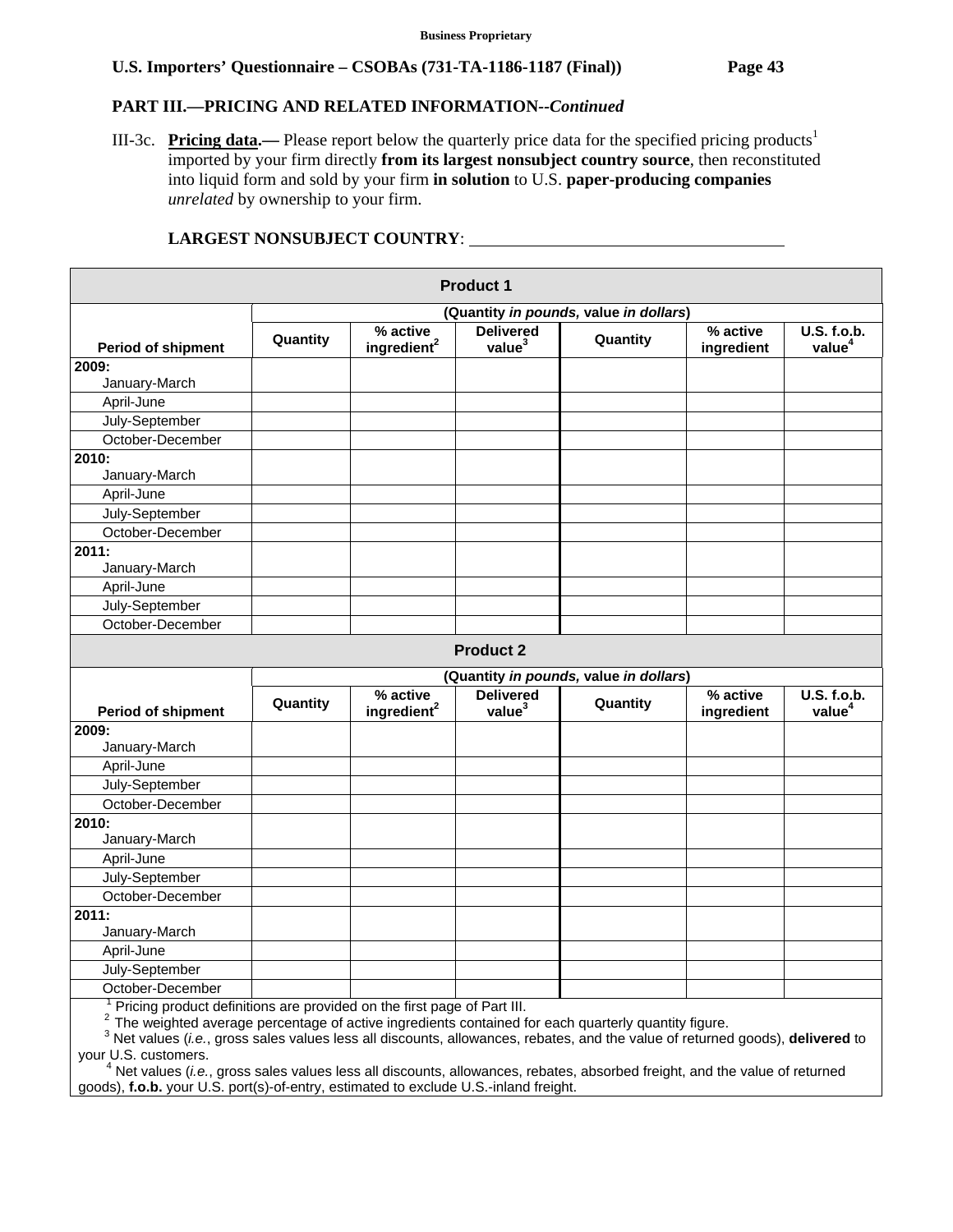Business Proprietary

**U.S. Importers' Questionnaire – CSOBAs (731-TA-1186-1187 (Final))**

**PART III.—PRICING AND RELATED INFORMATION--*Continued***

III-3c. **Pricing data.—** Please report below the quarterly price data for the specified pricing products[1] imported by your firm directly **from its largest nonsubject country source**, then reconstituted into liquid form and sold by your firm **in solution** to U.S. **paper-producing companies** *unrelated* by ownership to your firm.

**LARGEST NONSUBJECT COUNTRY**: ___________________________________

**Product 1**

| | (Quantity *in pounds*, value *in dollars*) | | | | | |
|---|---|---|---|---|---|---|
| **Period of shipment** | **Quantity** | **% active ingredient[2]** | **Delivered value[3]** | **Quantity** | **% active ingredient** | **U.S. f.o.b. value[4]** |
| **2009:** January-March | | | | | | |
| April-June | | | | | | |
| July-September | | | | | | |
| October-December | | | | | | |
| **2010:** January-March | | | | | | |
| April-June | | | | | | |
| July-September | | | | | | |
| October-December | | | | | | |
| **2011:** January-March | | | | | | |
| April-June | | | | | | |
| July-September | | | | | | |
| October-December | | | | | | |

**Product 2**

| | (Quantity *in pounds*, value *in dollars*) | | | | | |
|---|---|---|---|---|---|---|
| **Period of shipment** | **Quantity** | **% active ingredient[2]** | **Delivered value[3]** | **Quantity** | **% active ingredient** | **U.S. f.o.b. value[4]** |
| **2009:** January-March | | | | | | |
| April-June | | | | | | |
| July-September | | | | | | |
| October-December | | | | | | |
| **2010:** January-March | | | | | | |
| April-June | | | | | | |
| July-September | | | | | | |
| October-December | | | | | | |
| **2011:** January-March | | | | | | |
| April-June | | | | | | |
| July-September | | | | | | |
| October-December | | | | | | |

[1] Pricing product definitions are provided on the first page of Part III.

[2] The weighted average percentage of active ingredients contained for each quarterly quantity figure.

[3] Net values (*i.e.*, gross sales values less all discounts, allowances, rebates, and the value of returned goods), **delivered** to your U.S. customers.

[4] Net values (*i.e.*, gross sales values less all discounts, allowances, rebates, absorbed freight, and the value of returned goods), **f.o.b.** your U.S. port(s)-of-entry, estimated to exclude U.S.-inland freight.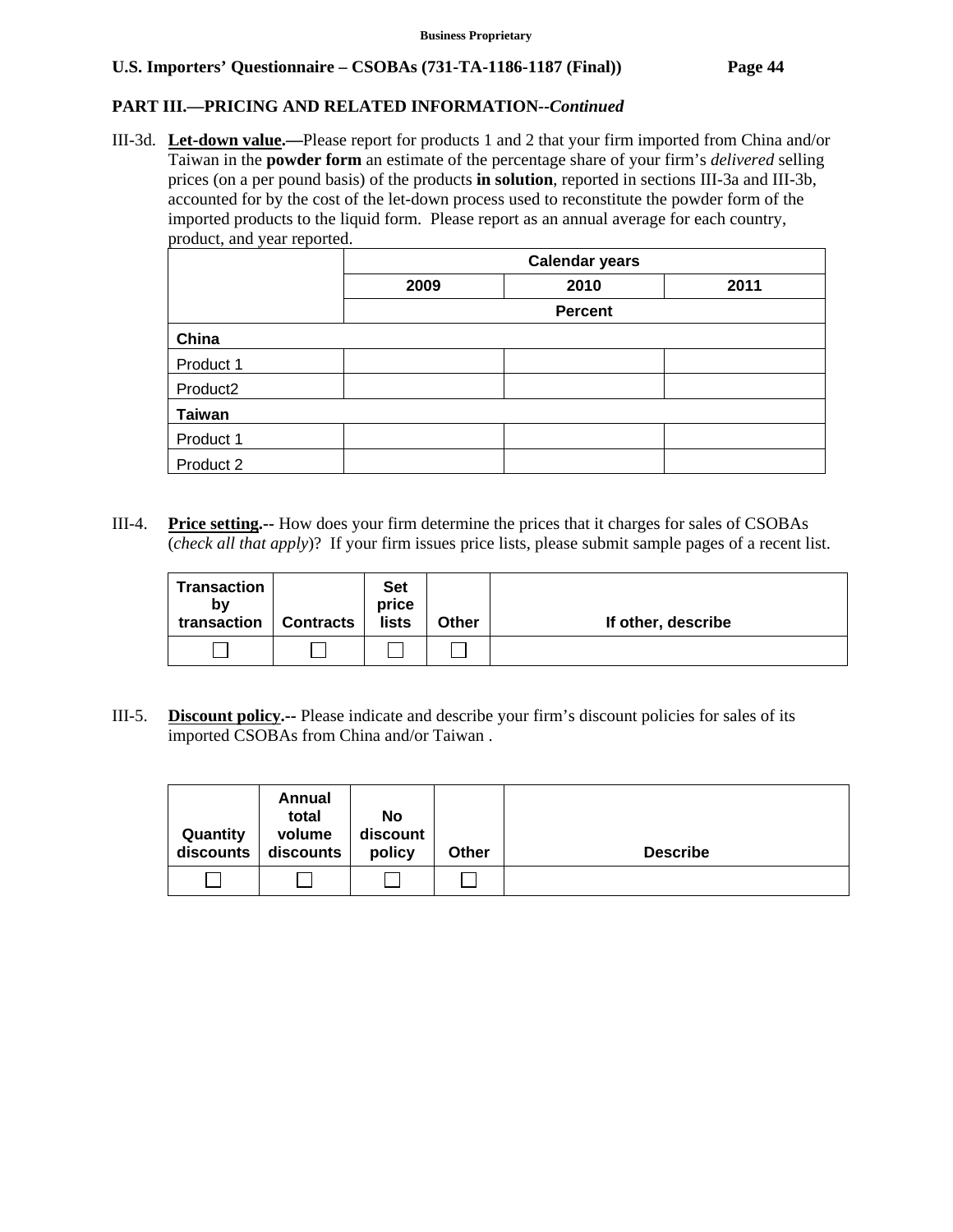**PART III.—PRICING AND RELATED INFORMATION--*Continued***

III-3d. **Let-down value.—**Please report for products 1 and 2 that your firm imported from China and/or Taiwan in the **powder form** an estimate of the percentage share of your firm's *delivered* selling prices (on a per pound basis) of the products **in solution**, reported in sections III-3a and III-3b, accounted for by the cost of the let-down process used to reconstitute the powder form of the imported products to the liquid form. Please report as an annual average for each country, product, and year reported.

| | Calendar years | | |
|---|---|---|---|
| | 2009 | 2010 | 2011 |
| | Percent | | |
| **China** | | | |
| Product 1 | | | |
| Product2 | | | |
| **Taiwan** | | | |
| Product 1 | | | |
| Product 2 | | | |

III-4. **Price setting.--** How does your firm determine the prices that it charges for sales of CSOBAs (*check all that apply*)? If your firm issues price lists, please submit sample pages of a recent list.

| Transaction by transaction | Contracts | Set price lists | Other | If other, describe |
|---|---|---|---|---|
| ☐ | ☐ | ☐ | ☐ | |

III-5. **Discount policy.--** Please indicate and describe your firm's discount policies for sales of its imported CSOBAs from China and/or Taiwan .

| Quantity discounts | Annual total volume discounts | No discount policy | Other | Describe |
|---|---|---|---|---|
| ☐ | ☐ | ☐ | ☐ | |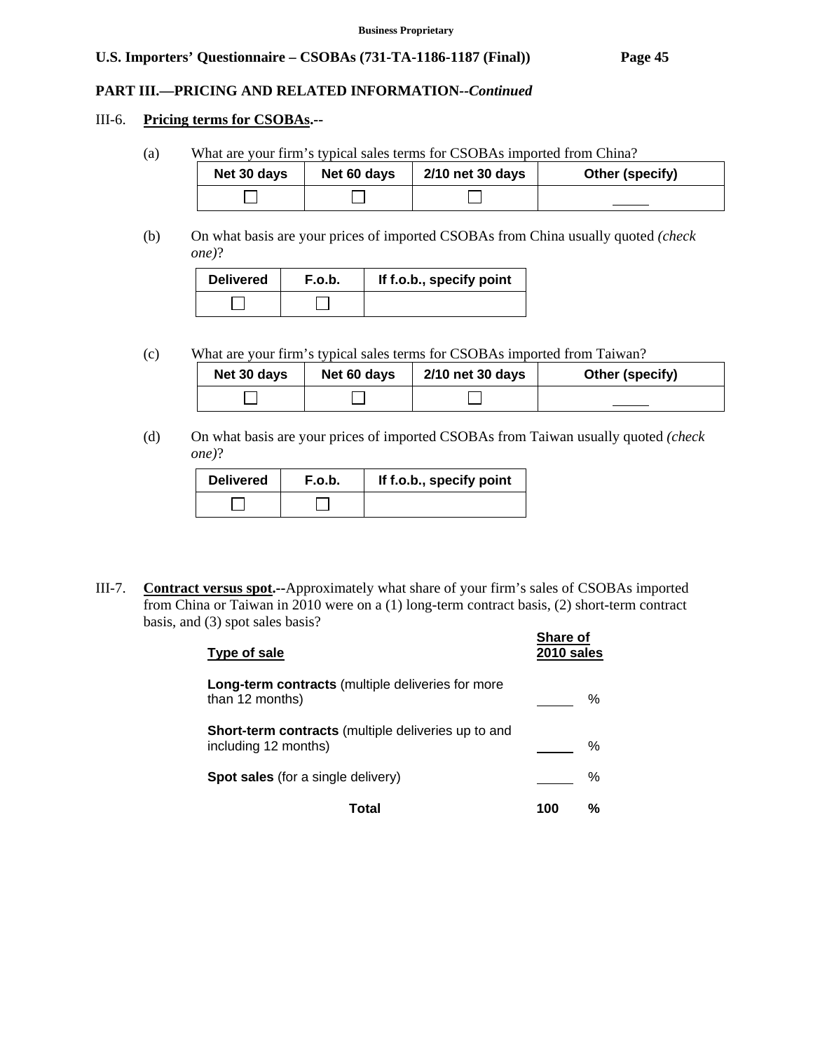**PART III.—PRICING AND RELATED INFORMATION--*Continued***

III-6. **Pricing terms for CSOBAs.--**

(a) What are your firm's typical sales terms for CSOBAs imported from China?

| Net 30 days | Net 60 days | 2/10 net 30 days | Other (specify) |
|---|---|---|---|
| ☐ | ☐ | ☐ | _____ |

(b) On what basis are your prices of imported CSOBAs from China usually quoted *(check one)*?

| Delivered | F.o.b. | If f.o.b., specify point |
|---|---|---|
| ☐ | ☐ | |

(c) What are your firm's typical sales terms for CSOBAs imported from Taiwan?

| Net 30 days | Net 60 days | 2/10 net 30 days | Other (specify) |
|---|---|---|---|
| ☐ | ☐ | ☐ | _____ |

(d) On what basis are your prices of imported CSOBAs from Taiwan usually quoted *(check one)*?

| Delivered | F.o.b. | If f.o.b., specify point |
|---|---|---|
| ☐ | ☐ | |

III-7. **Contract versus spot.--**Approximately what share of your firm's sales of CSOBAs imported from China or Taiwan in 2010 were on a (1) long-term contract basis, (2) short-term contract basis, and (3) spot sales basis?

| Type of sale | Share of 2010 sales |
|---|---|
| **Long-term contracts** (multiple deliveries for more than 12 months) | _____ % |
| **Short-term contracts** (multiple deliveries up to and including 12 months) | _____ % |
| **Spot sales** (for a single delivery) | _____ % |
| **Total** | **100 %** |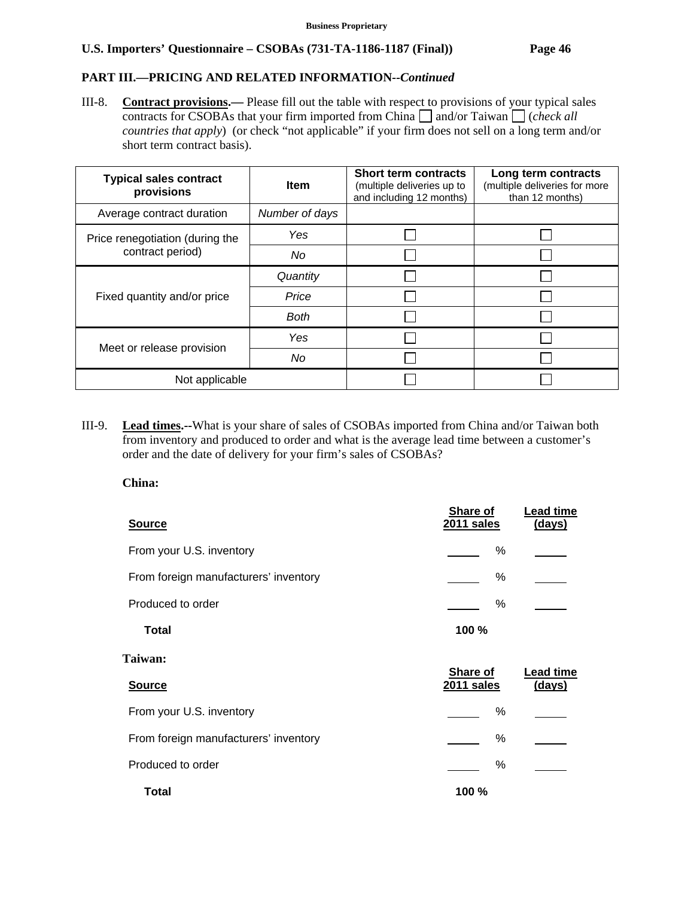## PART III.—PRICING AND RELATED INFORMATION--*Continued*

III-8. **Contract provisions.—** Please fill out the table with respect to provisions of your typical sales contracts for CSOBAs that your firm imported from China ☐ and/or Taiwan ☐ (*check all countries that apply*) (or check "not applicable" if your firm does not sell on a long term and/or short term contract basis).

| Typical sales contract provisions | Item | Short term contracts (multiple deliveries up to and including 12 months) | Long term contracts (multiple deliveries for more than 12 months) |
|---|---|---|---|
| Average contract duration | *Number of days* | | |
| Price renegotiation (during the contract period) | *Yes* | ☐ | ☐ |
| | *No* | ☐ | ☐ |
| Fixed quantity and/or price | *Quantity* | ☐ | ☐ |
| | *Price* | ☐ | ☐ |
| | *Both* | ☐ | ☐ |
| Meet or release provision | *Yes* | ☐ | ☐ |
| | *No* | ☐ | ☐ |
| Not applicable | | ☐ | ☐ |

III-9. **Lead times.--**What is your share of sales of CSOBAs imported from China and/or Taiwan both from inventory and produced to order and what is the average lead time between a customer's order and the date of delivery for your firm's sales of CSOBAs?

**China:**

| Source | Share of 2011 sales | Lead time (days) |
|---|---|---|
| From your U.S. inventory | ______ % | ______ |
| From foreign manufacturers' inventory | ______ % | ______ |
| Produced to order | ______ % | ______ |
| **Total** | **100 %** | |

**Taiwan:**

| Source | Share of 2011 sales | Lead time (days) |
|---|---|---|
| From your U.S. inventory | ______ % | ______ |
| From foreign manufacturers' inventory | ______ % | ______ |
| Produced to order | ______ % | ______ |
| **Total** | **100 %** | |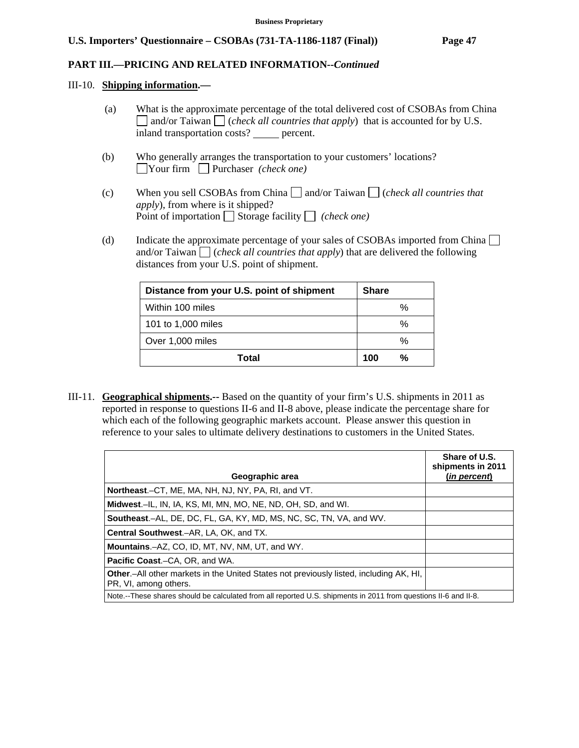**PART III.—PRICING AND RELATED INFORMATION--*Continued***

III-10. **Shipping information.—**

(a) What is the approximate percentage of the total delivered cost of CSOBAs from China ☐ and/or Taiwan ☐ (*check all countries that apply*) that is accounted for by U.S. inland transportation costs? _____ percent.

(b) Who generally arranges the transportation to your customers' locations?
☐Your firm ☐ Purchaser *(check one)*

(c) When you sell CSOBAs from China ☐ and/or Taiwan ☐ (*check all countries that apply*), from where is it shipped?
Point of importation ☐ Storage facility ☐ *(check one)*

(d) Indicate the approximate percentage of your sales of CSOBAs imported from China ☐ and/or Taiwan ☐ (*check all countries that apply*) that are delivered the following distances from your U.S. point of shipment.

| Distance from your U.S. point of shipment | Share |
|---|---|
| Within 100 miles | % |
| 101 to 1,000 miles | % |
| Over 1,000 miles | % |
| **Total** | **100 %** |

III-11. **Geographical shipments.--** Based on the quantity of your firm's U.S. shipments in 2011 as reported in response to questions II-6 and II-8 above, please indicate the percentage share for which each of the following geographic markets account. Please answer this question in reference to your sales to ultimate delivery destinations to customers in the United States.

| Geographic area | Share of U.S. shipments in 2011 (*in percent*) |
|---|---|
| **Northeast**.–CT, ME, MA, NH, NJ, NY, PA, RI, and VT. | |
| **Midwest**.–IL, IN, IA, KS, MI, MN, MO, NE, ND, OH, SD, and WI. | |
| **Southeast**.–AL, DE, DC, FL, GA, KY, MD, MS, NC, SC, TN, VA, and WV. | |
| **Central Southwest**.–AR, LA, OK, and TX. | |
| **Mountains**.–AZ, CO, ID, MT, NV, NM, UT, and WY. | |
| **Pacific Coast**.–CA, OR, and WA. | |
| **Other**.–All other markets in the United States not previously listed, including AK, HI, PR, VI, among others. | |
| Note.--These shares should be calculated from all reported U.S. shipments in 2011 from questions II-6 and II-8. | |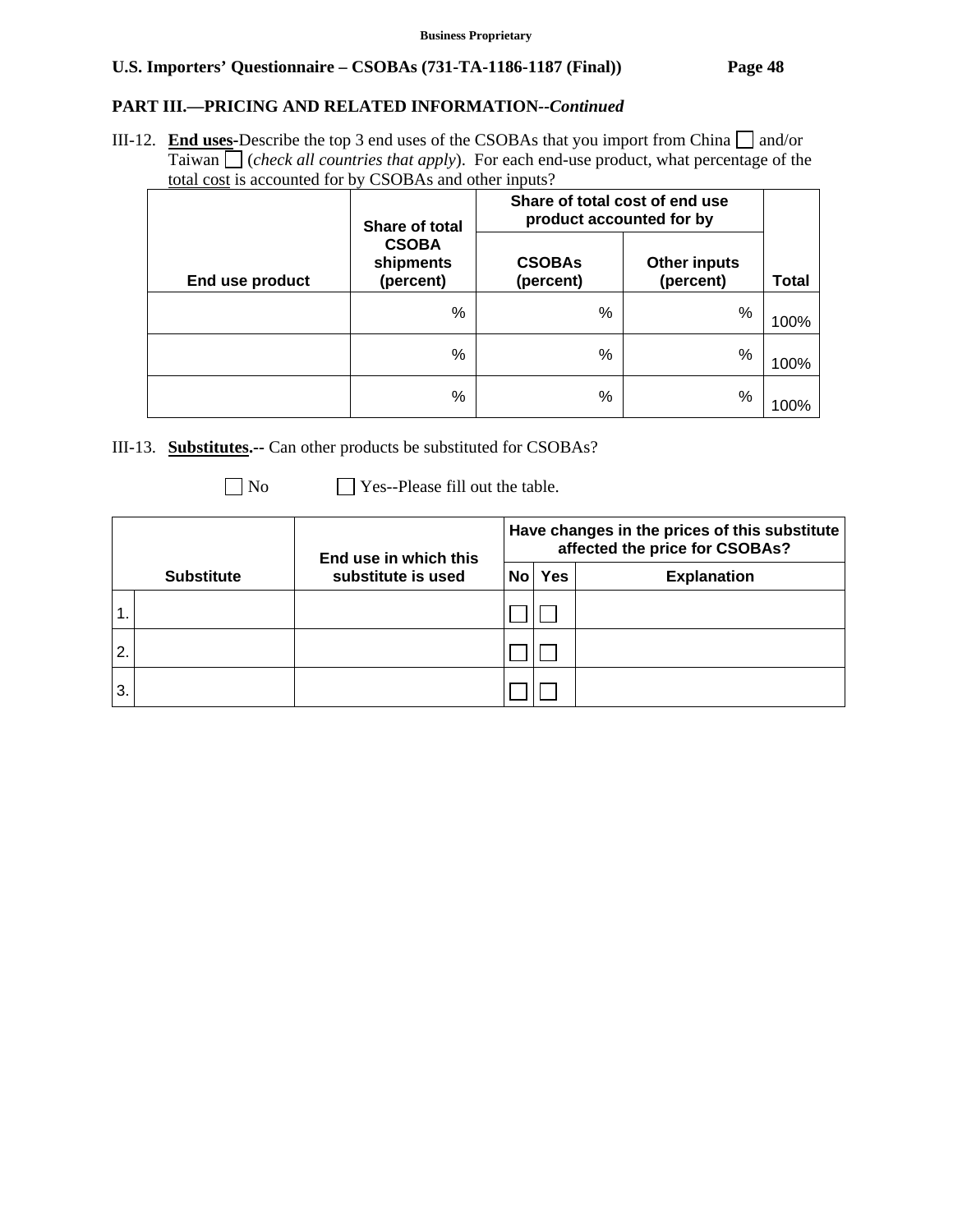## PART III.—PRICING AND RELATED INFORMATION--*Continued*

III-12. **End uses**-Describe the top 3 end uses of the CSOBAs that you import from China ☐ and/or Taiwan ☐ (*check all countries that apply*). For each end-use product, what percentage of the total cost is accounted for by CSOBAs and other inputs?

| End use product | Share of total CSOBA shipments (percent) | Share of total cost of end use product accounted for by | | Total |
|---|---|---|---|---|
| | | CSOBAs (percent) | Other inputs (percent) | |
| | % | % | % | 100% |
| | % | % | % | 100% |
| | % | % | % | 100% |

III-13. **Substitutes.--** Can other products be substituted for CSOBAs?

☐ No ☐ Yes--Please fill out the table.

| | Substitute | End use in which this substitute is used | Have changes in the prices of this substitute affected the price for CSOBAs? | | |
|---|---|---|---|---|---|
| | | | No | Yes | Explanation |
| 1. | | | ☐ | ☐ | |
| 2. | | | ☐ | ☐ | |
| 3. | | | ☐ | ☐ | |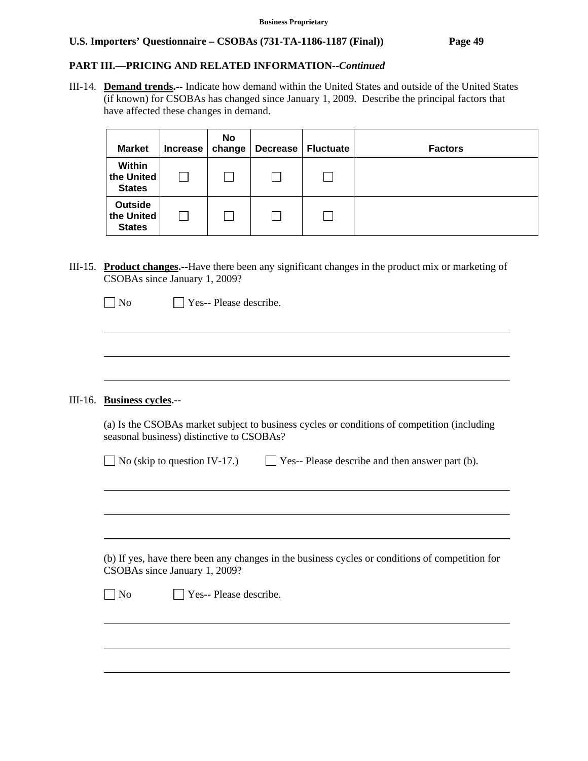**PART III.—PRICING AND RELATED INFORMATION--*Continued***

III-14. **Demand trends.--** Indicate how demand within the United States and outside of the United States (if known) for CSOBAs has changed since January 1, 2009. Describe the principal factors that have affected these changes in demand.

| Market | Increase | No change | Decrease | Fluctuate | Factors |
|---|---|---|---|---|---|
| Within the United States | ☐ | ☐ | ☐ | ☐ | |
| Outside the United States | ☐ | ☐ | ☐ | ☐ | |

III-15. **Product changes.--**Have there been any significant changes in the product mix or marketing of CSOBAs since January 1, 2009?

☐ No ☐ Yes-- Please describe.

III-16. **Business cycles.--**

(a) Is the CSOBAs market subject to business cycles or conditions of competition (including seasonal business) distinctive to CSOBAs?

☐ No (skip to question IV-17.) ☐ Yes-- Please describe and then answer part (b).

(b) If yes, have there been any changes in the business cycles or conditions of competition for CSOBAs since January 1, 2009?

☐ No ☐ Yes-- Please describe.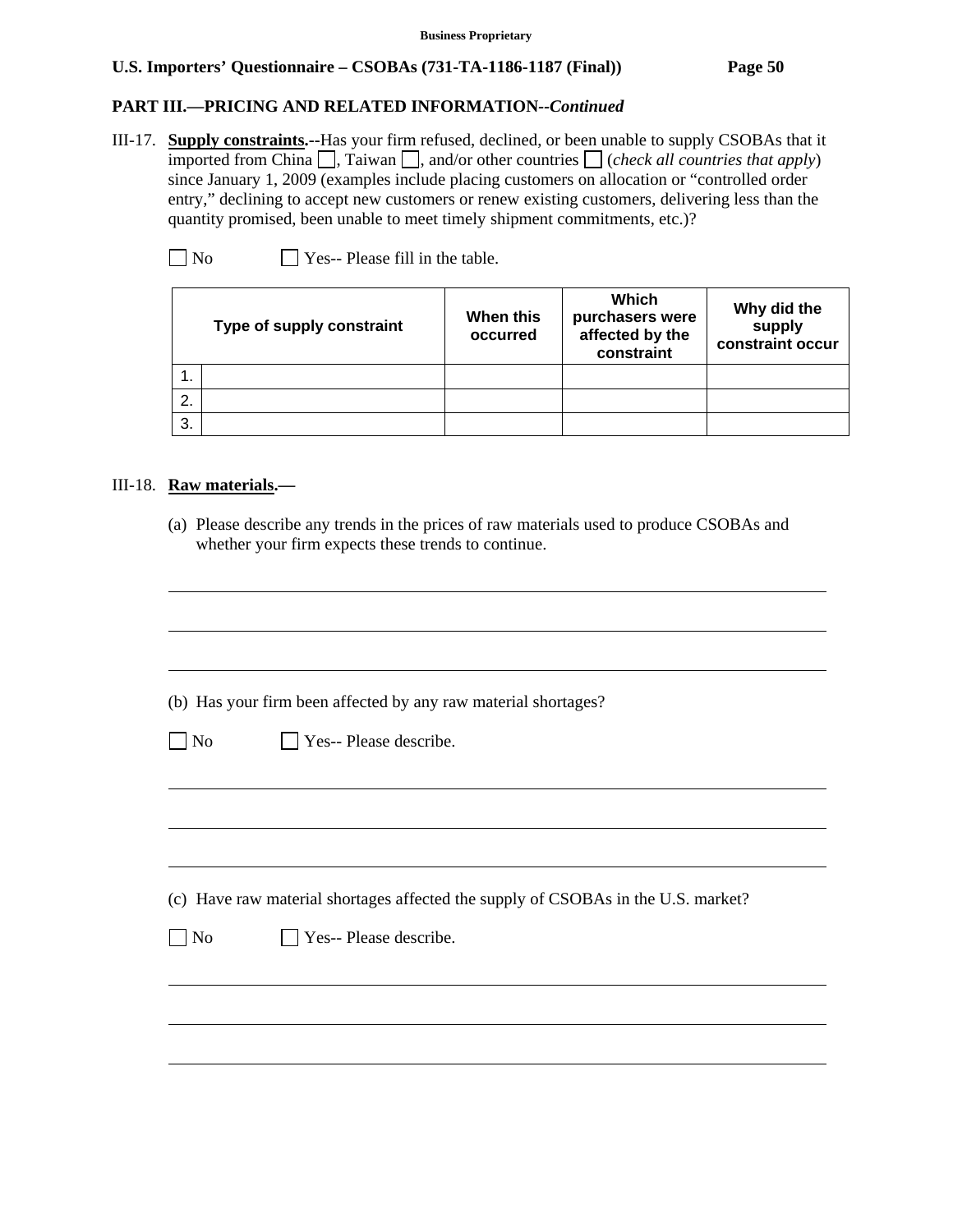**PART III.—PRICING AND RELATED INFORMATION--*Continued***

III-17. **Supply constraints.--**Has your firm refused, declined, or been unable to supply CSOBAs that it imported from China ☐, Taiwan ☐, and/or other countries ☐ (*check all countries that apply*) since January 1, 2009 (examples include placing customers on allocation or "controlled order entry," declining to accept new customers or renew existing customers, delivering less than the quantity promised, been unable to meet timely shipment commitments, etc.)?

☐ No ☐ Yes-- Please fill in the table.

| | Type of supply constraint | When this occurred | Which purchasers were affected by the constraint | Why did the supply constraint occur |
|---|---|---|---|---|
| 1. | | | | |
| 2. | | | | |
| 3. | | | | |

III-18. **Raw materials.—**

(a) Please describe any trends in the prices of raw materials used to produce CSOBAs and whether your firm expects these trends to continue.

\_\_\_\_\_\_\_\_\_\_\_\_\_\_\_\_\_\_\_\_\_\_\_\_\_\_\_\_\_\_\_\_\_\_\_\_\_\_\_\_\_\_\_\_\_\_\_\_\_\_\_\_\_\_\_\_\_\_\_\_\_\_\_\_\_\_\_\_\_\_\_\_\_\_\_\_\_\_

\_\_\_\_\_\_\_\_\_\_\_\_\_\_\_\_\_\_\_\_\_\_\_\_\_\_\_\_\_\_\_\_\_\_\_\_\_\_\_\_\_\_\_\_\_\_\_\_\_\_\_\_\_\_\_\_\_\_\_\_\_\_\_\_\_\_\_\_\_\_\_\_\_\_\_\_\_\_

\_\_\_\_\_\_\_\_\_\_\_\_\_\_\_\_\_\_\_\_\_\_\_\_\_\_\_\_\_\_\_\_\_\_\_\_\_\_\_\_\_\_\_\_\_\_\_\_\_\_\_\_\_\_\_\_\_\_\_\_\_\_\_\_\_\_\_\_\_\_\_\_\_\_\_\_\_\_

(b) Has your firm been affected by any raw material shortages?

☐ No ☐ Yes-- Please describe.

\_\_\_\_\_\_\_\_\_\_\_\_\_\_\_\_\_\_\_\_\_\_\_\_\_\_\_\_\_\_\_\_\_\_\_\_\_\_\_\_\_\_\_\_\_\_\_\_\_\_\_\_\_\_\_\_\_\_\_\_\_\_\_\_\_\_\_\_\_\_\_\_\_\_\_\_\_\_

\_\_\_\_\_\_\_\_\_\_\_\_\_\_\_\_\_\_\_\_\_\_\_\_\_\_\_\_\_\_\_\_\_\_\_\_\_\_\_\_\_\_\_\_\_\_\_\_\_\_\_\_\_\_\_\_\_\_\_\_\_\_\_\_\_\_\_\_\_\_\_\_\_\_\_\_\_\_

\_\_\_\_\_\_\_\_\_\_\_\_\_\_\_\_\_\_\_\_\_\_\_\_\_\_\_\_\_\_\_\_\_\_\_\_\_\_\_\_\_\_\_\_\_\_\_\_\_\_\_\_\_\_\_\_\_\_\_\_\_\_\_\_\_\_\_\_\_\_\_\_\_\_\_\_\_\_

(c) Have raw material shortages affected the supply of CSOBAs in the U.S. market?

☐ No ☐ Yes-- Please describe.

\_\_\_\_\_\_\_\_\_\_\_\_\_\_\_\_\_\_\_\_\_\_\_\_\_\_\_\_\_\_\_\_\_\_\_\_\_\_\_\_\_\_\_\_\_\_\_\_\_\_\_\_\_\_\_\_\_\_\_\_\_\_\_\_\_\_\_\_\_\_\_\_\_\_\_\_\_\_

\_\_\_\_\_\_\_\_\_\_\_\_\_\_\_\_\_\_\_\_\_\_\_\_\_\_\_\_\_\_\_\_\_\_\_\_\_\_\_\_\_\_\_\_\_\_\_\_\_\_\_\_\_\_\_\_\_\_\_\_\_\_\_\_\_\_\_\_\_\_\_\_\_\_\_\_\_\_

\_\_\_\_\_\_\_\_\_\_\_\_\_\_\_\_\_\_\_\_\_\_\_\_\_\_\_\_\_\_\_\_\_\_\_\_\_\_\_\_\_\_\_\_\_\_\_\_\_\_\_\_\_\_\_\_\_\_\_\_\_\_\_\_\_\_\_\_\_\_\_\_\_\_\_\_\_\_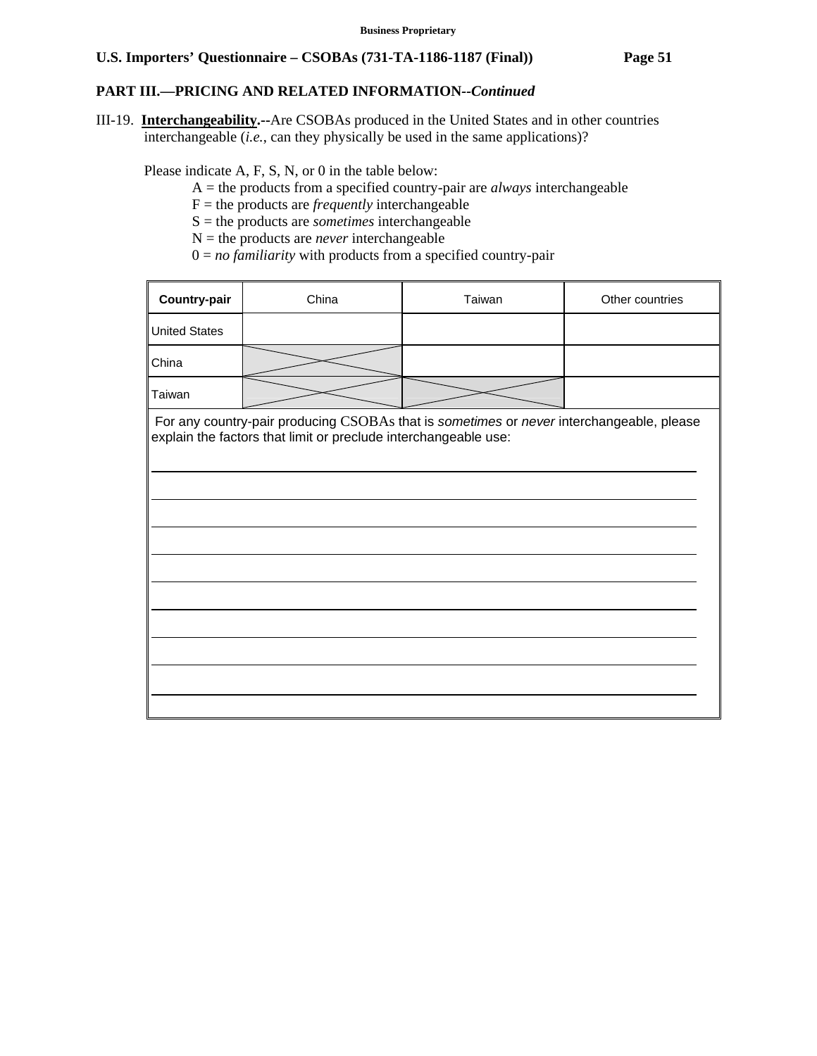**PART III.—PRICING AND RELATED INFORMATION--*Continued***

III-19. **Interchangeability.--**Are CSOBAs produced in the United States and in other countries interchangeable (*i.e.*, can they physically be used in the same applications)?

Please indicate A, F, S, N, or 0 in the table below:

A = the products from a specified country-pair are *always* interchangeable
F = the products are *frequently* interchangeable
S = the products are *sometimes* interchangeable
N = the products are *never* interchangeable
0 = *no familiarity* with products from a specified country-pair

| **Country-pair** | China | Taiwan | Other countries |
|---|---|---|---|
| United States | | | |
| China | X | | |
| Taiwan | X | X | |

For any country-pair producing CSOBAs that is *sometimes* or *never* interchangeable, please explain the factors that limit or preclude interchangeable use:

___

___

___

___

___

___

___

___

___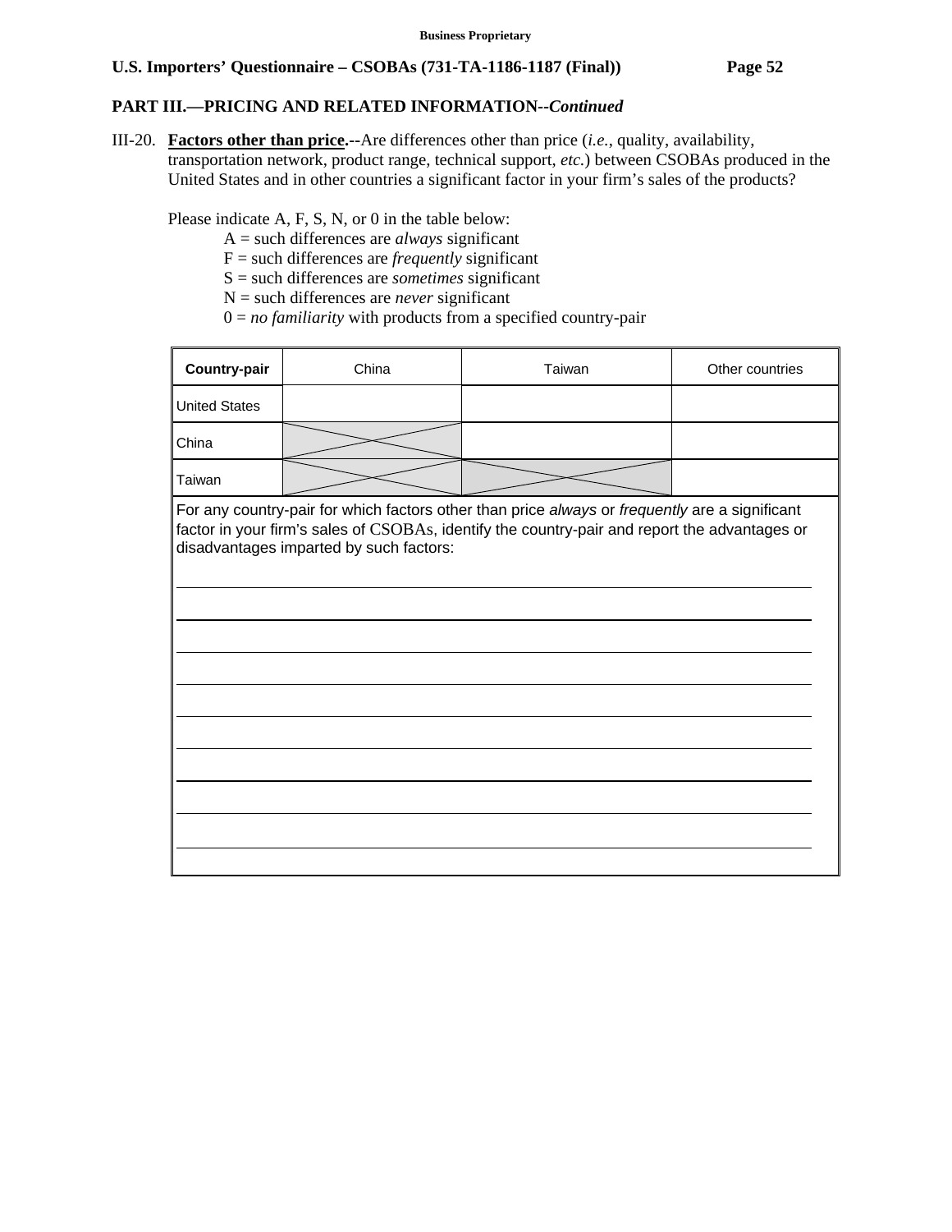## PART III.—PRICING AND RELATED INFORMATION--*Continued*

III-20. **Factors other than price.--**Are differences other than price (*i.e.*, quality, availability, transportation network, product range, technical support, *etc.*) between CSOBAs produced in the United States and in other countries a significant factor in your firm's sales of the products?

Please indicate A, F, S, N, or 0 in the table below:

A = such differences are *always* significant
F = such differences are *frequently* significant
S = such differences are *sometimes* significant
N = such differences are *never* significant
0 = *no familiarity* with products from a specified country-pair

| **Country-pair** | China | Taiwan | Other countries |
|---|---|---|---|
| United States | | | |
| China | X | | |
| Taiwan | X | X | |

For any country-pair for which factors other than price *always* or *frequently* are a significant factor in your firm's sales of CSOBAs, identify the country-pair and report the advantages or disadvantages imparted by such factors:

_______________________________________________
_______________________________________________
_______________________________________________
_______________________________________________
_______________________________________________
_______________________________________________
_______________________________________________
_______________________________________________
_______________________________________________
_______________________________________________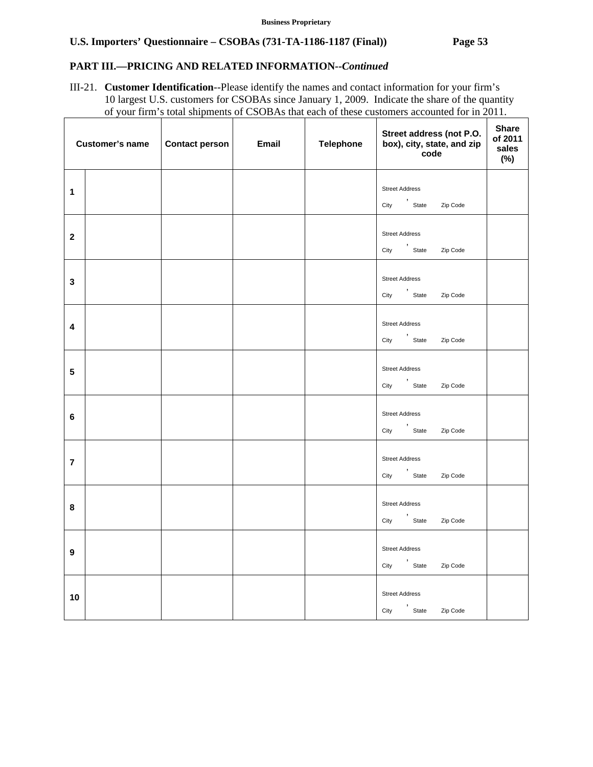**Business Proprietary**

**U.S. Importers' Questionnaire – CSOBAs (731-TA-1186-1187 (Final))**

## PART III.—PRICING AND RELATED INFORMATION--*Continued*

III-21. **Customer Identification**--Please identify the names and contact information for your firm's 10 largest U.S. customers for CSOBAs since January 1, 2009. Indicate the share of the quantity of your firm's total shipments of CSOBAs that each of these customers accounted for in 2011.

| | Customer's name | Contact person | Email | Telephone | Street address (not P.O. box), city, state, and zip code | Share of 2011 sales (%) |
|---|---|---|---|---|---|---|
| 1 | | | | | Street Address<br>City , State Zip Code | |
| 2 | | | | | Street Address<br>City , State Zip Code | |
| 3 | | | | | Street Address<br>City , State Zip Code | |
| 4 | | | | | Street Address<br>City , State Zip Code | |
| 5 | | | | | Street Address<br>City , State Zip Code | |
| 6 | | | | | Street Address<br>City , State Zip Code | |
| 7 | | | | | Street Address<br>City , State Zip Code | |
| 8 | | | | | Street Address<br>City , State Zip Code | |
| 9 | | | | | Street Address<br>City , State Zip Code | |
| 10 | | | | | Street Address<br>City , State Zip Code | |